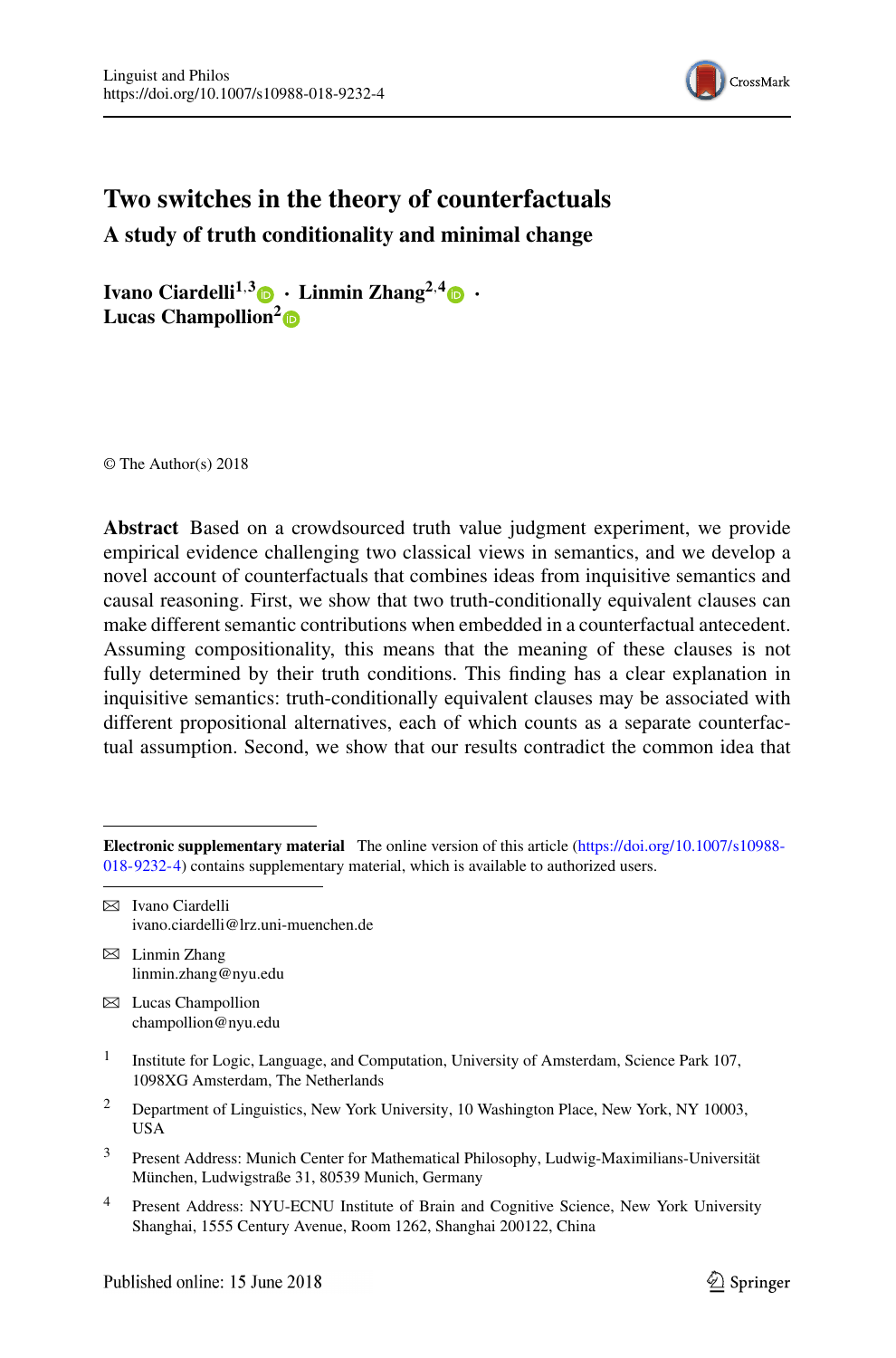# Two switches in the theory of counterfactuals

## A study of truth conditionality and minimal change

**Ivano Ciardelli[1,3] · Linmin Zhang[2,4] · Lucas Champollion[2]**

© The Author(s) 2018

**Abstract** Based on a crowdsourced truth value judgment experiment, we provide empirical evidence challenging two classical views in semantics, and we develop a novel account of counterfactuals that combines ideas from inquisitive semantics and causal reasoning. First, we show that two truth-conditionally equivalent clauses can make different semantic contributions when embedded in a counterfactual antecedent. Assuming compositionality, this means that the meaning of these clauses is not fully determined by their truth conditions. This finding has a clear explanation in inquisitive semantics: truth-conditionally equivalent clauses may be associated with different propositional alternatives, each of which counts as a separate counterfactual assumption. Second, we show that our results contradict the common idea that

---

**Electronic supplementary material** The online version of this article (https://doi.org/10.1007/s10988-018-9232-4) contains supplementary material, which is available to authorized users.

✉ Ivano Ciardelli
ivano.ciardelli@lrz.uni-muenchen.de

✉ Linmin Zhang
linmin.zhang@nyu.edu

✉ Lucas Champollion
champollion@nyu.edu

[1] Institute for Logic, Language, and Computation, University of Amsterdam, Science Park 107, 1098XG Amsterdam, The Netherlands

[2] Department of Linguistics, New York University, 10 Washington Place, New York, NY 10003, USA

[3] Present Address: Munich Center for Mathematical Philosophy, Ludwig-Maximilians-Universität München, Ludwigstraße 31, 80539 Munich, Germany

[4] Present Address: NYU-ECNU Institute of Brain and Cognitive Science, New York University Shanghai, 1555 Century Avenue, Room 1262, Shanghai 200122, China

Published online: 15 June 2018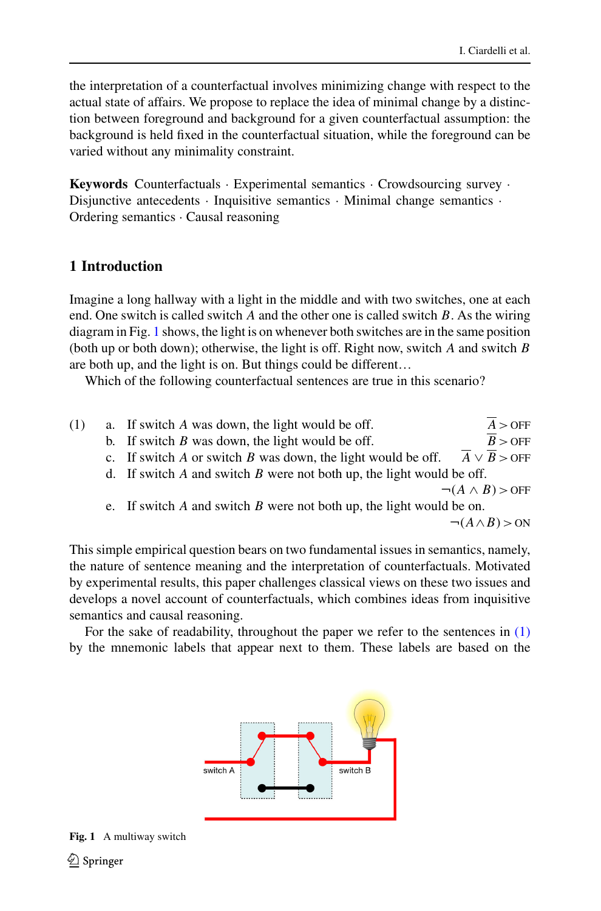the interpretation of a counterfactual involves minimizing change with respect to the actual state of affairs. We propose to replace the idea of minimal change by a distinction between foreground and background for a given counterfactual assumption: the background is held fixed in the counterfactual situation, while the foreground can be varied without any minimality constraint.

**Keywords** Counterfactuals · Experimental semantics · Crowdsourcing survey · Disjunctive antecedents · Inquisitive semantics · Minimal change semantics · Ordering semantics · Causal reasoning

## 1 Introduction

Imagine a long hallway with a light in the middle and with two switches, one at each end. One switch is called switch *A* and the other one is called switch *B*. As the wiring diagram in Fig. 1 shows, the light is on whenever both switches are in the same position (both up or both down); otherwise, the light is off. Right now, switch *A* and switch *B* are both up, and the light is on. But things could be different…

Which of the following counterfactual sentences are true in this scenario?

(1)
a. If switch *A* was down, the light would be off. $\overline{A} > \text{OFF}$
b. If switch *B* was down, the light would be off. $\overline{B} > \text{OFF}$
c. If switch *A* or switch *B* was down, the light would be off. $\overline{A} \vee \overline{B} > \text{OFF}$
d. If switch *A* and switch *B* were not both up, the light would be off. $\neg(A \wedge B) > \text{OFF}$
e. If switch *A* and switch *B* were not both up, the light would be on. $\neg(A \wedge B) > \text{ON}$

This simple empirical question bears on two fundamental issues in semantics, namely, the nature of sentence meaning and the interpretation of counterfactuals. Motivated by experimental results, this paper challenges classical views on these two issues and develops a novel account of counterfactuals, which combines ideas from inquisitive semantics and causal reasoning.

For the sake of readability, throughout the paper we refer to the sentences in (1) by the mnemonic labels that appear next to them. These labels are based on the

**Fig. 1** A multiway switch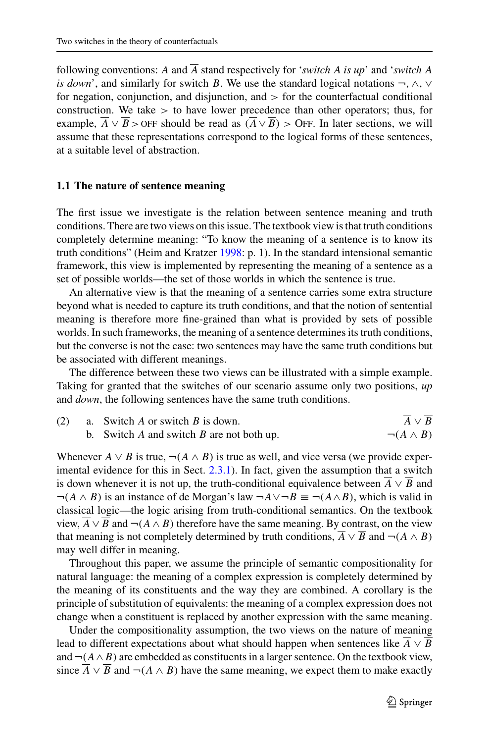following conventions: $A$ and $\overline{A}$ stand respectively for '*switch A is up*' and '*switch A is down*', and similarly for switch $B$. We use the standard logical notations $\neg, \wedge, \vee$ for negation, conjunction, and disjunction, and $>$ for the counterfactual conditional construction. We take $>$ to have lower precedence than other operators; thus, for example, $\overline{A} \vee \overline{B} > \text{OFF}$ should be read as $(\overline{A} \vee \overline{B}) > \text{OFF}$. In later sections, we will assume that these representations correspond to the logical forms of these sentences, at a suitable level of abstraction.

### 1.1 The nature of sentence meaning

The first issue we investigate is the relation between sentence meaning and truth conditions. There are two views on this issue. The textbook view is that truth conditions completely determine meaning: "To know the meaning of a sentence is to know its truth conditions" (Heim and Kratzer 1998: p. 1). In the standard intensional semantic framework, this view is implemented by representing the meaning of a sentence as a set of possible worlds—the set of those worlds in which the sentence is true.

An alternative view is that the meaning of a sentence carries some extra structure beyond what is needed to capture its truth conditions, and that the notion of sentential meaning is therefore more fine-grained than what is provided by sets of possible worlds. In such frameworks, the meaning of a sentence determines its truth conditions, but the converse is not the case: two sentences may have the same truth conditions but be associated with different meanings.

The difference between these two views can be illustrated with a simple example. Taking for granted that the switches of our scenario assume only two positions, *up* and *down*, the following sentences have the same truth conditions.

(2) a. Switch $A$ or switch $B$ is down. $\qquad \overline{A} \vee \overline{B}$

b. Switch $A$ and switch $B$ are not both up. $\qquad \neg(A \wedge B)$

Whenever $\overline{A} \vee \overline{B}$ is true, $\neg(A \wedge B)$ is true as well, and vice versa (we provide experimental evidence for this in Sect. 2.3.1). In fact, given the assumption that a switch is down whenever it is not up, the truth-conditional equivalence between $\overline{A} \vee \overline{B}$ and $\neg(A \wedge B)$ is an instance of de Morgan's law $\neg A \vee \neg B \equiv \neg(A \wedge B)$, which is valid in classical logic—the logic arising from truth-conditional semantics. On the textbook view, $\overline{A} \vee \overline{B}$ and $\neg(A \wedge B)$ therefore have the same meaning. By contrast, on the view that meaning is not completely determined by truth conditions, $\overline{A} \vee \overline{B}$ and $\neg(A \wedge B)$ may well differ in meaning.

Throughout this paper, we assume the principle of semantic compositionality for natural language: the meaning of a complex expression is completely determined by the meaning of its constituents and the way they are combined. A corollary is the principle of substitution of equivalents: the meaning of a complex expression does not change when a constituent is replaced by another expression with the same meaning.

Under the compositionality assumption, the two views on the nature of meaning lead to different expectations about what should happen when sentences like $\overline{A} \vee \overline{B}$ and $\neg(A \wedge B)$ are embedded as constituents in a larger sentence. On the textbook view, since $\overline{A} \vee \overline{B}$ and $\neg(A \wedge B)$ have the same meaning, we expect them to make exactly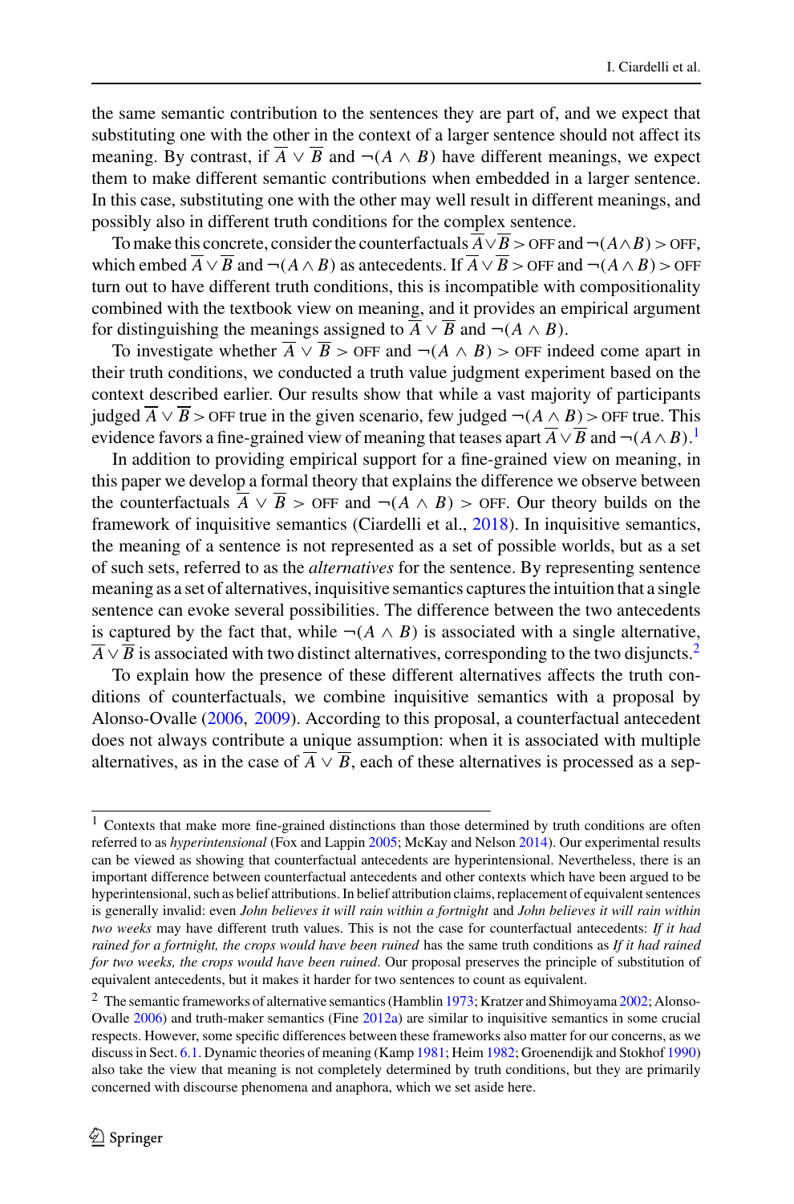the same semantic contribution to the sentences they are part of, and we expect that substituting one with the other in the context of a larger sentence should not affect its meaning. By contrast, if $\overline{A} \vee \overline{B}$ and $\neg(A \wedge B)$ have different meanings, we expect them to make different semantic contributions when embedded in a larger sentence. In this case, substituting one with the other may well result in different meanings, and possibly also in different truth conditions for the complex sentence.

To make this concrete, consider the counterfactuals $\overline{A} \vee \overline{B} > \text{OFF}$ and $\neg(A \wedge B) > \text{OFF}$, which embed $\overline{A} \vee \overline{B}$ and $\neg(A \wedge B)$ as antecedents. If $\overline{A} \vee \overline{B} > \text{OFF}$ and $\neg(A \wedge B) > \text{OFF}$ turn out to have different truth conditions, this is incompatible with compositionality combined with the textbook view on meaning, and it provides an empirical argument for distinguishing the meanings assigned to $\overline{A} \vee \overline{B}$ and $\neg(A \wedge B)$.

To investigate whether $\overline{A} \vee \overline{B} > \text{OFF}$ and $\neg(A \wedge B) > \text{OFF}$ indeed come apart in their truth conditions, we conducted a truth value judgment experiment based on the context described earlier. Our results show that while a vast majority of participants judged $\overline{A} \vee \overline{B} > \text{OFF}$ true in the given scenario, few judged $\neg(A \wedge B) > \text{OFF}$ true. This evidence favors a fine-grained view of meaning that teases apart $\overline{A} \vee \overline{B}$ and $\neg(A \wedge B)$.[1]

In addition to providing empirical support for a fine-grained view on meaning, in this paper we develop a formal theory that explains the difference we observe between the counterfactuals $\overline{A} \vee \overline{B} > \text{OFF}$ and $\neg(A \wedge B) > \text{OFF}$. Our theory builds on the framework of inquisitive semantics (Ciardelli et al., 2018). In inquisitive semantics, the meaning of a sentence is not represented as a set of possible worlds, but as a set of such sets, referred to as the *alternatives* for the sentence. By representing sentence meaning as a set of alternatives, inquisitive semantics captures the intuition that a single sentence can evoke several possibilities. The difference between the two antecedents is captured by the fact that, while $\neg(A \wedge B)$ is associated with a single alternative, $\overline{A} \vee \overline{B}$ is associated with two distinct alternatives, corresponding to the two disjuncts.[2]

To explain how the presence of these different alternatives affects the truth conditions of counterfactuals, we combine inquisitive semantics with a proposal by Alonso-Ovalle (2006, 2009). According to this proposal, a counterfactual antecedent does not always contribute a unique assumption: when it is associated with multiple alternatives, as in the case of $\overline{A} \vee \overline{B}$, each of these alternatives is processed as a sep-

---

[1] Contexts that make more fine-grained distinctions than those determined by truth conditions are often referred to as *hyperintensional* (Fox and Lappin 2005; McKay and Nelson 2014). Our experimental results can be viewed as showing that counterfactual antecedents are hyperintensional. Nevertheless, there is an important difference between counterfactual antecedents and other contexts which have been argued to be hyperintensional, such as belief attributions. In belief attribution claims, replacement of equivalent sentences is generally invalid: even *John believes it will rain within a fortnight* and *John believes it will rain within two weeks* may have different truth values. This is not the case for counterfactual antecedents: *If it had rained for a fortnight, the crops would have been ruined* has the same truth conditions as *If it had rained for two weeks, the crops would have been ruined*. Our proposal preserves the principle of substitution of equivalent antecedents, but it makes it harder for two sentences to count as equivalent.

[2] The semantic frameworks of alternative semantics (Hamblin 1973; Kratzer and Shimoyama 2002; Alonso-Ovalle 2006) and truth-maker semantics (Fine 2012a) are similar to inquisitive semantics in some crucial respects. However, some specific differences between these frameworks also matter for our concerns, as we discuss in Sect. 6.1. Dynamic theories of meaning (Kamp 1981; Heim 1982; Groenendijk and Stokhof 1990) also take the view that meaning is not completely determined by truth conditions, but they are primarily concerned with discourse phenomena and anaphora, which we set aside here.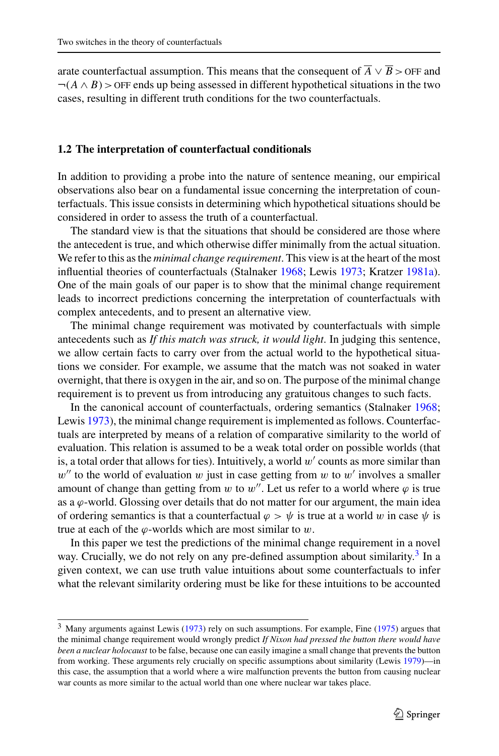arate counterfactual assumption. This means that the consequent of $\overline{A} \vee \overline{B} > \text{OFF}$ and $\neg(A \wedge B) > \text{OFF}$ ends up being assessed in different hypothetical situations in the two cases, resulting in different truth conditions for the two counterfactuals.

### 1.2 The interpretation of counterfactual conditionals

In addition to providing a probe into the nature of sentence meaning, our empirical observations also bear on a fundamental issue concerning the interpretation of counterfactuals. This issue consists in determining which hypothetical situations should be considered in order to assess the truth of a counterfactual.

The standard view is that the situations that should be considered are those where the antecedent is true, and which otherwise differ minimally from the actual situation. We refer to this as the *minimal change requirement*. This view is at the heart of the most influential theories of counterfactuals (Stalnaker 1968; Lewis 1973; Kratzer 1981a). One of the main goals of our paper is to show that the minimal change requirement leads to incorrect predictions concerning the interpretation of counterfactuals with complex antecedents, and to present an alternative view.

The minimal change requirement was motivated by counterfactuals with simple antecedents such as *If this match was struck, it would light*. In judging this sentence, we allow certain facts to carry over from the actual world to the hypothetical situations we consider. For example, we assume that the match was not soaked in water overnight, that there is oxygen in the air, and so on. The purpose of the minimal change requirement is to prevent us from introducing any gratuitous changes to such facts.

In the canonical account of counterfactuals, ordering semantics (Stalnaker 1968; Lewis 1973), the minimal change requirement is implemented as follows. Counterfactuals are interpreted by means of a relation of comparative similarity to the world of evaluation. This relation is assumed to be a weak total order on possible worlds (that is, a total order that allows for ties). Intuitively, a world $w'$ counts as more similar than $w''$ to the world of evaluation $w$ just in case getting from $w$ to $w'$ involves a smaller amount of change than getting from $w$ to $w''$. Let us refer to a world where $\varphi$ is true as a $\varphi$-world. Glossing over details that do not matter for our argument, the main idea of ordering semantics is that a counterfactual $\varphi > \psi$ is true at a world $w$ in case $\psi$ is true at each of the $\varphi$-worlds which are most similar to $w$.

In this paper we test the predictions of the minimal change requirement in a novel way. Crucially, we do not rely on any pre-defined assumption about similarity.[3] In a given context, we can use truth value intuitions about some counterfactuals to infer what the relevant similarity ordering must be like for these intuitions to be accounted

---

[3] Many arguments against Lewis (1973) rely on such assumptions. For example, Fine (1975) argues that the minimal change requirement would wrongly predict *If Nixon had pressed the button there would have been a nuclear holocaust* to be false, because one can easily imagine a small change that prevents the button from working. These arguments rely crucially on specific assumptions about similarity (Lewis 1979)—in this case, the assumption that a world where a wire malfunction prevents the button from causing nuclear war counts as more similar to the actual world than one where nuclear war takes place.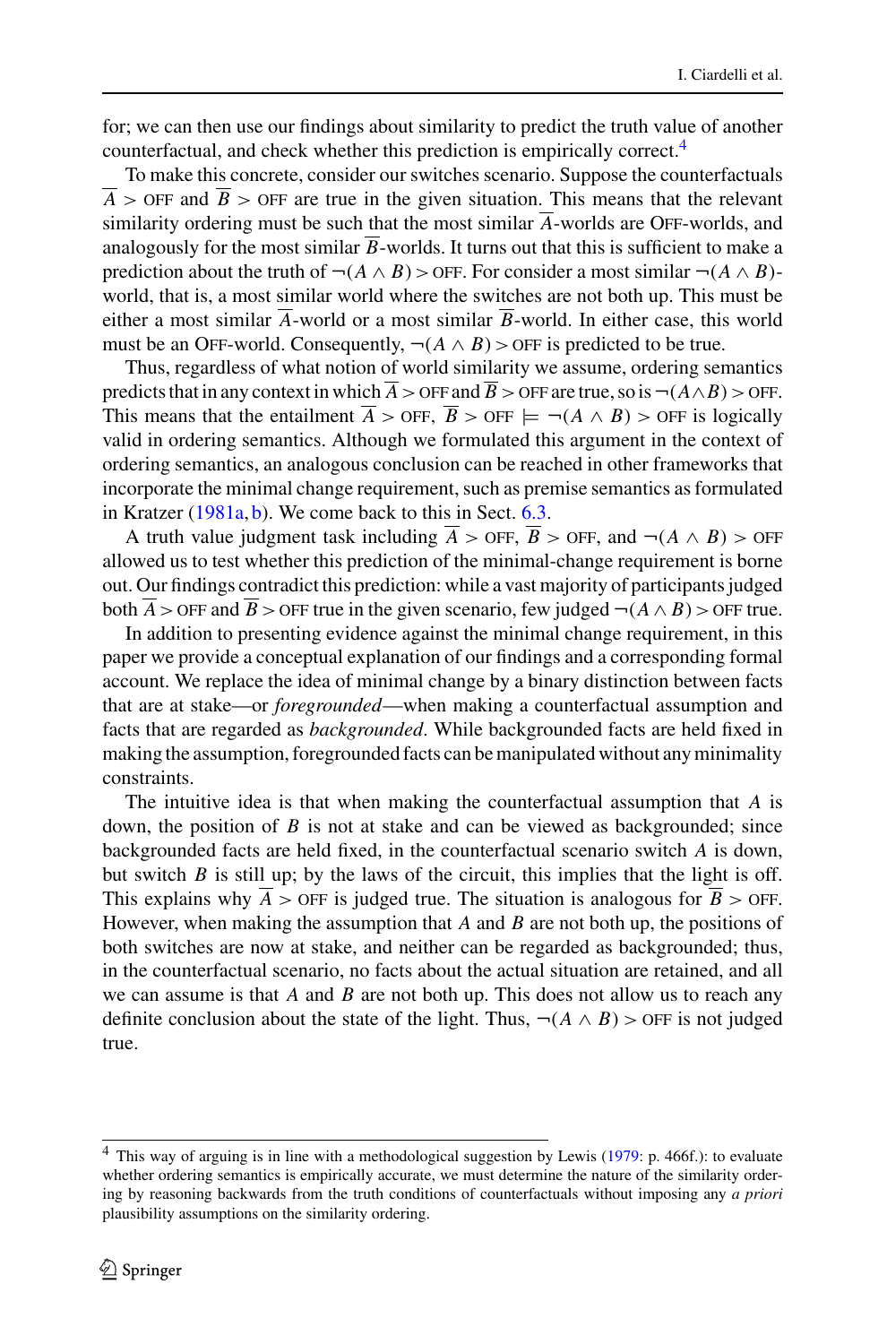for; we can then use our findings about similarity to predict the truth value of another counterfactual, and check whether this prediction is empirically correct.[4]

To make this concrete, consider our switches scenario. Suppose the counterfactuals $\overline{A} > \text{OFF}$ and $\overline{B} > \text{OFF}$ are true in the given situation. This means that the relevant similarity ordering must be such that the most similar $\overline{A}$-worlds are OFF-worlds, and analogously for the most similar $\overline{B}$-worlds. It turns out that this is sufficient to make a prediction about the truth of $\neg(A \wedge B) > \text{OFF}$. For consider a most similar $\neg(A \wedge B)$-world, that is, a most similar world where the switches are not both up. This must be either a most similar $\overline{A}$-world or a most similar $\overline{B}$-world. In either case, this world must be an OFF-world. Consequently, $\neg(A \wedge B) > \text{OFF}$ is predicted to be true.

Thus, regardless of what notion of world similarity we assume, ordering semantics predicts that in any context in which $\overline{A} > \text{OFF}$ and $\overline{B} > \text{OFF}$ are true, so is $\neg(A \wedge B) > \text{OFF}$. This means that the entailment $\overline{A} > \text{OFF}, \ \overline{B} > \text{OFF} \models \neg(A \wedge B) > \text{OFF}$ is logically valid in ordering semantics. Although we formulated this argument in the context of ordering semantics, an analogous conclusion can be reached in other frameworks that incorporate the minimal change requirement, such as premise semantics as formulated in Kratzer (1981a, b). We come back to this in Sect. 6.3.

A truth value judgment task including $\overline{A} > \text{OFF}$, $\overline{B} > \text{OFF}$, and $\neg(A \wedge B) > \text{OFF}$ allowed us to test whether this prediction of the minimal-change requirement is borne out. Our findings contradict this prediction: while a vast majority of participants judged both $\overline{A} > \text{OFF}$ and $\overline{B} > \text{OFF}$ true in the given scenario, few judged $\neg(A \wedge B) > \text{OFF}$ true.

In addition to presenting evidence against the minimal change requirement, in this paper we provide a conceptual explanation of our findings and a corresponding formal account. We replace the idea of minimal change by a binary distinction between facts that are at stake—or *foregrounded*—when making a counterfactual assumption and facts that are regarded as *backgrounded*. While backgrounded facts are held fixed in making the assumption, foregrounded facts can be manipulated without any minimality constraints.

The intuitive idea is that when making the counterfactual assumption that $A$ is down, the position of $B$ is not at stake and can be viewed as backgrounded; since backgrounded facts are held fixed, in the counterfactual scenario switch $A$ is down, but switch $B$ is still up; by the laws of the circuit, this implies that the light is off. This explains why $\overline{A} > \text{OFF}$ is judged true. The situation is analogous for $\overline{B} > \text{OFF}$. However, when making the assumption that $A$ and $B$ are not both up, the positions of both switches are now at stake, and neither can be regarded as backgrounded; thus, in the counterfactual scenario, no facts about the actual situation are retained, and all we can assume is that $A$ and $B$ are not both up. This does not allow us to reach any definite conclusion about the state of the light. Thus, $\neg(A \wedge B) > \text{OFF}$ is not judged true.

---

[4] This way of arguing is in line with a methodological suggestion by Lewis (1979: p. 466f.): to evaluate whether ordering semantics is empirically accurate, we must determine the nature of the similarity ordering by reasoning backwards from the truth conditions of counterfactuals without imposing any *a priori* plausibility assumptions on the similarity ordering.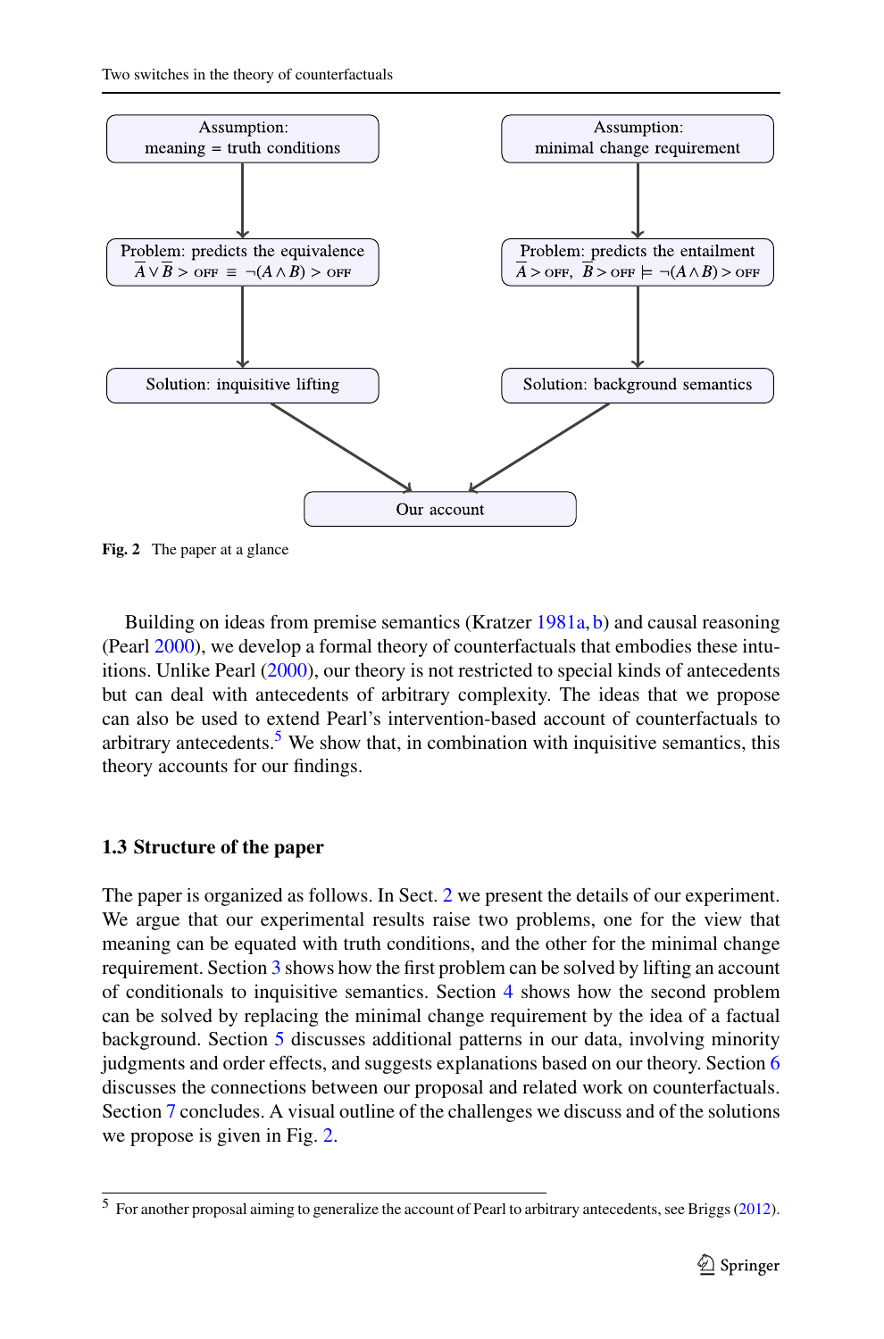Assumption: meaning = truth conditions

↓

Problem: predicts the equivalence $\overline{A} \vee \overline{B} > \text{OFF} \equiv \neg(A \wedge B) > \text{OFF}$

↓

Solution: inquisitive lifting

Assumption: minimal change requirement

↓

Problem: predicts the entailment $\overline{A} > \text{OFF},\ \overline{B} > \text{OFF} \models \neg(A \wedge B) > \text{OFF}$

↓

Solution: background semantics

Both solutions → Our account

**Fig. 2** The paper at a glance

Building on ideas from premise semantics (Kratzer 1981a, b) and causal reasoning (Pearl 2000), we develop a formal theory of counterfactuals that embodies these intuitions. Unlike Pearl (2000), our theory is not restricted to special kinds of antecedents but can deal with antecedents of arbitrary complexity. The ideas that we propose can also be used to extend Pearl's intervention-based account of counterfactuals to arbitrary antecedents.[5] We show that, in combination with inquisitive semantics, this theory accounts for our findings.

### 1.3 Structure of the paper

The paper is organized as follows. In Sect. 2 we present the details of our experiment. We argue that our experimental results raise two problems, one for the view that meaning can be equated with truth conditions, and the other for the minimal change requirement. Section 3 shows how the first problem can be solved by lifting an account of conditionals to inquisitive semantics. Section 4 shows how the second problem can be solved by replacing the minimal change requirement by the idea of a factual background. Section 5 discusses additional patterns in our data, involving minority judgments and order effects, and suggests explanations based on our theory. Section 6 discusses the connections between our proposal and related work on counterfactuals. Section 7 concludes. A visual outline of the challenges we discuss and of the solutions we propose is given in Fig. 2.

---

[5] For another proposal aiming to generalize the account of Pearl to arbitrary antecedents, see Briggs (2012).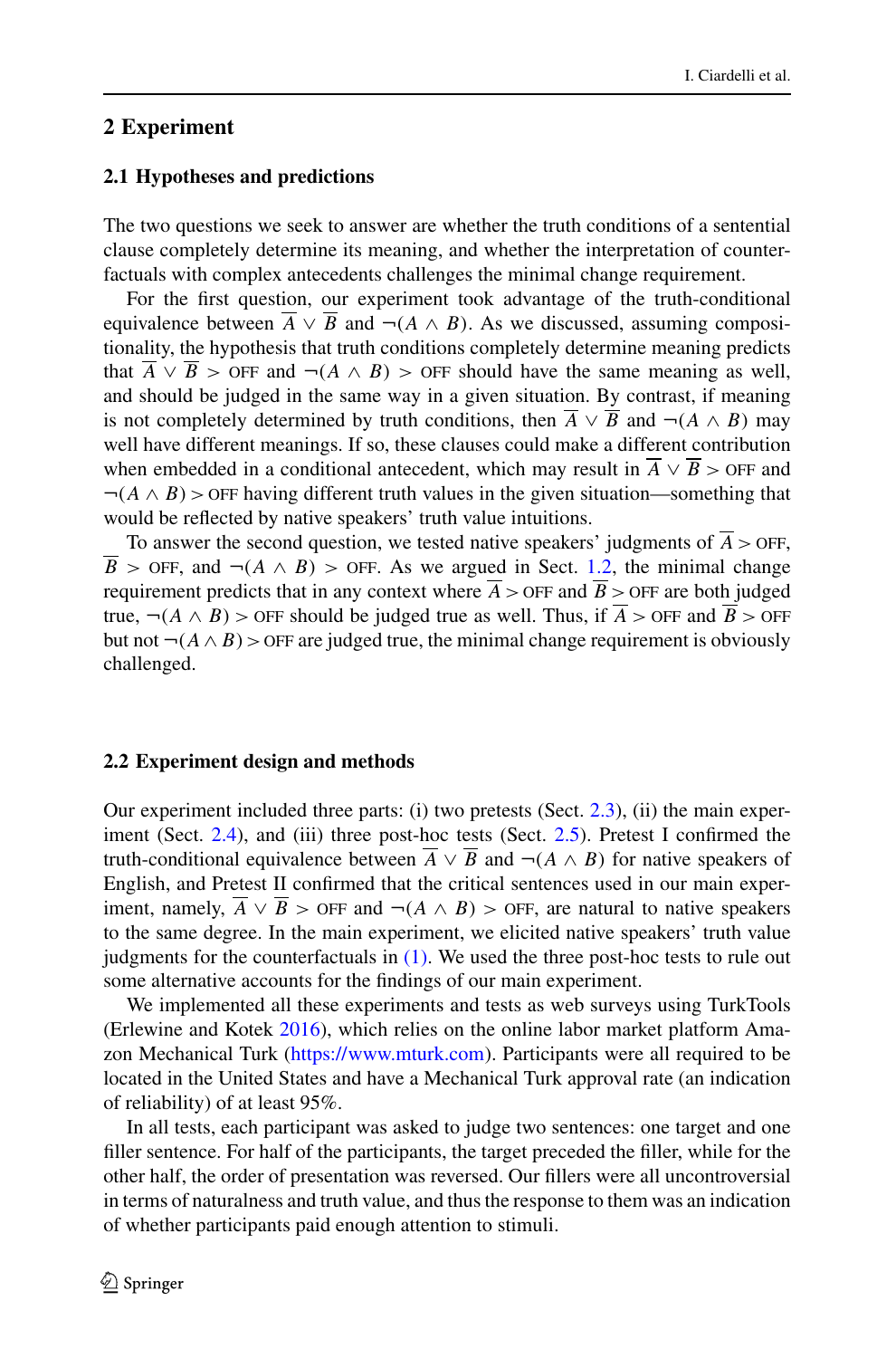## 2 Experiment

### 2.1 Hypotheses and predictions

The two questions we seek to answer are whether the truth conditions of a sentential clause completely determine its meaning, and whether the interpretation of counterfactuals with complex antecedents challenges the minimal change requirement.

For the first question, our experiment took advantage of the truth-conditional equivalence between $\overline{A} \vee \overline{B}$ and $\neg(A \wedge B)$. As we discussed, assuming compositionality, the hypothesis that truth conditions completely determine meaning predicts that $\overline{A} \vee \overline{B} > \text{OFF}$ and $\neg(A \wedge B) > \text{OFF}$ should have the same meaning as well, and should be judged in the same way in a given situation. By contrast, if meaning is not completely determined by truth conditions, then $\overline{A} \vee \overline{B}$ and $\neg(A \wedge B)$ may well have different meanings. If so, these clauses could make a different contribution when embedded in a conditional antecedent, which may result in $\overline{A} \vee \overline{B} > \text{OFF}$ and $\neg(A \wedge B) > \text{OFF}$ having different truth values in the given situation—something that would be reflected by native speakers' truth value intuitions.

To answer the second question, we tested native speakers' judgments of $\overline{A} > \text{OFF}$, $\overline{B} > \text{OFF}$, and $\neg(A \wedge B) > \text{OFF}$. As we argued in Sect. 1.2, the minimal change requirement predicts that in any context where $\overline{A} > \text{OFF}$ and $\overline{B} > \text{OFF}$ are both judged true, $\neg(A \wedge B) > \text{OFF}$ should be judged true as well. Thus, if $\overline{A} > \text{OFF}$ and $\overline{B} > \text{OFF}$ but not $\neg(A \wedge B) > \text{OFF}$ are judged true, the minimal change requirement is obviously challenged.

### 2.2 Experiment design and methods

Our experiment included three parts: (i) two pretests (Sect. 2.3), (ii) the main experiment (Sect. 2.4), and (iii) three post-hoc tests (Sect. 2.5). Pretest I confirmed the truth-conditional equivalence between $\overline{A} \vee \overline{B}$ and $\neg(A \wedge B)$ for native speakers of English, and Pretest II confirmed that the critical sentences used in our main experiment, namely, $\overline{A} \vee \overline{B} > \text{OFF}$ and $\neg(A \wedge B) > \text{OFF}$, are natural to native speakers to the same degree. In the main experiment, we elicited native speakers' truth value judgments for the counterfactuals in (1). We used the three post-hoc tests to rule out some alternative accounts for the findings of our main experiment.

We implemented all these experiments and tests as web surveys using TurkTools (Erlewine and Kotek 2016), which relies on the online labor market platform Amazon Mechanical Turk (https://www.mturk.com). Participants were all required to be located in the United States and have a Mechanical Turk approval rate (an indication of reliability) of at least 95%.

In all tests, each participant was asked to judge two sentences: one target and one filler sentence. For half of the participants, the target preceded the filler, while for the other half, the order of presentation was reversed. Our fillers were all uncontroversial in terms of naturalness and truth value, and thus the response to them was an indication of whether participants paid enough attention to stimuli.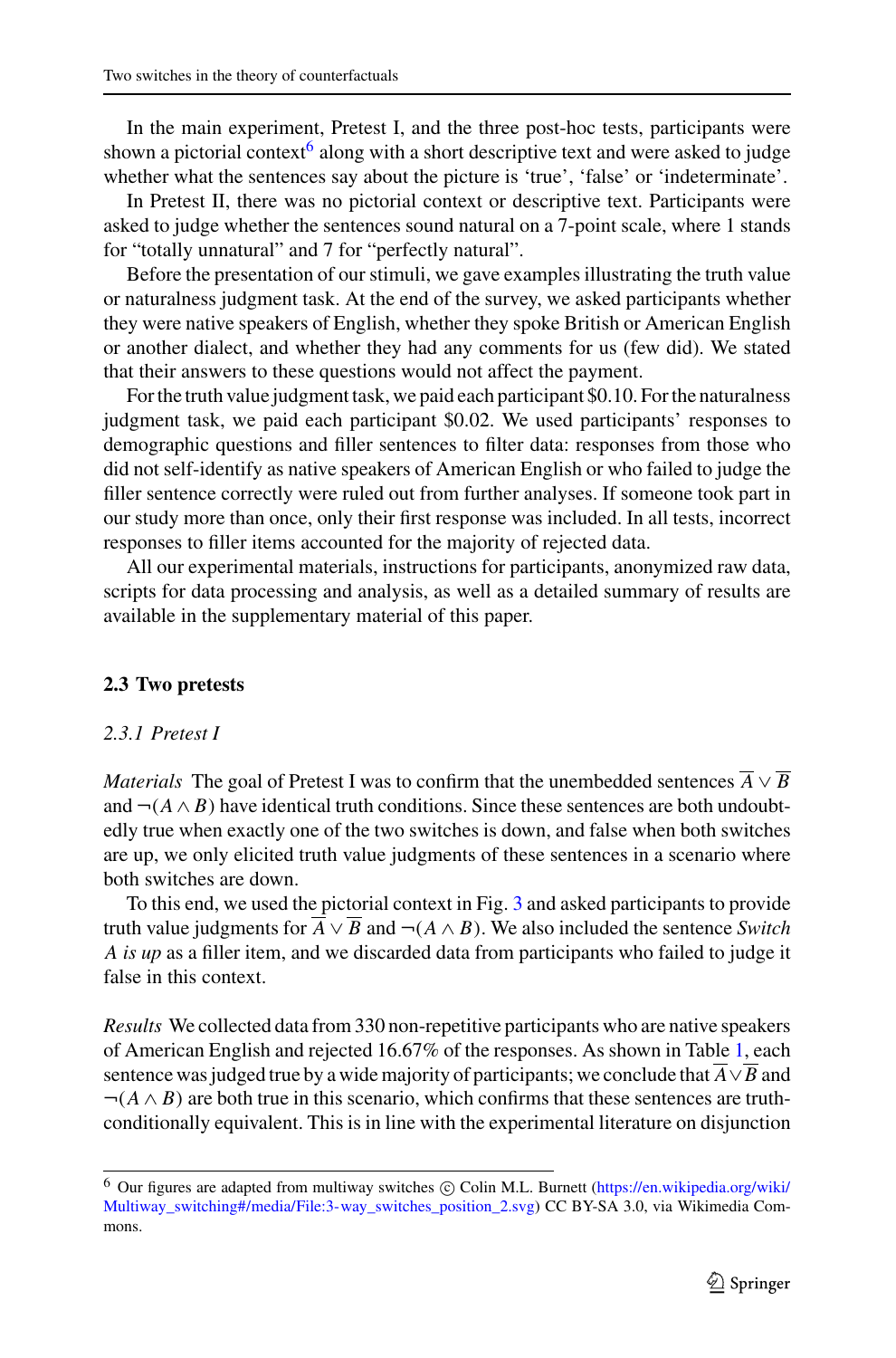In the main experiment, Pretest I, and the three post-hoc tests, participants were shown a pictorial context[6] along with a short descriptive text and were asked to judge whether what the sentences say about the picture is 'true', 'false' or 'indeterminate'.

In Pretest II, there was no pictorial context or descriptive text. Participants were asked to judge whether the sentences sound natural on a 7-point scale, where 1 stands for "totally unnatural" and 7 for "perfectly natural".

Before the presentation of our stimuli, we gave examples illustrating the truth value or naturalness judgment task. At the end of the survey, we asked participants whether they were native speakers of English, whether they spoke British or American English or another dialect, and whether they had any comments for us (few did). We stated that their answers to these questions would not affect the payment.

For the truth value judgment task, we paid each participant \$0.10. For the naturalness judgment task, we paid each participant \$0.02. We used participants' responses to demographic questions and filler sentences to filter data: responses from those who did not self-identify as native speakers of American English or who failed to judge the filler sentence correctly were ruled out from further analyses. If someone took part in our study more than once, only their first response was included. In all tests, incorrect responses to filler items accounted for the majority of rejected data.

All our experimental materials, instructions for participants, anonymized raw data, scripts for data processing and analysis, as well as a detailed summary of results are available in the supplementary material of this paper.

### 2.3 Two pretests

#### 2.3.1 Pretest I

*Materials* The goal of Pretest I was to confirm that the unembedded sentences $\overline{A} \vee \overline{B}$ and $\neg(A \wedge B)$ have identical truth conditions. Since these sentences are both undoubtedly true when exactly one of the two switches is down, and false when both switches are up, we only elicited truth value judgments of these sentences in a scenario where both switches are down.

To this end, we used the pictorial context in Fig. 3 and asked participants to provide truth value judgments for $\overline{A} \vee \overline{B}$ and $\neg(A \wedge B)$. We also included the sentence *Switch A is up* as a filler item, and we discarded data from participants who failed to judge it false in this context.

*Results* We collected data from 330 non-repetitive participants who are native speakers of American English and rejected 16.67% of the responses. As shown in Table 1, each sentence was judged true by a wide majority of participants; we conclude that $\overline{A} \vee \overline{B}$ and $\neg(A \wedge B)$ are both true in this scenario, which confirms that these sentences are truth-conditionally equivalent. This is in line with the experimental literature on disjunction

[6] Our figures are adapted from multiway switches © Colin M.L. Burnett (https://en.wikipedia.org/wiki/Multiway_switching#/media/File:3-way_switches_position_2.svg) CC BY-SA 3.0, via Wikimedia Commons.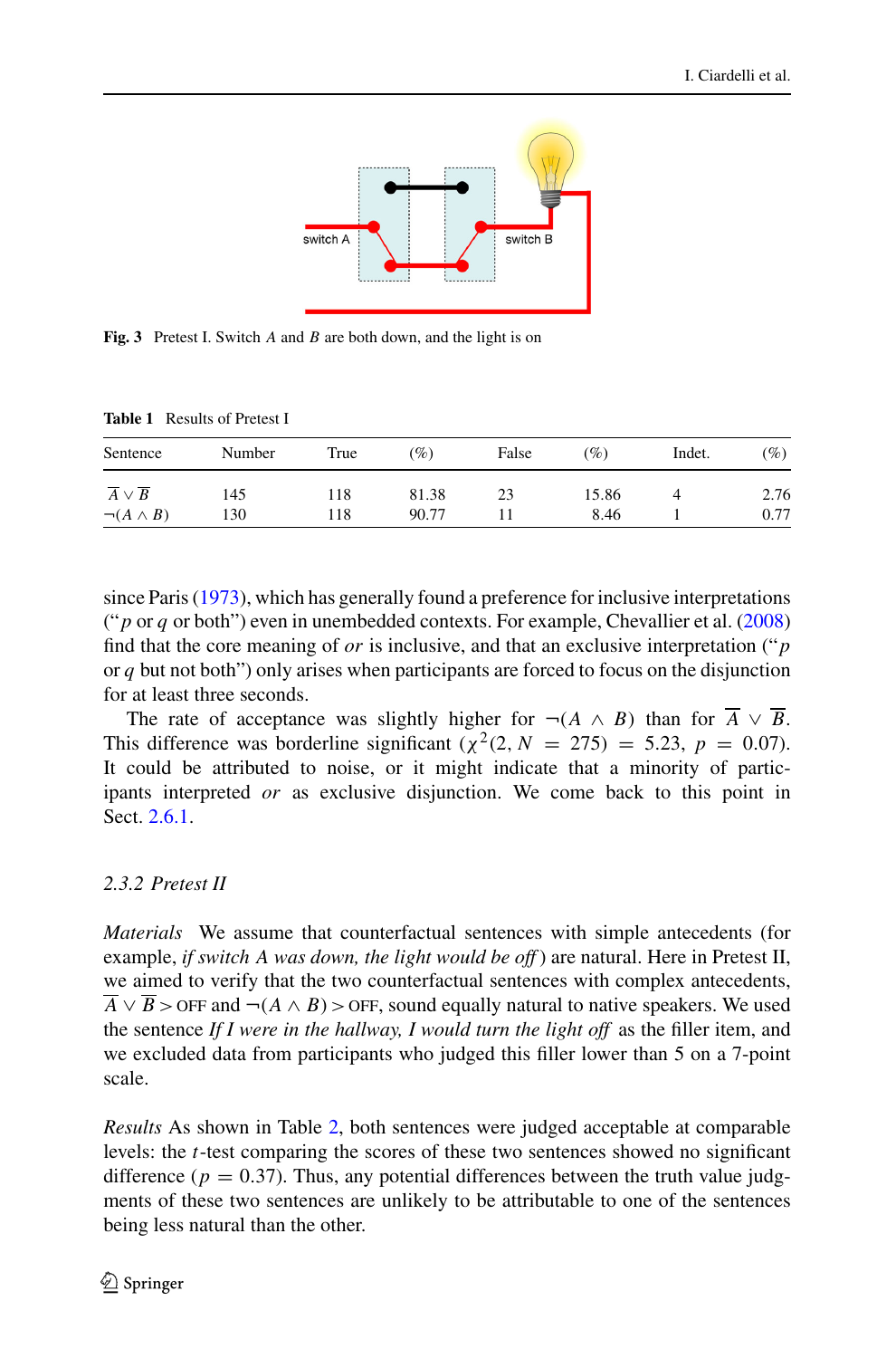**Fig. 3** Pretest I. Switch $A$ and $B$ are both down, and the light is on

**Table 1** Results of Pretest I

| Sentence | Number | True | (%) | False | (%) | Indet. | (%) |
|---|---|---|---|---|---|---|---|
| $\overline{A} \vee \overline{B}$ | 145 | 118 | 81.38 | 23 | 15.86 | 4 | 2.76 |
| $\neg(A \wedge B)$ | 130 | 118 | 90.77 | 11 | 8.46 | 1 | 0.77 |

since Paris (1973), which has generally found a preference for inclusive interpretations ("$p$ or $q$ or both") even in unembedded contexts. For example, Chevallier et al. (2008) find that the core meaning of *or* is inclusive, and that an exclusive interpretation ("$p$ or $q$ but not both") only arises when participants are forced to focus on the disjunction for at least three seconds.

The rate of acceptance was slightly higher for $\neg(A \wedge B)$ than for $\overline{A} \vee \overline{B}$. This difference was borderline significant ($\chi^2(2, N = 275) = 5.23$, $p = 0.07$). It could be attributed to noise, or it might indicate that a minority of participants interpreted *or* as exclusive disjunction. We come back to this point in Sect. 2.6.1.

### *2.3.2 Pretest II*

*Materials* We assume that counterfactual sentences with simple antecedents (for example, *if switch A was down, the light would be off*) are natural. Here in Pretest II, we aimed to verify that the two counterfactual sentences with complex antecedents, $\overline{A} \vee \overline{B} > \text{OFF}$ and $\neg(A \wedge B) > \text{OFF}$, sound equally natural to native speakers. We used the sentence *If I were in the hallway, I would turn the light off* as the filler item, and we excluded data from participants who judged this filler lower than 5 on a 7-point scale.

*Results* As shown in Table 2, both sentences were judged acceptable at comparable levels: the $t$-test comparing the scores of these two sentences showed no significant difference ($p = 0.37$). Thus, any potential differences between the truth value judgments of these two sentences are unlikely to be attributable to one of the sentences being less natural than the other.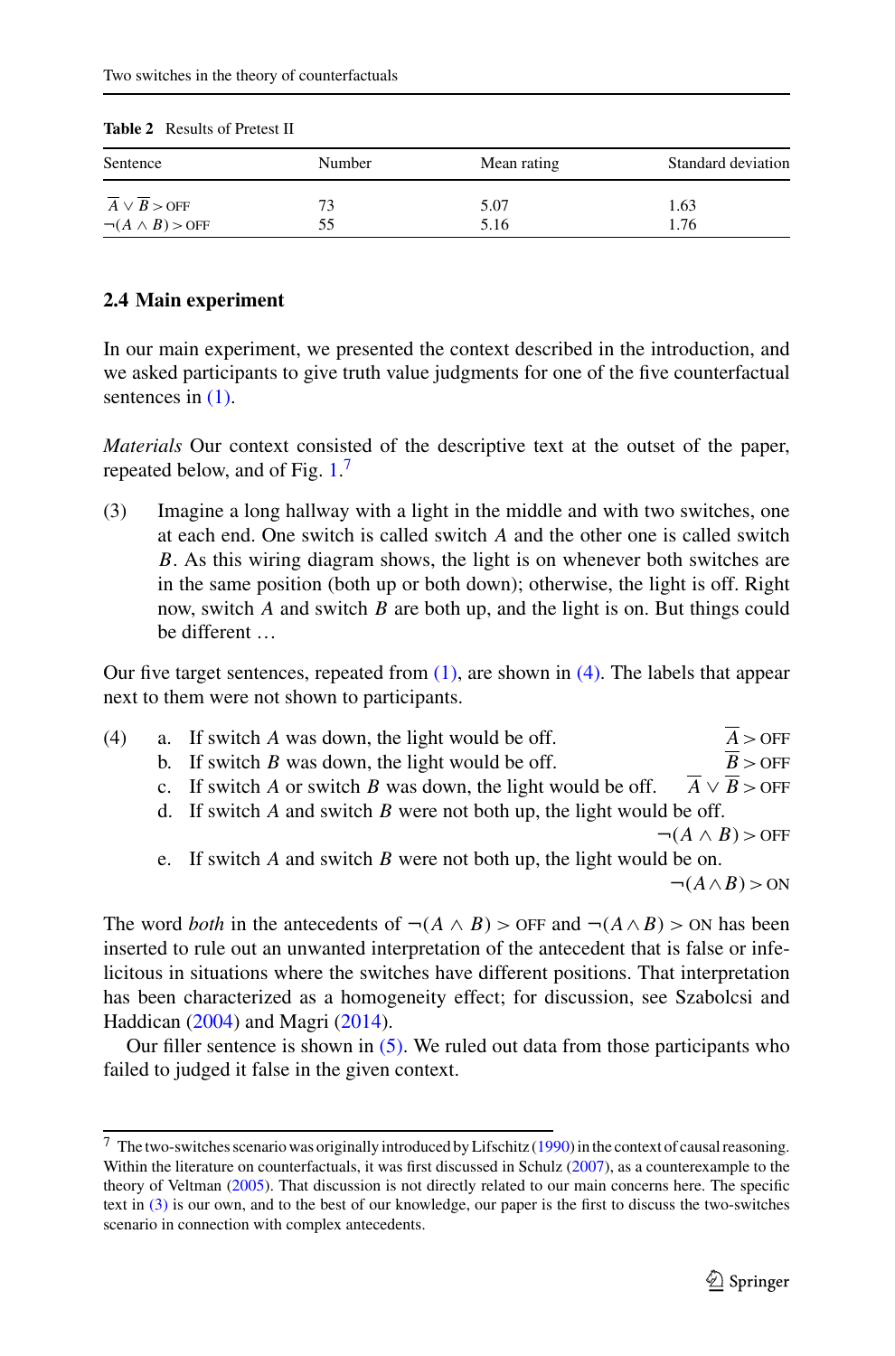**Table 2** Results of Pretest II

| Sentence | Number | Mean rating | Standard deviation |
|---|---|---|---|
| $\overline{A} \vee \overline{B} > \text{OFF}$ | 73 | 5.07 | 1.63 |
| $\neg(A \wedge B) > \text{OFF}$ | 55 | 5.16 | 1.76 |

### 2.4 Main experiment

In our main experiment, we presented the context described in the introduction, and we asked participants to give truth value judgments for one of the five counterfactual sentences in (1).

*Materials* Our context consisted of the descriptive text at the outset of the paper, repeated below, and of Fig. 1.[7]

(3) Imagine a long hallway with a light in the middle and with two switches, one at each end. One switch is called switch $A$ and the other one is called switch $B$. As this wiring diagram shows, the light is on whenever both switches are in the same position (both up or both down); otherwise, the light is off. Right now, switch $A$ and switch $B$ are both up, and the light is on. But things could be different …

Our five target sentences, repeated from (1), are shown in (4). The labels that appear next to them were not shown to participants.

(4)
a. If switch $A$ was down, the light would be off. $\quad \overline{A} > \text{OFF}$
b. If switch $B$ was down, the light would be off. $\quad \overline{B} > \text{OFF}$
c. If switch $A$ or switch $B$ was down, the light would be off. $\quad \overline{A} \vee \overline{B} > \text{OFF}$
d. If switch $A$ and switch $B$ were not both up, the light would be off. $\quad \neg(A \wedge B) > \text{OFF}$
e. If switch $A$ and switch $B$ were not both up, the light would be on. $\quad \neg(A \wedge B) > \text{ON}$

The word *both* in the antecedents of $\neg(A \wedge B) > \text{OFF}$ and $\neg(A \wedge B) > \text{ON}$ has been inserted to rule out an unwanted interpretation of the antecedent that is false or infelicitous in situations where the switches have different positions. That interpretation has been characterized as a homogeneity effect; for discussion, see Szabolcsi and Haddican (2004) and Magri (2014).

Our filler sentence is shown in (5). We ruled out data from those participants who failed to judged it false in the given context.

[7] The two-switches scenario was originally introduced by Lifschitz (1990) in the context of causal reasoning. Within the literature on counterfactuals, it was first discussed in Schulz (2007), as a counterexample to the theory of Veltman (2005). That discussion is not directly related to our main concerns here. The specific text in (3) is our own, and to the best of our knowledge, our paper is the first to discuss the two-switches scenario in connection with complex antecedents.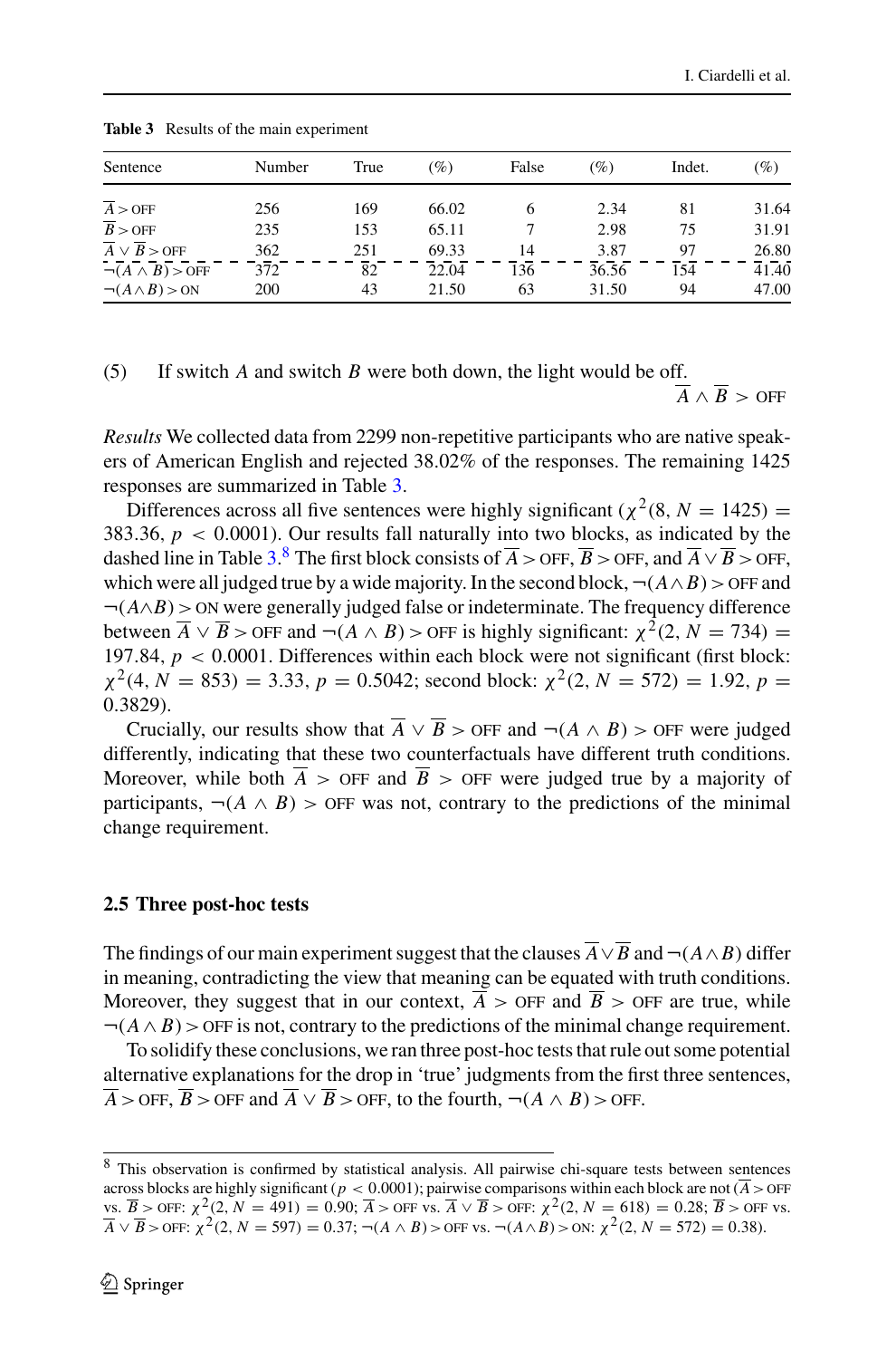**Table 3** Results of the main experiment

| Sentence | Number | True | (%) | False | (%) | Indet. | (%) |
|---|---|---|---|---|---|---|---|
| $\overline{A} > \text{OFF}$ | 256 | 169 | 66.02 | 6 | 2.34 | 81 | 31.64 |
| $\overline{B} > \text{OFF}$ | 235 | 153 | 65.11 | 7 | 2.98 | 75 | 31.91 |
| $\overline{A} \vee \overline{B} > \text{OFF}$ | 362 | 251 | 69.33 | 14 | 3.87 | 97 | 26.80 |
| $\neg(A \wedge B) > \text{OFF}$ | 372 | 82 | 22.04 | 136 | 36.56 | 154 | 41.40 |
| $\neg(A \wedge B) > \text{ON}$ | 200 | 43 | 21.50 | 63 | 31.50 | 94 | 47.00 |

(5) If switch *A* and switch *B* were both down, the light would be off.

$$\overline{A} \wedge \overline{B} > \text{OFF}$$

*Results* We collected data from 2299 non-repetitive participants who are native speakers of American English and rejected 38.02% of the responses. The remaining 1425 responses are summarized in Table 3.

Differences across all five sentences were highly significant ($\chi^2(8, N = 1425) = 383.36$, $p < 0.0001$). Our results fall naturally into two blocks, as indicated by the dashed line in Table 3.[8] The first block consists of $\overline{A} > \text{OFF}$, $\overline{B} > \text{OFF}$, and $\overline{A} \vee \overline{B} > \text{OFF}$, which were all judged true by a wide majority. In the second block, $\neg(A \wedge B) > \text{OFF}$ and $\neg(A \wedge B) > \text{ON}$ were generally judged false or indeterminate. The frequency difference between $\overline{A} \vee \overline{B} > \text{OFF}$ and $\neg(A \wedge B) > \text{OFF}$ is highly significant: $\chi^2(2, N = 734) = 197.84$, $p < 0.0001$. Differences within each block were not significant (first block: $\chi^2(4, N = 853) = 3.33$, $p = 0.5042$; second block: $\chi^2(2, N = 572) = 1.92$, $p = 0.3829$).

Crucially, our results show that $\overline{A} \vee \overline{B} > \text{OFF}$ and $\neg(A \wedge B) > \text{OFF}$ were judged differently, indicating that these two counterfactuals have different truth conditions. Moreover, while both $\overline{A} > \text{OFF}$ and $\overline{B} > \text{OFF}$ were judged true by a majority of participants, $\neg(A \wedge B) > \text{OFF}$ was not, contrary to the predictions of the minimal change requirement.

### 2.5 Three post-hoc tests

The findings of our main experiment suggest that the clauses $\overline{A} \vee \overline{B}$ and $\neg(A \wedge B)$ differ in meaning, contradicting the view that meaning can be equated with truth conditions. Moreover, they suggest that in our context, $\overline{A} > \text{OFF}$ and $\overline{B} > \text{OFF}$ are true, while $\neg(A \wedge B) > \text{OFF}$ is not, contrary to the predictions of the minimal change requirement.

To solidify these conclusions, we ran three post-hoc tests that rule out some potential alternative explanations for the drop in 'true' judgments from the first three sentences, $\overline{A} > \text{OFF}$, $\overline{B} > \text{OFF}$ and $\overline{A} \vee \overline{B} > \text{OFF}$, to the fourth, $\neg(A \wedge B) > \text{OFF}$.

[8] This observation is confirmed by statistical analysis. All pairwise chi-square tests between sentences across blocks are highly significant ($p < 0.0001$); pairwise comparisons within each block are not ($\overline{A} > \text{OFF}$ vs. $\overline{B} > \text{OFF}$: $\chi^2(2, N = 491) = 0.90$; $\overline{A} > \text{OFF}$ vs. $\overline{A} \vee \overline{B} > \text{OFF}$: $\chi^2(2, N = 618) = 0.28$; $\overline{B} > \text{OFF}$ vs. $\overline{A} \vee \overline{B} > \text{OFF}$: $\chi^2(2, N = 597) = 0.37$; $\neg(A \wedge B) > \text{OFF}$ vs. $\neg(A \wedge B) > \text{ON}$: $\chi^2(2, N = 572) = 0.38$).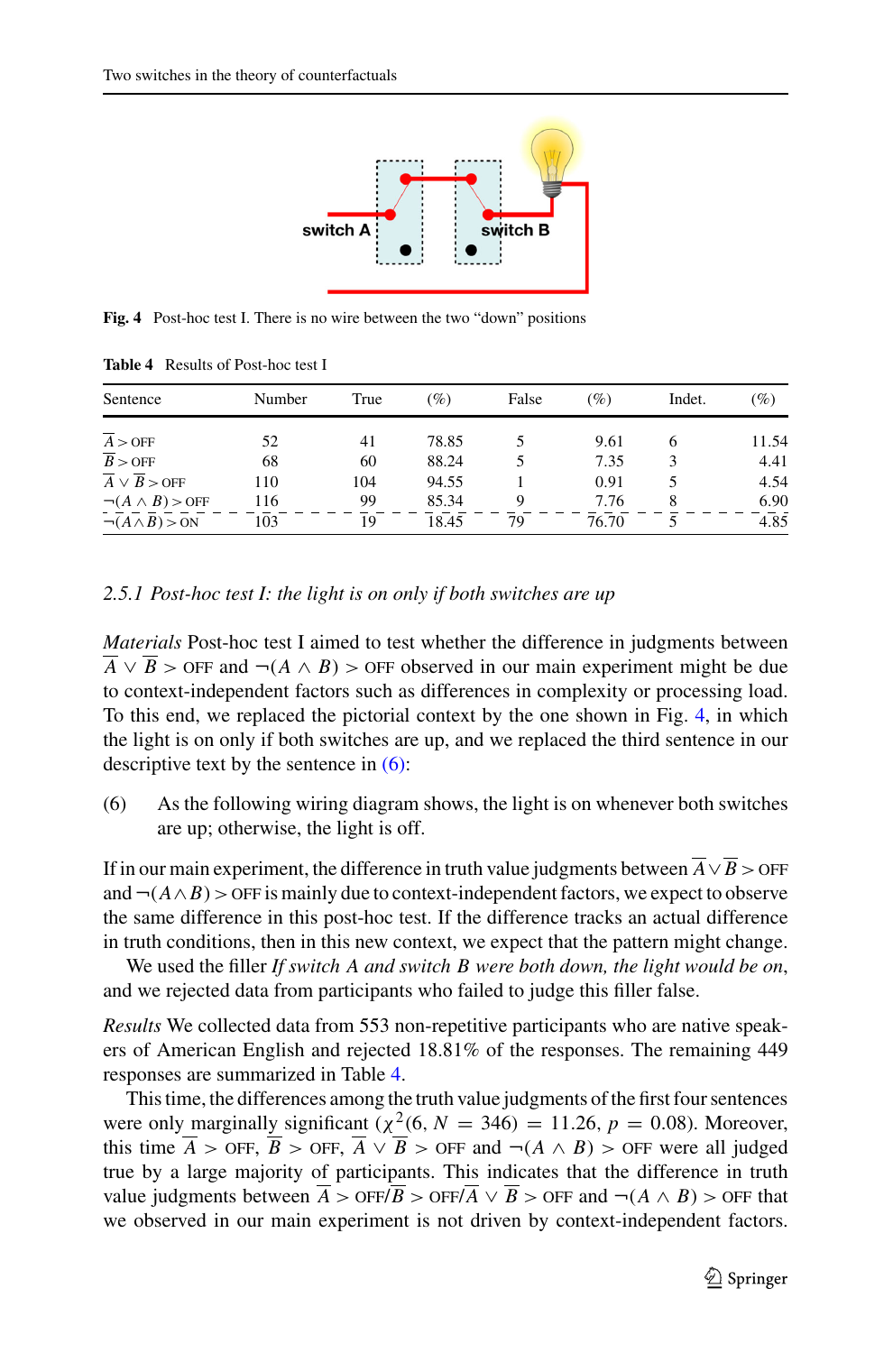Fig. 4 Post-hoc test I. There is no wire between the two "down" positions

**Table 4** Results of Post-hoc test I

| Sentence | Number | True | (%) | False | (%) | Indet. | (%) |
|---|---|---|---|---|---|---|---|
| $\overline{A} >$ OFF | 52 | 41 | 78.85 | 5 | 9.61 | 6 | 11.54 |
| $\overline{B} >$ OFF | 68 | 60 | 88.24 | 5 | 7.35 | 3 | 4.41 |
| $\overline{A} \vee \overline{B} >$ OFF | 110 | 104 | 94.55 | 1 | 0.91 | 5 | 4.54 |
| $\neg(A \wedge B) >$ OFF | 116 | 99 | 85.34 | 9 | 7.76 | 8 | 6.90 |
| $\neg(A \wedge B) >$ ON | 103 | 19 | 18.45 | 79 | 76.70 | 5 | 4.85 |

### 2.5.1 *Post-hoc test I: the light is on only if both switches are up*

*Materials* Post-hoc test I aimed to test whether the difference in judgments between $\overline{A} \vee \overline{B} >$ OFF and $\neg(A \wedge B) >$ OFF observed in our main experiment might be due to context-independent factors such as differences in complexity or processing load. To this end, we replaced the pictorial context by the one shown in Fig. 4, in which the light is on only if both switches are up, and we replaced the third sentence in our descriptive text by the sentence in (6):

(6) As the following wiring diagram shows, the light is on whenever both switches are up; otherwise, the light is off.

If in our main experiment, the difference in truth value judgments between $\overline{A} \vee \overline{B} >$ OFF and $\neg(A \wedge B) >$ OFF is mainly due to context-independent factors, we expect to observe the same difference in this post-hoc test. If the difference tracks an actual difference in truth conditions, then in this new context, we expect that the pattern might change.

We used the filler *If switch A and switch B were both down, the light would be on*, and we rejected data from participants who failed to judge this filler false.

*Results* We collected data from 553 non-repetitive participants who are native speakers of American English and rejected 18.81% of the responses. The remaining 449 responses are summarized in Table 4.

This time, the differences among the truth value judgments of the first four sentences were only marginally significant ($\chi^2(6, N = 346) = 11.26$, $p = 0.08$). Moreover, this time $\overline{A} >$ OFF, $\overline{B} >$ OFF, $\overline{A} \vee \overline{B} >$ OFF and $\neg(A \wedge B) >$ OFF were all judged true by a large majority of participants. This indicates that the difference in truth value judgments between $\overline{A} >$ OFF/$\overline{B} >$ OFF/$\overline{A} \vee \overline{B} >$ OFF and $\neg(A \wedge B) >$ OFF that we observed in our main experiment is not driven by context-independent factors.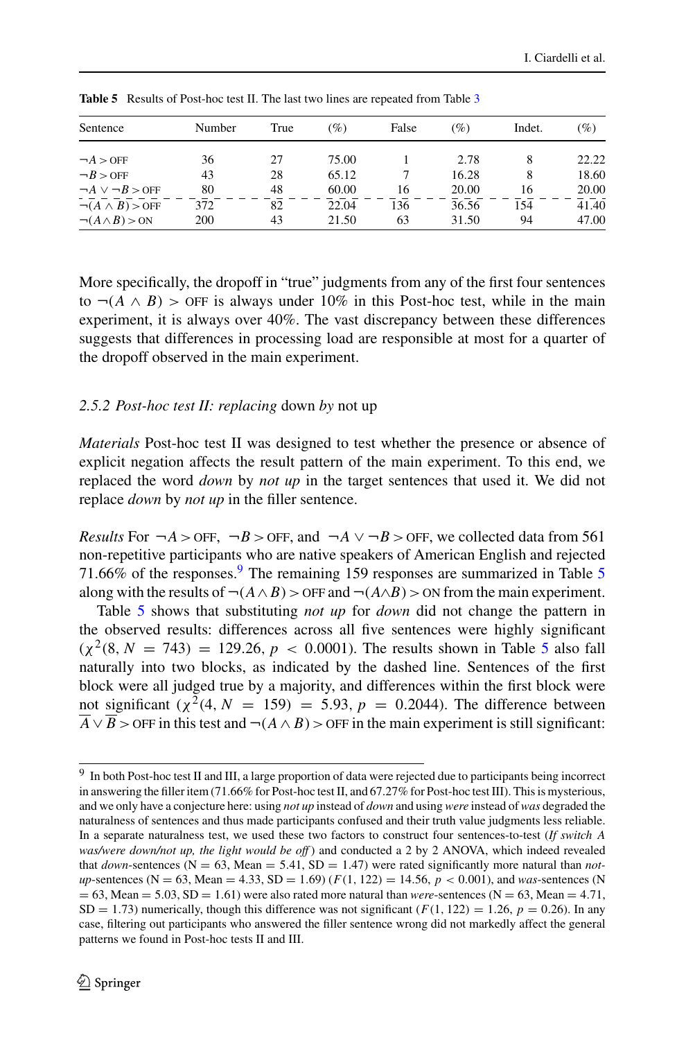**Table 5** Results of Post-hoc test II. The last two lines are repeated from Table 3

| Sentence | Number | True | (%) | False | (%) | Indet. | (%) |
|---|---|---|---|---|---|---|---|
| $\neg A > \text{OFF}$ | 36 | 27 | 75.00 | 1 | 2.78 | 8 | 22.22 |
| $\neg B > \text{OFF}$ | 43 | 28 | 65.12 | 7 | 16.28 | 8 | 18.60 |
| $\neg A \vee \neg B > \text{OFF}$ | 80 | 48 | 60.00 | 16 | 20.00 | 16 | 20.00 |
| $\neg(A \wedge B) > \text{OFF}$ | 372 | 82 | 22.04 | 136 | 36.56 | 154 | 41.40 |
| $\neg(A \wedge B) > \text{ON}$ | 200 | 43 | 21.50 | 63 | 31.50 | 94 | 47.00 |

More specifically, the dropoff in "true" judgments from any of the first four sentences to $\neg(A \wedge B) > \text{OFF}$ is always under 10% in this Post-hoc test, while in the main experiment, it is always over 40%. The vast discrepancy between these differences suggests that differences in processing load are responsible at most for a quarter of the dropoff observed in the main experiment.

### 2.5.2 *Post-hoc test II: replacing* down *by* not up

*Materials* Post-hoc test II was designed to test whether the presence or absence of explicit negation affects the result pattern of the main experiment. To this end, we replaced the word *down* by *not up* in the target sentences that used it. We did not replace *down* by *not up* in the filler sentence.

*Results* For $\neg A > \text{OFF}$, $\neg B > \text{OFF}$, and $\neg A \vee \neg B > \text{OFF}$, we collected data from 561 non-repetitive participants who are native speakers of American English and rejected 71.66% of the responses.[9] The remaining 159 responses are summarized in Table 5 along with the results of $\neg(A \wedge B) > \text{OFF}$ and $\neg(A \wedge B) > \text{ON}$ from the main experiment.

Table 5 shows that substituting *not up* for *down* did not change the pattern in the observed results: differences across all five sentences were highly significant ($\chi^2(8, N = 743) = 129.26$, $p < 0.0001$). The results shown in Table 5 also fall naturally into two blocks, as indicated by the dashed line. Sentences of the first block were all judged true by a majority, and differences within the first block were not significant ($\chi^2(4, N = 159) = 5.93$, $p = 0.2044$). The difference between $\overline{A} \vee \overline{B} > \text{OFF}$ in this test and $\neg(A \wedge B) > \text{OFF}$ in the main experiment is still significant:

---

[9] In both Post-hoc test II and III, a large proportion of data were rejected due to participants being incorrect in answering the filler item (71.66% for Post-hoc test II, and 67.27% for Post-hoc test III). This is mysterious, and we only have a conjecture here: using *not up* instead of *down* and using *were* instead of *was* degraded the naturalness of sentences and thus made participants confused and their truth value judgments less reliable. In a separate naturalness test, we used these two factors to construct four sentences-to-test (*If switch A was/were down/not up, the light would be off*) and conducted a 2 by 2 ANOVA, which indeed revealed that *down*-sentences (N = 63, Mean = 5.41, SD = 1.47) were rated significantly more natural than *not-up*-sentences (N = 63, Mean = 4.33, SD = 1.69) ($F(1, 122) = 14.56$, $p < 0.001$), and *was*-sentences (N = 63, Mean = 5.03, SD = 1.61) were also rated more natural than *were*-sentences (N = 63, Mean = 4.71, SD = 1.73) numerically, though this difference was not significant ($F(1, 122) = 1.26$, $p = 0.26$). In any case, filtering out participants who answered the filler sentence wrong did not markedly affect the general patterns we found in Post-hoc tests II and III.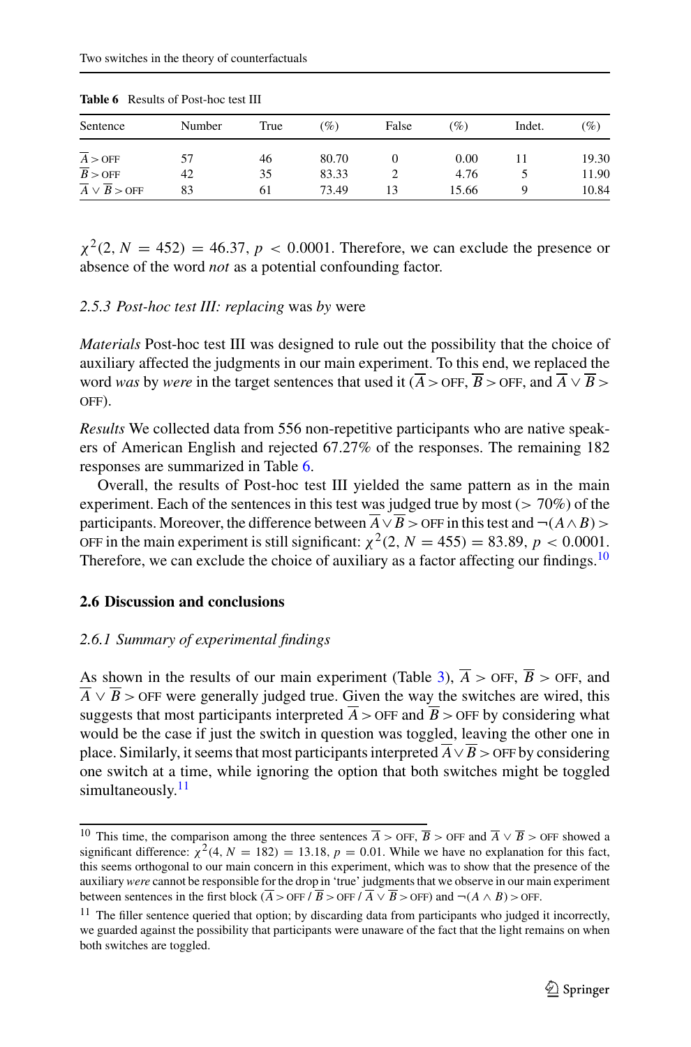**Table 6** Results of Post-hoc test III

| Sentence | Number | True | (%) | False | (%) | Indet. | (%) |
|---|---|---|---|---|---|---|---|
| $\overline{A} > \text{OFF}$ | 57 | 46 | 80.70 | 0 | 0.00 | 11 | 19.30 |
| $\overline{B} > \text{OFF}$ | 42 | 35 | 83.33 | 2 | 4.76 | 5 | 11.90 |
| $\overline{A} \vee \overline{B} > \text{OFF}$ | 83 | 61 | 73.49 | 13 | 15.66 | 9 | 10.84 |

$\chi^2(2, N = 452) = 46.37$, $p < 0.0001$. Therefore, we can exclude the presence or absence of the word *not* as a potential confounding factor.

### 2.5.3 Post-hoc test III: replacing *was* by *were*

*Materials* Post-hoc test III was designed to rule out the possibility that the choice of auxiliary affected the judgments in our main experiment. To this end, we replaced the word *was* by *were* in the target sentences that used it ($\overline{A} > \text{OFF}$, $\overline{B} > \text{OFF}$, and $\overline{A} \vee \overline{B} > \text{OFF}$).

*Results* We collected data from 556 non-repetitive participants who are native speakers of American English and rejected 67.27% of the responses. The remaining 182 responses are summarized in Table 6.

Overall, the results of Post-hoc test III yielded the same pattern as in the main experiment. Each of the sentences in this test was judged true by most (> 70%) of the participants. Moreover, the difference between $\overline{A} \vee \overline{B} > \text{OFF}$ in this test and $\neg(A \wedge B) > \text{OFF}$ in the main experiment is still significant: $\chi^2(2, N = 455) = 83.89$, $p < 0.0001$. Therefore, we can exclude the choice of auxiliary as a factor affecting our findings.[10]

## 2.6 Discussion and conclusions

### 2.6.1 Summary of experimental findings

As shown in the results of our main experiment (Table 3), $\overline{A} > \text{OFF}$, $\overline{B} > \text{OFF}$, and $\overline{A} \vee \overline{B} > \text{OFF}$ were generally judged true. Given the way the switches are wired, this suggests that most participants interpreted $\overline{A} > \text{OFF}$ and $\overline{B} > \text{OFF}$ by considering what would be the case if just the switch in question was toggled, leaving the other one in place. Similarly, it seems that most participants interpreted $\overline{A} \vee \overline{B} > \text{OFF}$ by considering one switch at a time, while ignoring the option that both switches might be toggled simultaneously.[11]

---

[10] This time, the comparison among the three sentences $\overline{A} > \text{OFF}$, $\overline{B} > \text{OFF}$ and $\overline{A} \vee \overline{B} > \text{OFF}$ showed a significant difference: $\chi^2(4, N = 182) = 13.18$, $p = 0.01$. While we have no explanation for this fact, this seems orthogonal to our main concern in this experiment, which was to show that the presence of the auxiliary *were* cannot be responsible for the drop in 'true' judgments that we observe in our main experiment between sentences in the first block ($\overline{A} > \text{OFF}$ / $\overline{B} > \text{OFF}$ / $\overline{A} \vee \overline{B} > \text{OFF}$) and $\neg(A \wedge B) > \text{OFF}$.

[11] The filler sentence queried that option; by discarding data from participants who judged it incorrectly, we guarded against the possibility that participants were unaware of the fact that the light remains on when both switches are toggled.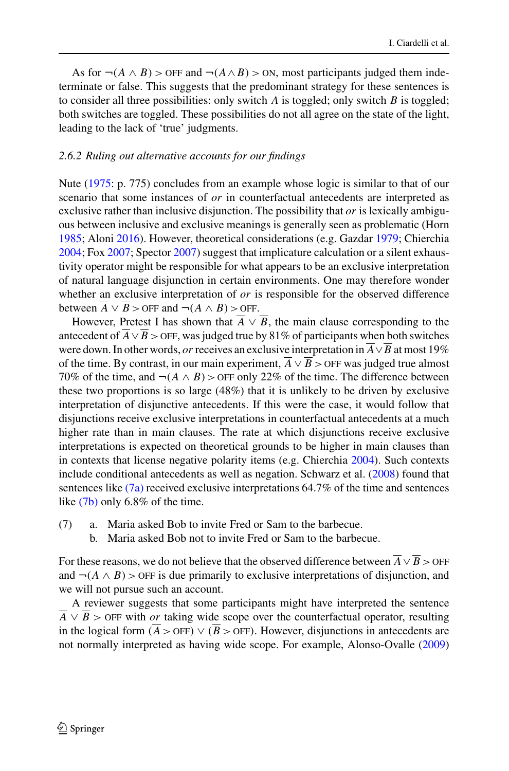As for $\neg(A \wedge B) > \text{OFF}$ and $\neg(A \wedge B) > \text{ON}$, most participants judged them indeterminate or false. This suggests that the predominant strategy for these sentences is to consider all three possibilities: only switch $A$ is toggled; only switch $B$ is toggled; both switches are toggled. These possibilities do not all agree on the state of the light, leading to the lack of 'true' judgments.

### *2.6.2 Ruling out alternative accounts for our findings*

Nute (1975: p. 775) concludes from an example whose logic is similar to that of our scenario that some instances of *or* in counterfactual antecedents are interpreted as exclusive rather than inclusive disjunction. The possibility that *or* is lexically ambiguous between inclusive and exclusive meanings is generally seen as problematic (Horn 1985; Aloni 2016). However, theoretical considerations (e.g. Gazdar 1979; Chierchia 2004; Fox 2007; Spector 2007) suggest that implicature calculation or a silent exhaustivity operator might be responsible for what appears to be an exclusive interpretation of natural language disjunction in certain environments. One may therefore wonder whether an exclusive interpretation of *or* is responsible for the observed difference between $\overline{A} \vee \overline{B} > \text{OFF}$ and $\neg(A \wedge B) > \text{OFF}$.

However, Pretest I has shown that $\overline{A} \vee \overline{B}$, the main clause corresponding to the antecedent of $\overline{A} \vee \overline{B} > \text{OFF}$, was judged true by 81% of participants when both switches were down. In other words, *or* receives an exclusive interpretation in $\overline{A} \vee \overline{B}$ at most 19% of the time. By contrast, in our main experiment, $\overline{A} \vee \overline{B} > \text{OFF}$ was judged true almost 70% of the time, and $\neg(A \wedge B) > \text{OFF}$ only 22% of the time. The difference between these two proportions is so large (48%) that it is unlikely to be driven by exclusive interpretation of disjunctive antecedents. If this were the case, it would follow that disjunctions receive exclusive interpretations in counterfactual antecedents at a much higher rate than in main clauses. The rate at which disjunctions receive exclusive interpretations is expected on theoretical grounds to be higher in main clauses than in contexts that license negative polarity items (e.g. Chierchia 2004). Such contexts include conditional antecedents as well as negation. Schwarz et al. (2008) found that sentences like (7a) received exclusive interpretations 64.7% of the time and sentences like (7b) only 6.8% of the time.

(7) a. Maria asked Bob to invite Fred or Sam to the barbecue.
    b. Maria asked Bob not to invite Fred or Sam to the barbecue.

For these reasons, we do not believe that the observed difference between $\overline{A} \vee \overline{B} > \text{OFF}$ and $\neg(A \wedge B) > \text{OFF}$ is due primarily to exclusive interpretations of disjunction, and we will not pursue such an account.

A reviewer suggests that some participants might have interpreted the sentence $\overline{A} \vee \overline{B} > \text{OFF}$ with *or* taking wide scope over the counterfactual operator, resulting in the logical form $(\overline{A} > \text{OFF}) \vee (\overline{B} > \text{OFF})$. However, disjunctions in antecedents are not normally interpreted as having wide scope. For example, Alonso-Ovalle (2009)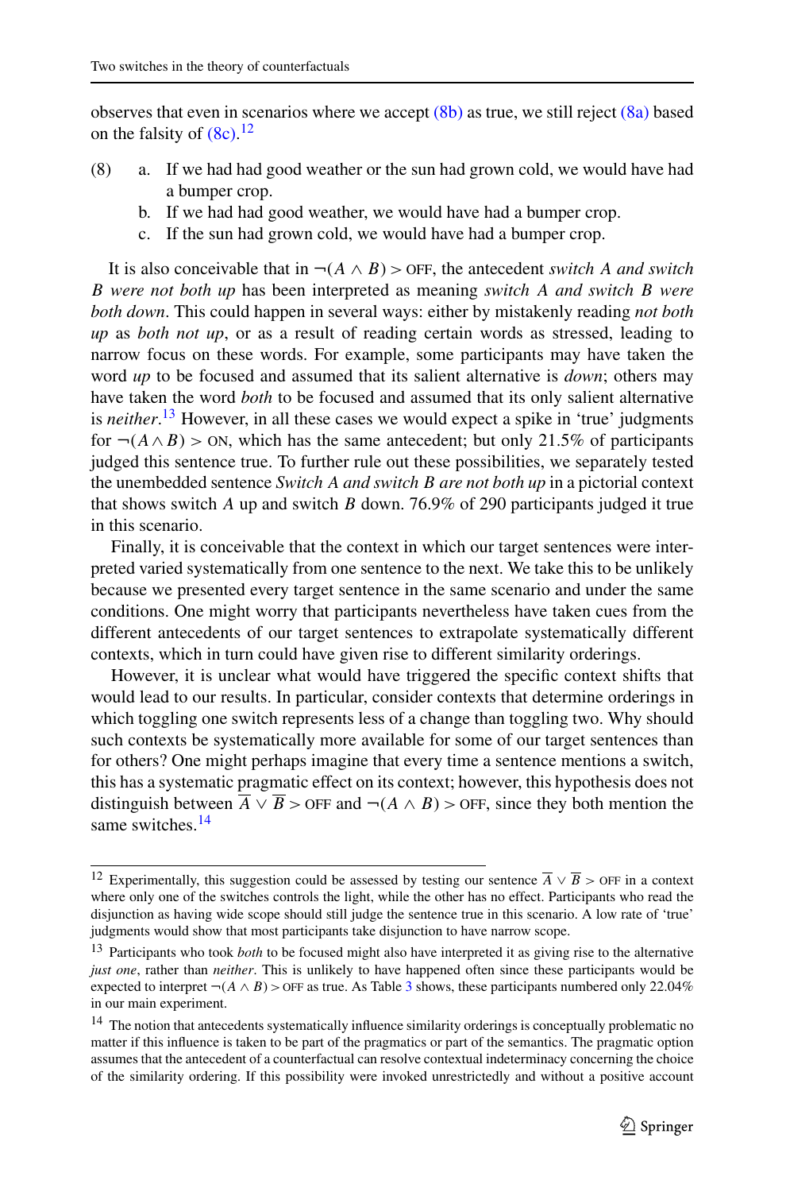observes that even in scenarios where we accept (8b) as true, we still reject (8a) based on the falsity of (8c).[12]

(8) a. If we had had good weather or the sun had grown cold, we would have had a bumper crop.
    b. If we had had good weather, we would have had a bumper crop.
    c. If the sun had grown cold, we would have had a bumper crop.

It is also conceivable that in $\neg(A \wedge B) > \text{OFF}$, the antecedent *switch A and switch B were not both up* has been interpreted as meaning *switch A and switch B were both down*. This could happen in several ways: either by mistakenly reading *not both up* as *both not up*, or as a result of reading certain words as stressed, leading to narrow focus on these words. For example, some participants may have taken the word *up* to be focused and assumed that its salient alternative is *down*; others may have taken the word *both* to be focused and assumed that its only salient alternative is *neither*.[13] However, in all these cases we would expect a spike in 'true' judgments for $\neg(A \wedge B) > \text{ON}$, which has the same antecedent; but only 21.5% of participants judged this sentence true. To further rule out these possibilities, we separately tested the unembedded sentence *Switch A and switch B are not both up* in a pictorial context that shows switch $A$ up and switch $B$ down. 76.9% of 290 participants judged it true in this scenario.

Finally, it is conceivable that the context in which our target sentences were interpreted varied systematically from one sentence to the next. We take this to be unlikely because we presented every target sentence in the same scenario and under the same conditions. One might worry that participants nevertheless have taken cues from the different antecedents of our target sentences to extrapolate systematically different contexts, which in turn could have given rise to different similarity orderings.

However, it is unclear what would have triggered the specific context shifts that would lead to our results. In particular, consider contexts that determine orderings in which toggling one switch represents less of a change than toggling two. Why should such contexts be systematically more available for some of our target sentences than for others? One might perhaps imagine that every time a sentence mentions a switch, this has a systematic pragmatic effect on its context; however, this hypothesis does not distinguish between $\overline{A} \vee \overline{B} > \text{OFF}$ and $\neg(A \wedge B) > \text{OFF}$, since they both mention the same switches.[14]

---

[12] Experimentally, this suggestion could be assessed by testing our sentence $\overline{A} \vee \overline{B} > \text{OFF}$ in a context where only one of the switches controls the light, while the other has no effect. Participants who read the disjunction as having wide scope should still judge the sentence true in this scenario. A low rate of 'true' judgments would show that most participants take disjunction to have narrow scope.

[13] Participants who took *both* to be focused might also have interpreted it as giving rise to the alternative *just one*, rather than *neither*. This is unlikely to have happened often since these participants would be expected to interpret $\neg(A \wedge B) > \text{OFF}$ as true. As Table 3 shows, these participants numbered only 22.04% in our main experiment.

[14] The notion that antecedents systematically influence similarity orderings is conceptually problematic no matter if this influence is taken to be part of the pragmatics or part of the semantics. The pragmatic option assumes that the antecedent of a counterfactual can resolve contextual indeterminacy concerning the choice of the similarity ordering. If this possibility were invoked unrestrictedly and without a positive account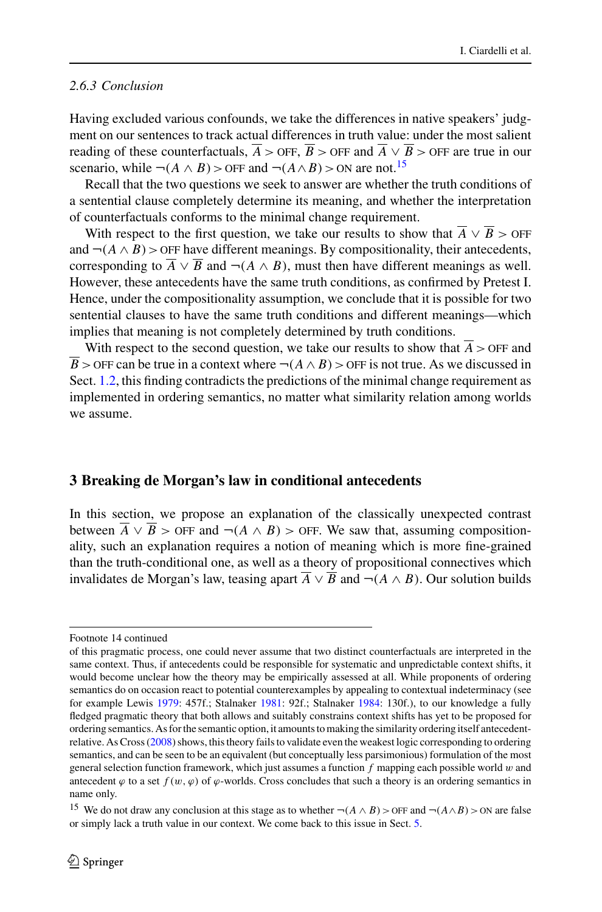#### 2.6.3 Conclusion

Having excluded various confounds, we take the differences in native speakers' judgment on our sentences to track actual differences in truth value: under the most salient reading of these counterfactuals, $\overline{A} > \text{OFF}$, $\overline{B} > \text{OFF}$ and $\overline{A} \vee \overline{B} > \text{OFF}$ are true in our scenario, while $\neg(A \wedge B) > \text{OFF}$ and $\neg(A \wedge B) > \text{ON}$ are not.[15]

Recall that the two questions we seek to answer are whether the truth conditions of a sentential clause completely determine its meaning, and whether the interpretation of counterfactuals conforms to the minimal change requirement.

With respect to the first question, we take our results to show that $\overline{A} \vee \overline{B} > \text{OFF}$ and $\neg(A \wedge B) > \text{OFF}$ have different meanings. By compositionality, their antecedents, corresponding to $\overline{A} \vee \overline{B}$ and $\neg(A \wedge B)$, must then have different meanings as well. However, these antecedents have the same truth conditions, as confirmed by Pretest I. Hence, under the compositionality assumption, we conclude that it is possible for two sentential clauses to have the same truth conditions and different meanings—which implies that meaning is not completely determined by truth conditions.

With respect to the second question, we take our results to show that $\overline{A} > \text{OFF}$ and $\overline{B} > \text{OFF}$ can be true in a context where $\neg(A \wedge B) > \text{OFF}$ is not true. As we discussed in Sect. 1.2, this finding contradicts the predictions of the minimal change requirement as implemented in ordering semantics, no matter what similarity relation among worlds we assume.

## 3 Breaking de Morgan's law in conditional antecedents

In this section, we propose an explanation of the classically unexpected contrast between $\overline{A} \vee \overline{B} > \text{OFF}$ and $\neg(A \wedge B) > \text{OFF}$. We saw that, assuming compositionality, such an explanation requires a notion of meaning which is more fine-grained than the truth-conditional one, as well as a theory of propositional connectives which invalidates de Morgan's law, teasing apart $\overline{A} \vee \overline{B}$ and $\neg(A \wedge B)$. Our solution builds

---

Footnote 14 continued

of this pragmatic process, one could never assume that two distinct counterfactuals are interpreted in the same context. Thus, if antecedents could be responsible for systematic and unpredictable context shifts, it would become unclear how the theory may be empirically assessed at all. While proponents of ordering semantics do on occasion react to potential counterexamples by appealing to contextual indeterminacy (see for example Lewis 1979: 457f.; Stalnaker 1981: 92f.; Stalnaker 1984: 130f.), to our knowledge a fully fledged pragmatic theory that both allows and suitably constrains context shifts has yet to be proposed for ordering semantics. As for the semantic option, it amounts to making the similarity ordering itself antecedent-relative. As Cross (2008) shows, this theory fails to validate even the weakest logic corresponding to ordering semantics, and can be seen to be an equivalent (but conceptually less parsimonious) formulation of the most general selection function framework, which just assumes a function $f$ mapping each possible world $w$ and antecedent $\varphi$ to a set $f(w, \varphi)$ of $\varphi$-worlds. Cross concludes that such a theory is an ordering semantics in name only.

[15] We do not draw any conclusion at this stage as to whether $\neg(A \wedge B) > \text{OFF}$ and $\neg(A \wedge B) > \text{ON}$ are false or simply lack a truth value in our context. We come back to this issue in Sect. 5.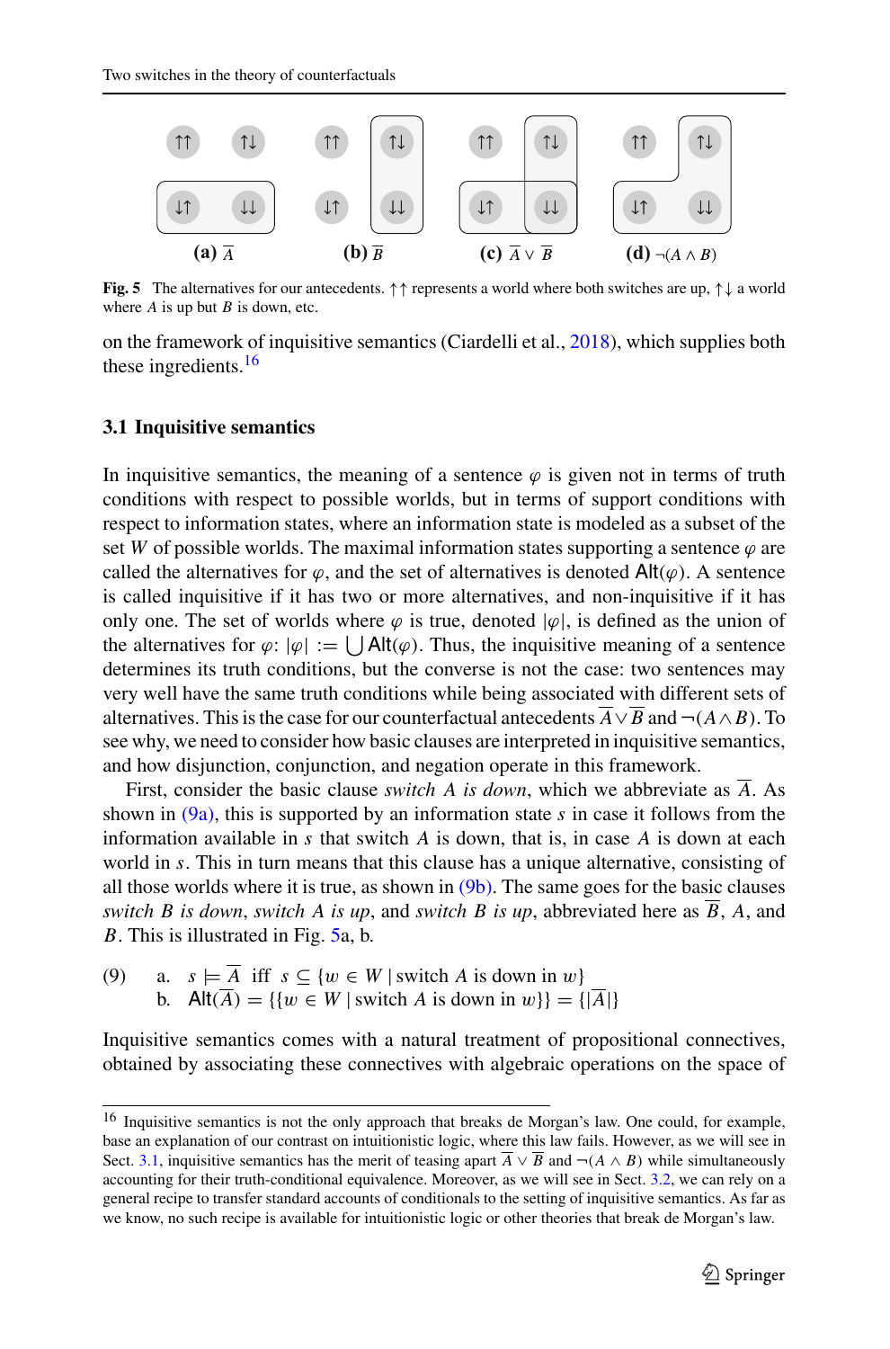**Fig. 5** The alternatives for our antecedents. ↑↑ represents a world where both switches are up, ↑↓ a world where $A$ is up but $B$ is down, etc.

on the framework of inquisitive semantics (Ciardelli et al., 2018), which supplies both these ingredients.[16]

### 3.1 Inquisitive semantics

In inquisitive semantics, the meaning of a sentence $\varphi$ is given not in terms of truth conditions with respect to possible worlds, but in terms of support conditions with respect to information states, where an information state is modeled as a subset of the set $W$ of possible worlds. The maximal information states supporting a sentence $\varphi$ are called the alternatives for $\varphi$, and the set of alternatives is denoted $\mathsf{Alt}(\varphi)$. A sentence is called inquisitive if it has two or more alternatives, and non-inquisitive if it has only one. The set of worlds where $\varphi$ is true, denoted $|\varphi|$, is defined as the union of the alternatives for $\varphi$: $|\varphi| := \bigcup \mathsf{Alt}(\varphi)$. Thus, the inquisitive meaning of a sentence determines its truth conditions, but the converse is not the case: two sentences may very well have the same truth conditions while being associated with different sets of alternatives. This is the case for our counterfactual antecedents $\overline{A} \vee \overline{B}$ and $\neg(A \wedge B)$. To see why, we need to consider how basic clauses are interpreted in inquisitive semantics, and how disjunction, conjunction, and negation operate in this framework.

First, consider the basic clause *switch A is down*, which we abbreviate as $\overline{A}$. As shown in (9a), this is supported by an information state $s$ in case it follows from the information available in $s$ that switch $A$ is down, that is, in case $A$ is down at each world in $s$. This in turn means that this clause has a unique alternative, consisting of all those worlds where it is true, as shown in (9b). The same goes for the basic clauses *switch B is down*, *switch A is up*, and *switch B is up*, abbreviated here as $\overline{B}$, $A$, and $B$. This is illustrated in Fig. 5a, b.

(9) a. $s \models \overline{A}$ iff $s \subseteq \{w \in W \mid \text{switch } A \text{ is down in } w\}$
b. $\mathsf{Alt}(\overline{A}) = \{\{w \in W \mid \text{switch } A \text{ is down in } w\}\} = \{|\overline{A}|\}$

Inquisitive semantics comes with a natural treatment of propositional connectives, obtained by associating these connectives with algebraic operations on the space of

---

[16] Inquisitive semantics is not the only approach that breaks de Morgan's law. One could, for example, base an explanation of our contrast on intuitionistic logic, where this law fails. However, as we will see in Sect. 3.1, inquisitive semantics has the merit of teasing apart $\overline{A} \vee \overline{B}$ and $\neg(A \wedge B)$ while simultaneously accounting for their truth-conditional equivalence. Moreover, as we will see in Sect. 3.2, we can rely on a general recipe to transfer standard accounts of conditionals to the setting of inquisitive semantics. As far as we know, no such recipe is available for intuitionistic logic or other theories that break de Morgan's law.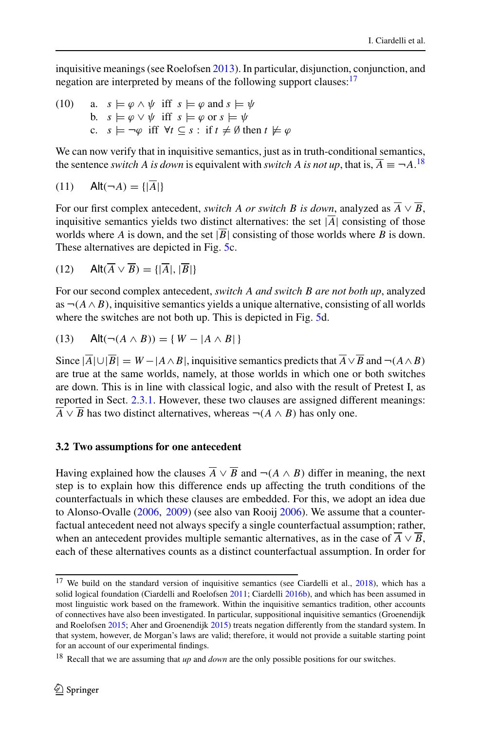inquisitive meanings (see Roelofsen 2013). In particular, disjunction, conjunction, and negation are interpreted by means of the following support clauses:[17]

(10) a. $s \models \varphi \wedge \psi$ iff $s \models \varphi$ and $s \models \psi$
b. $s \models \varphi \vee \psi$ iff $s \models \varphi$ or $s \models \psi$
c. $s \models \neg\varphi$ iff $\forall t \subseteq s$ : if $t \neq \emptyset$ then $t \not\models \varphi$

We can now verify that in inquisitive semantics, just as in truth-conditional semantics, the sentence *switch A is down* is equivalent with *switch A is not up*, that is, $\overline{A} \equiv \neg A$.[18]

(11) $\mathsf{Alt}(\neg A) = \{|\overline{A}|\}$

For our first complex antecedent, *switch A or switch B is down*, analyzed as $\overline{A} \vee \overline{B}$, inquisitive semantics yields two distinct alternatives: the set $|\overline{A}|$ consisting of those worlds where $A$ is down, and the set $|\overline{B}|$ consisting of those worlds where $B$ is down. These alternatives are depicted in Fig. 5c.

(12) $\mathsf{Alt}(\overline{A} \vee \overline{B}) = \{|\overline{A}|, |\overline{B}|\}$

For our second complex antecedent, *switch A and switch B are not both up*, analyzed as $\neg(A \wedge B)$, inquisitive semantics yields a unique alternative, consisting of all worlds where the switches are not both up. This is depicted in Fig. 5d.

(13) $\mathsf{Alt}(\neg(A \wedge B)) = \{\, W - |A \wedge B|\,\}$

Since $|\overline{A}| \cup |\overline{B}| = W - |A \wedge B|$, inquisitive semantics predicts that $\overline{A} \vee \overline{B}$ and $\neg(A \wedge B)$ are true at the same worlds, namely, at those worlds in which one or both switches are down. This is in line with classical logic, and also with the result of Pretest I, as reported in Sect. 2.3.1. However, these two clauses are assigned different meanings: $\overline{A} \vee \overline{B}$ has two distinct alternatives, whereas $\neg(A \wedge B)$ has only one.

### 3.2 Two assumptions for one antecedent

Having explained how the clauses $\overline{A} \vee \overline{B}$ and $\neg(A \wedge B)$ differ in meaning, the next step is to explain how this difference ends up affecting the truth conditions of the counterfactuals in which these clauses are embedded. For this, we adopt an idea due to Alonso-Ovalle (2006, 2009) (see also van Rooij 2006). We assume that a counterfactual antecedent need not always specify a single counterfactual assumption; rather, when an antecedent provides multiple semantic alternatives, as in the case of $\overline{A} \vee \overline{B}$, each of these alternatives counts as a distinct counterfactual assumption. In order for

---

[17] We build on the standard version of inquisitive semantics (see Ciardelli et al., 2018), which has a solid logical foundation (Ciardelli and Roelofsen 2011; Ciardelli 2016b), and which has been assumed in most linguistic work based on the framework. Within the inquisitive semantics tradition, other accounts of connectives have also been investigated. In particular, suppositional inquisitive semantics (Groenendijk and Roelofsen 2015; Aher and Groenendijk 2015) treats negation differently from the standard system. In that system, however, de Morgan's laws are valid; therefore, it would not provide a suitable starting point for an account of our experimental findings.

[18] Recall that we are assuming that *up* and *down* are the only possible positions for our switches.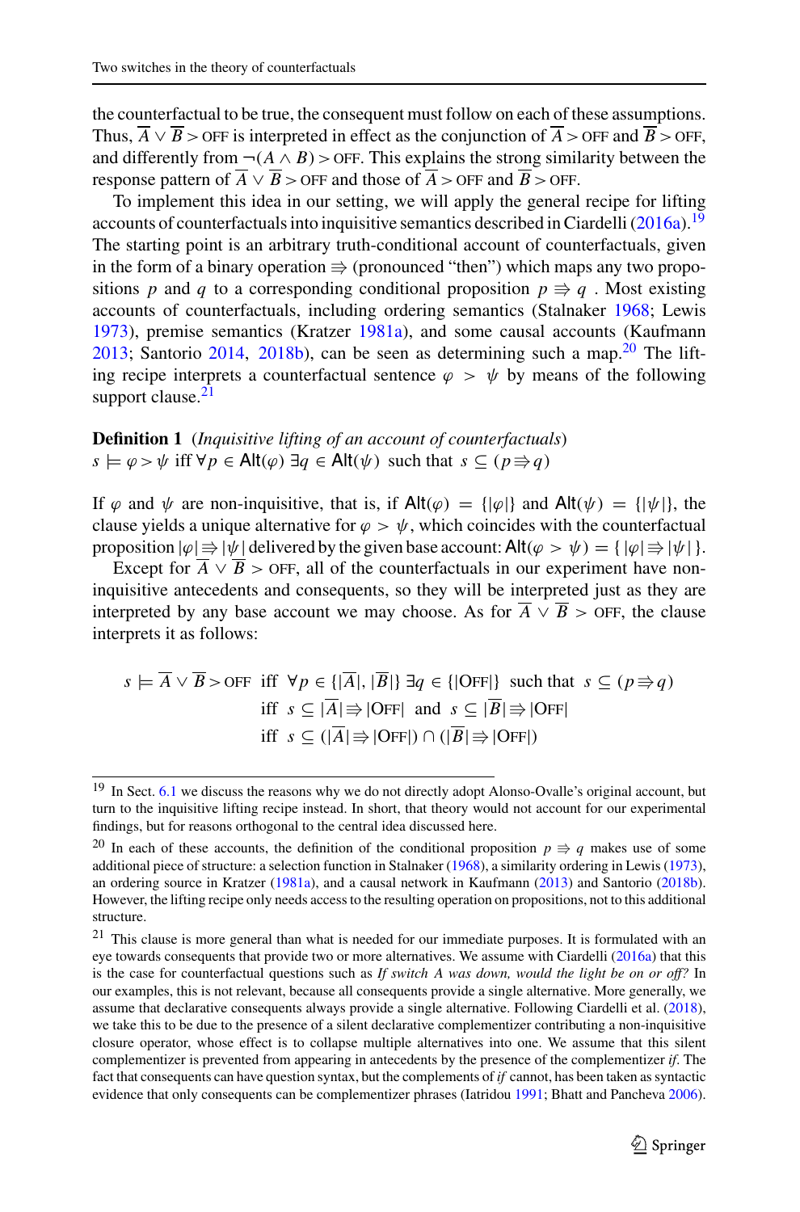the counterfactual to be true, the consequent must follow on each of these assumptions. Thus, $\overline{A} \vee \overline{B} > \text{OFF}$ is interpreted in effect as the conjunction of $\overline{A} > \text{OFF}$ and $\overline{B} > \text{OFF}$, and differently from $\neg(A \wedge B) > \text{OFF}$. This explains the strong similarity between the response pattern of $\overline{A} \vee \overline{B} > \text{OFF}$ and those of $\overline{A} > \text{OFF}$ and $\overline{B} > \text{OFF}$.

To implement this idea in our setting, we will apply the general recipe for lifting accounts of counterfactuals into inquisitive semantics described in Ciardelli (2016a).[19] The starting point is an arbitrary truth-conditional account of counterfactuals, given in the form of a binary operation $\Rrightarrow$ (pronounced "then") which maps any two propositions $p$ and $q$ to a corresponding conditional proposition $p \Rrightarrow q$ . Most existing accounts of counterfactuals, including ordering semantics (Stalnaker 1968; Lewis 1973), premise semantics (Kratzer 1981a), and some causal accounts (Kaufmann 2013; Santorio 2014, 2018b), can be seen as determining such a map.[20] The lifting recipe interprets a counterfactual sentence $\varphi > \psi$ by means of the following support clause.[21]

**Definition 1** (*Inquisitive lifting of an account of counterfactuals*)
$s \models \varphi > \psi$ iff $\forall p \in \mathsf{Alt}(\varphi)\ \exists q \in \mathsf{Alt}(\psi)$ such that $s \subseteq (p \Rrightarrow q)$

If $\varphi$ and $\psi$ are non-inquisitive, that is, if $\mathsf{Alt}(\varphi) = \{|\varphi|\}$ and $\mathsf{Alt}(\psi) = \{|\psi|\}$, the clause yields a unique alternative for $\varphi > \psi$, which coincides with the counterfactual proposition $|\varphi| \Rrightarrow |\psi|$ delivered by the given base account: $\mathsf{Alt}(\varphi > \psi) = \{\, |\varphi| \Rrightarrow |\psi| \,\}$.

Except for $\overline{A} \vee \overline{B} > \text{OFF}$, all of the counterfactuals in our experiment have non-inquisitive antecedents and consequents, so they will be interpreted just as they are interpreted by any base account we may choose. As for $\overline{A} \vee \overline{B} > \text{OFF}$, the clause interprets it as follows:

$$
\begin{aligned}
s \models \overline{A} \vee \overline{B} > \text{OFF} \quad & \text{iff} \quad \forall p \in \{|\overline{A}|, |\overline{B}|\}\ \exists q \in \{|\text{OFF}|\} \ \text{ such that } \ s \subseteq (p \Rrightarrow q) \\
& \text{iff} \quad s \subseteq |\overline{A}| \Rrightarrow |\text{OFF}| \ \text{ and } \ s \subseteq |\overline{B}| \Rrightarrow |\text{OFF}| \\
& \text{iff} \quad s \subseteq (|\overline{A}| \Rrightarrow |\text{OFF}|) \cap (|\overline{B}| \Rrightarrow |\text{OFF}|)
\end{aligned}
$$

---

[19] In Sect. 6.1 we discuss the reasons why we do not directly adopt Alonso-Ovalle's original account, but turn to the inquisitive lifting recipe instead. In short, that theory would not account for our experimental findings, but for reasons orthogonal to the central idea discussed here.

[20] In each of these accounts, the definition of the conditional proposition $p \Rrightarrow q$ makes use of some additional piece of structure: a selection function in Stalnaker (1968), a similarity ordering in Lewis (1973), an ordering source in Kratzer (1981a), and a causal network in Kaufmann (2013) and Santorio (2018b). However, the lifting recipe only needs access to the resulting operation on propositions, not to this additional structure.

[21] This clause is more general than what is needed for our immediate purposes. It is formulated with an eye towards consequents that provide two or more alternatives. We assume with Ciardelli (2016a) that this is the case for counterfactual questions such as *If switch A was down, would the light be on or off?* In our examples, this is not relevant, because all consequents provide a single alternative. More generally, we assume that declarative consequents always provide a single alternative. Following Ciardelli et al. (2018), we take this to be due to the presence of a silent declarative complementizer contributing a non-inquisitive closure operator, whose effect is to collapse multiple alternatives into one. We assume that this silent complementizer is prevented from appearing in antecedents by the presence of the complementizer *if*. The fact that consequents can have question syntax, but the complements of *if* cannot, has been taken as syntactic evidence that only consequents can be complementizer phrases (Iatridou 1991; Bhatt and Pancheva 2006).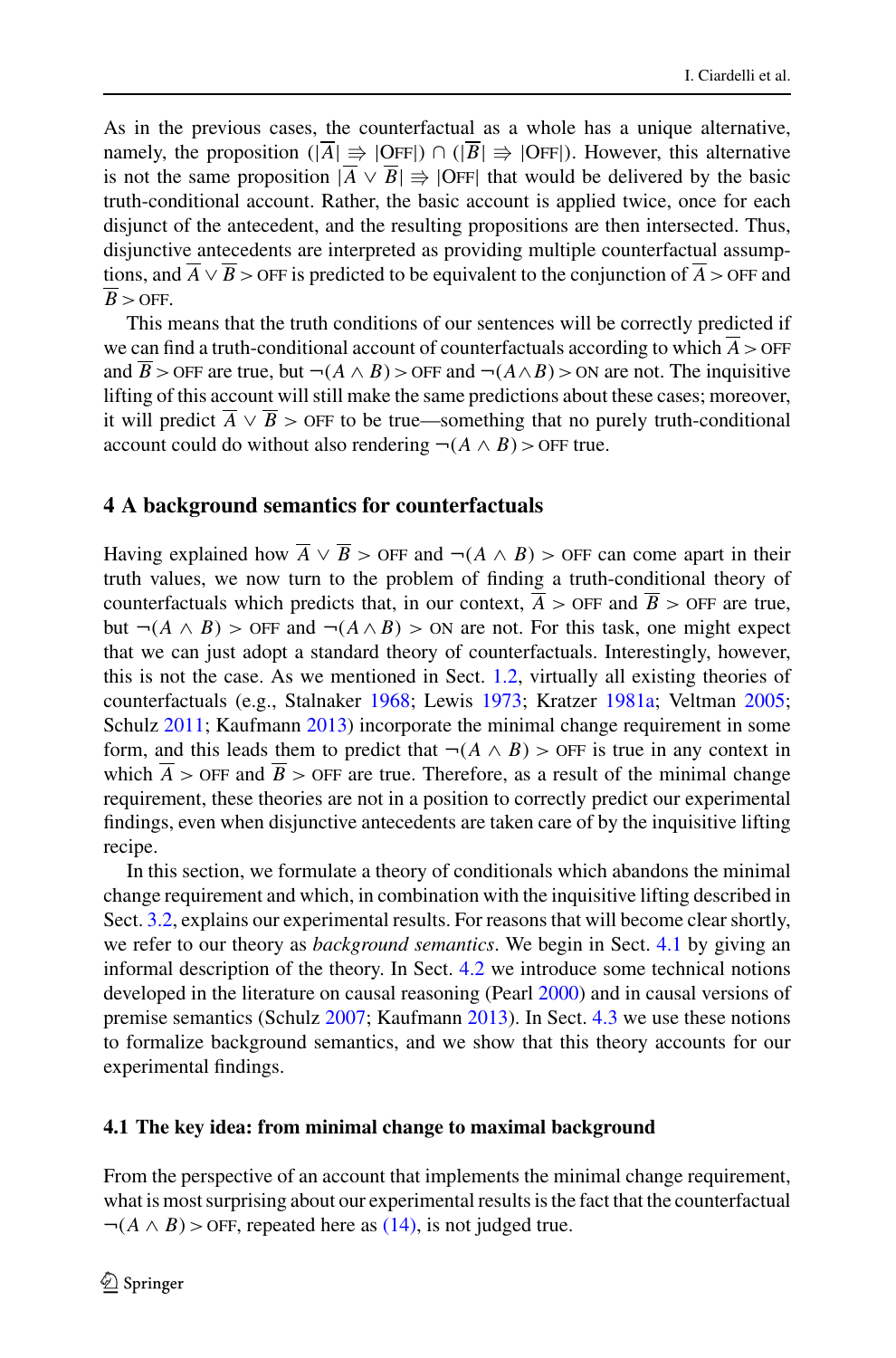As in the previous cases, the counterfactual as a whole has a unique alternative, namely, the proposition $(|\overline{A}| \Rrightarrow |\text{OFF}|) \cap (|\overline{B}| \Rrightarrow |\text{OFF}|)$. However, this alternative is not the same proposition $|\overline{A} \vee \overline{B}| \Rrightarrow |\text{OFF}|$ that would be delivered by the basic truth-conditional account. Rather, the basic account is applied twice, once for each disjunct of the antecedent, and the resulting propositions are then intersected. Thus, disjunctive antecedents are interpreted as providing multiple counterfactual assumptions, and $\overline{A} \vee \overline{B} > \text{OFF}$ is predicted to be equivalent to the conjunction of $\overline{A} > \text{OFF}$ and $\overline{B} > \text{OFF}$.

This means that the truth conditions of our sentences will be correctly predicted if we can find a truth-conditional account of counterfactuals according to which $\overline{A} > \text{OFF}$ and $\overline{B} > \text{OFF}$ are true, but $\neg(A \wedge B) > \text{OFF}$ and $\neg(A \wedge B) > \text{ON}$ are not. The inquisitive lifting of this account will still make the same predictions about these cases; moreover, it will predict $\overline{A} \vee \overline{B} > \text{OFF}$ to be true—something that no purely truth-conditional account could do without also rendering $\neg(A \wedge B) > \text{OFF}$ true.

## 4 A background semantics for counterfactuals

Having explained how $\overline{A} \vee \overline{B} > \text{OFF}$ and $\neg(A \wedge B) > \text{OFF}$ can come apart in their truth values, we now turn to the problem of finding a truth-conditional theory of counterfactuals which predicts that, in our context, $\overline{A} > \text{OFF}$ and $\overline{B} > \text{OFF}$ are true, but $\neg(A \wedge B) > \text{OFF}$ and $\neg(A \wedge B) > \text{ON}$ are not. For this task, one might expect that we can just adopt a standard theory of counterfactuals. Interestingly, however, this is not the case. As we mentioned in Sect. 1.2, virtually all existing theories of counterfactuals (e.g., Stalnaker 1968; Lewis 1973; Kratzer 1981a; Veltman 2005; Schulz 2011; Kaufmann 2013) incorporate the minimal change requirement in some form, and this leads them to predict that $\neg(A \wedge B) > \text{OFF}$ is true in any context in which $\overline{A} > \text{OFF}$ and $\overline{B} > \text{OFF}$ are true. Therefore, as a result of the minimal change requirement, these theories are not in a position to correctly predict our experimental findings, even when disjunctive antecedents are taken care of by the inquisitive lifting recipe.

In this section, we formulate a theory of conditionals which abandons the minimal change requirement and which, in combination with the inquisitive lifting described in Sect. 3.2, explains our experimental results. For reasons that will become clear shortly, we refer to our theory as *background semantics*. We begin in Sect. 4.1 by giving an informal description of the theory. In Sect. 4.2 we introduce some technical notions developed in the literature on causal reasoning (Pearl 2000) and in causal versions of premise semantics (Schulz 2007; Kaufmann 2013). In Sect. 4.3 we use these notions to formalize background semantics, and we show that this theory accounts for our experimental findings.

### 4.1 The key idea: from minimal change to maximal background

From the perspective of an account that implements the minimal change requirement, what is most surprising about our experimental results is the fact that the counterfactual $\neg(A \wedge B) > \text{OFF}$, repeated here as (14), is not judged true.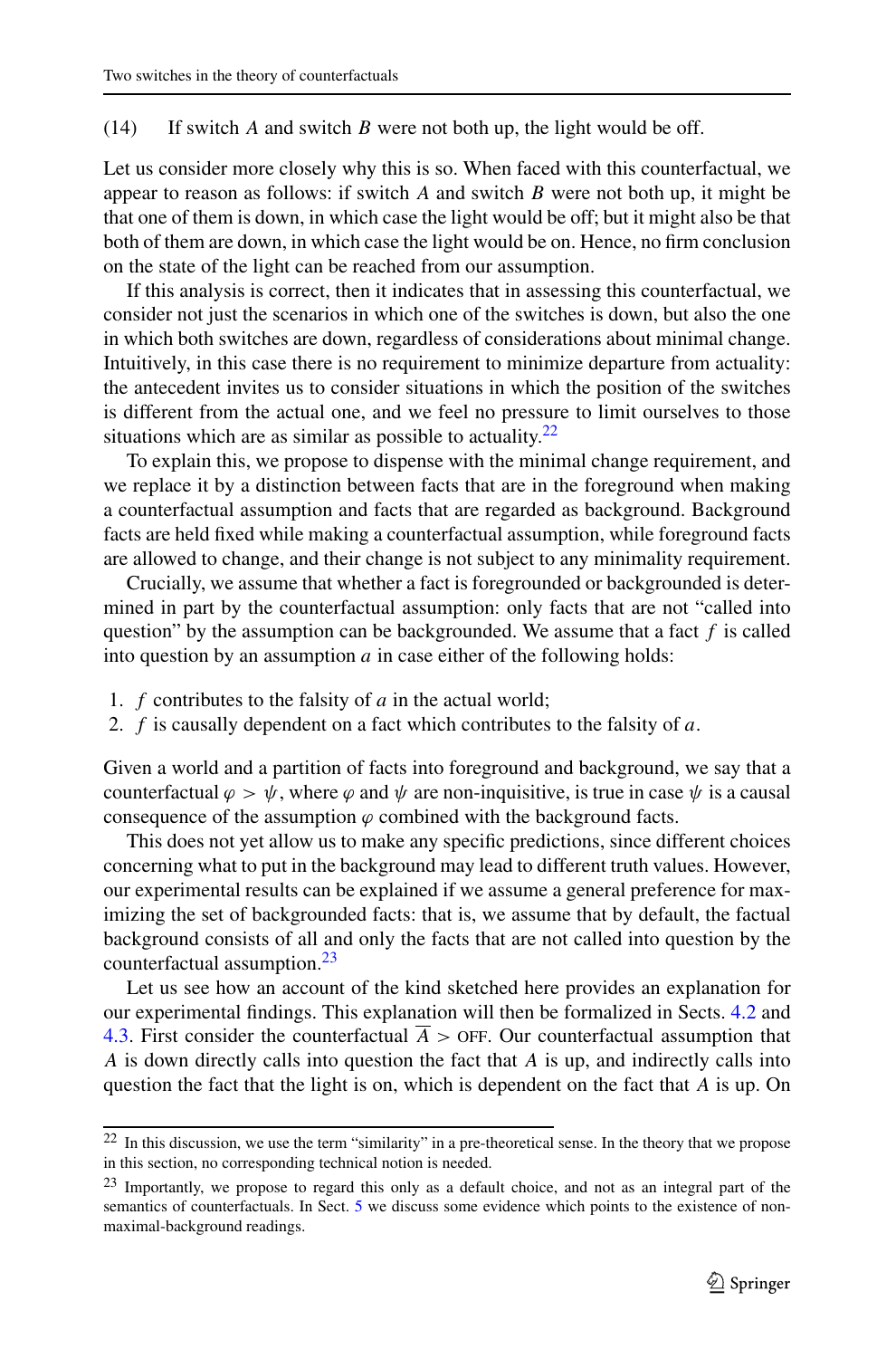(14) If switch $A$ and switch $B$ were not both up, the light would be off.

Let us consider more closely why this is so. When faced with this counterfactual, we appear to reason as follows: if switch $A$ and switch $B$ were not both up, it might be that one of them is down, in which case the light would be off; but it might also be that both of them are down, in which case the light would be on. Hence, no firm conclusion on the state of the light can be reached from our assumption.

If this analysis is correct, then it indicates that in assessing this counterfactual, we consider not just the scenarios in which one of the switches is down, but also the one in which both switches are down, regardless of considerations about minimal change. Intuitively, in this case there is no requirement to minimize departure from actuality: the antecedent invites us to consider situations in which the position of the switches is different from the actual one, and we feel no pressure to limit ourselves to those situations which are as similar as possible to actuality.[22]

To explain this, we propose to dispense with the minimal change requirement, and we replace it by a distinction between facts that are in the foreground when making a counterfactual assumption and facts that are regarded as background. Background facts are held fixed while making a counterfactual assumption, while foreground facts are allowed to change, and their change is not subject to any minimality requirement.

Crucially, we assume that whether a fact is foregrounded or backgrounded is determined in part by the counterfactual assumption: only facts that are not "called into question" by the assumption can be backgrounded. We assume that a fact $f$ is called into question by an assumption $a$ in case either of the following holds:

1. $f$ contributes to the falsity of $a$ in the actual world;
2. $f$ is causally dependent on a fact which contributes to the falsity of $a$.

Given a world and a partition of facts into foreground and background, we say that a counterfactual $\varphi > \psi$, where $\varphi$ and $\psi$ are non-inquisitive, is true in case $\psi$ is a causal consequence of the assumption $\varphi$ combined with the background facts.

This does not yet allow us to make any specific predictions, since different choices concerning what to put in the background may lead to different truth values. However, our experimental results can be explained if we assume a general preference for maximizing the set of backgrounded facts: that is, we assume that by default, the factual background consists of all and only the facts that are not called into question by the counterfactual assumption.[23]

Let us see how an account of the kind sketched here provides an explanation for our experimental findings. This explanation will then be formalized in Sects. 4.2 and 4.3. First consider the counterfactual $\overline{A} > \text{OFF}$. Our counterfactual assumption that $A$ is down directly calls into question the fact that $A$ is up, and indirectly calls into question the fact that the light is on, which is dependent on the fact that $A$ is up. On

---

[22] In this discussion, we use the term "similarity" in a pre-theoretical sense. In the theory that we propose in this section, no corresponding technical notion is needed.

[23] Importantly, we propose to regard this only as a default choice, and not as an integral part of the semantics of counterfactuals. In Sect. 5 we discuss some evidence which points to the existence of non-maximal-background readings.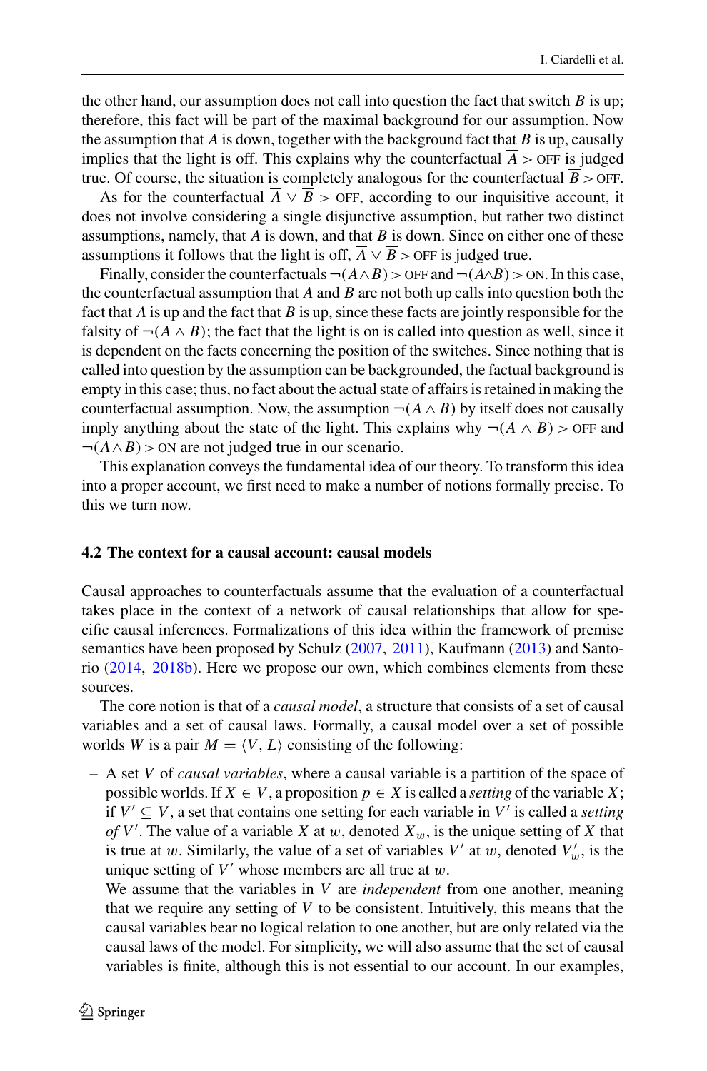the other hand, our assumption does not call into question the fact that switch $B$ is up; therefore, this fact will be part of the maximal background for our assumption. Now the assumption that $A$ is down, together with the background fact that $B$ is up, causally implies that the light is off. This explains why the counterfactual $\overline{A} > \text{OFF}$ is judged true. Of course, the situation is completely analogous for the counterfactual $\overline{B} > \text{OFF}$.

As for the counterfactual $\overline{A} \vee \overline{B} > \text{OFF}$, according to our inquisitive account, it does not involve considering a single disjunctive assumption, but rather two distinct assumptions, namely, that $A$ is down, and that $B$ is down. Since on either one of these assumptions it follows that the light is off, $\overline{A} \vee \overline{B} > \text{OFF}$ is judged true.

Finally, consider the counterfactuals $\neg(A \wedge B) > \text{OFF}$ and $\neg(A \wedge B) > \text{ON}$. In this case, the counterfactual assumption that $A$ and $B$ are not both up calls into question both the fact that $A$ is up and the fact that $B$ is up, since these facts are jointly responsible for the falsity of $\neg(A \wedge B)$; the fact that the light is on is called into question as well, since it is dependent on the facts concerning the position of the switches. Since nothing that is called into question by the assumption can be backgrounded, the factual background is empty in this case; thus, no fact about the actual state of affairs is retained in making the counterfactual assumption. Now, the assumption $\neg(A \wedge B)$ by itself does not causally imply anything about the state of the light. This explains why $\neg(A \wedge B) > \text{OFF}$ and $\neg(A \wedge B) > \text{ON}$ are not judged true in our scenario.

This explanation conveys the fundamental idea of our theory. To transform this idea into a proper account, we first need to make a number of notions formally precise. To this we turn now.

### 4.2 The context for a causal account: causal models

Causal approaches to counterfactuals assume that the evaluation of a counterfactual takes place in the context of a network of causal relationships that allow for specific causal inferences. Formalizations of this idea within the framework of premise semantics have been proposed by Schulz (2007, 2011), Kaufmann (2013) and Santorio (2014, 2018b). Here we propose our own, which combines elements from these sources.

The core notion is that of a *causal model*, a structure that consists of a set of causal variables and a set of causal laws. Formally, a causal model over a set of possible worlds $W$ is a pair $M = \langle V, L \rangle$ consisting of the following:

– A set $V$ of *causal variables*, where a causal variable is a partition of the space of possible worlds. If $X \in V$, a proposition $p \in X$ is called a *setting* of the variable $X$; if $V' \subseteq V$, a set that contains one setting for each variable in $V'$ is called a *setting of* $V'$. The value of a variable $X$ at $w$, denoted $X_w$, is the unique setting of $X$ that is true at $w$. Similarly, the value of a set of variables $V'$ at $w$, denoted $V'_w$, is the unique setting of $V'$ whose members are all true at $w$.

  We assume that the variables in $V$ are *independent* from one another, meaning that we require any setting of $V$ to be consistent. Intuitively, this means that the causal variables bear no logical relation to one another, but are only related via the causal laws of the model. For simplicity, we will also assume that the set of causal variables is finite, although this is not essential to our account. In our examples,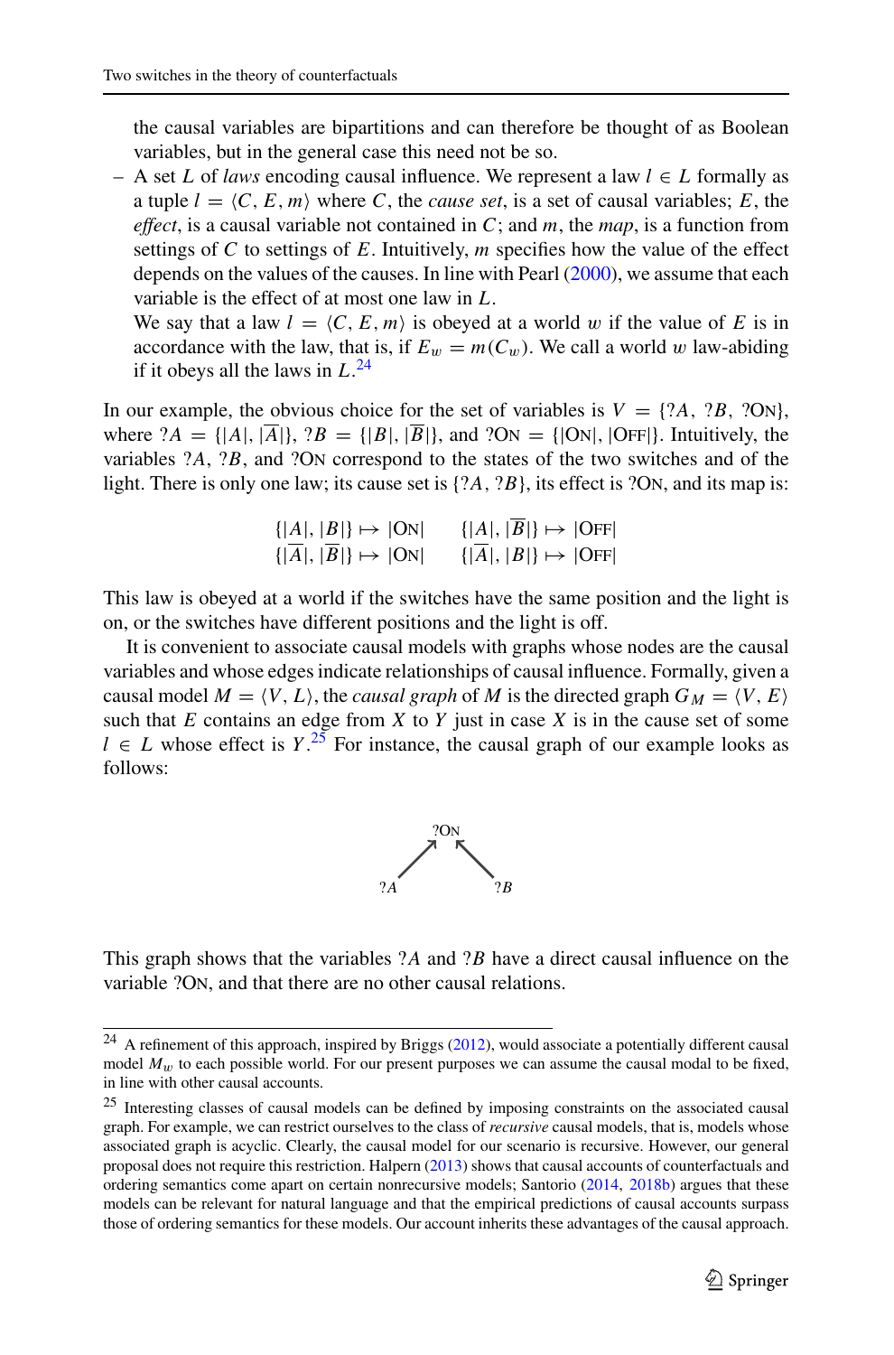the causal variables are bipartitions and can therefore be thought of as Boolean variables, but in the general case this need not be so.

– A set $L$ of *laws* encoding causal influence. We represent a law $l \in L$ formally as a tuple $l = \langle C, E, m \rangle$ where $C$, the *cause set*, is a set of causal variables; $E$, the *effect*, is a causal variable not contained in $C$; and $m$, the *map*, is a function from settings of $C$ to settings of $E$. Intuitively, $m$ specifies how the value of the effect depends on the values of the causes. In line with Pearl (2000), we assume that each variable is the effect of at most one law in $L$.

  We say that a law $l = \langle C, E, m \rangle$ is obeyed at a world $w$ if the value of $E$ is in accordance with the law, that is, if $E_w = m(C_w)$. We call a world $w$ law-abiding if it obeys all the laws in $L$.[24]

In our example, the obvious choice for the set of variables is $V = \{?A, ?B, ?\text{ON}\}$, where $?A = \{|A|, |\overline{A}|\}$, $?B = \{|B|, |\overline{B}|\}$, and $?\text{ON} = \{|\text{ON}|, |\text{OFF}|\}$. Intuitively, the variables $?A$, $?B$, and $?\text{ON}$ correspond to the states of the two switches and of the light. There is only one law; its cause set is $\{?A, ?B\}$, its effect is $?\text{ON}$, and its map is:

$$\{|A|, |B|\} \mapsto |\text{ON}| \qquad \{|A|, |\overline{B}|\} \mapsto |\text{OFF}|$$
$$\{|\overline{A}|, |\overline{B}|\} \mapsto |\text{ON}| \qquad \{|\overline{A}|, |B|\} \mapsto |\text{OFF}|$$

This law is obeyed at a world if the switches have the same position and the light is on, or the switches have different positions and the light is off.

It is convenient to associate causal models with graphs whose nodes are the causal variables and whose edges indicate relationships of causal influence. Formally, given a causal model $M = \langle V, L \rangle$, the *causal graph* of $M$ is the directed graph $G_M = \langle V, E \rangle$ such that $E$ contains an edge from $X$ to $Y$ just in case $X$ is in the cause set of some $l \in L$ whose effect is $Y$.[25] For instance, the causal graph of our example looks as follows:

$$?A \rightarrow ?\text{ON} \leftarrow ?B$$

This graph shows that the variables $?A$ and $?B$ have a direct causal influence on the variable $?\text{ON}$, and that there are no other causal relations.

---

[24] A refinement of this approach, inspired by Briggs (2012), would associate a potentially different causal model $M_w$ to each possible world. For our present purposes we can assume the causal modal to be fixed, in line with other causal accounts.

[25] Interesting classes of causal models can be defined by imposing constraints on the associated causal graph. For example, we can restrict ourselves to the class of *recursive* causal models, that is, models whose associated graph is acyclic. Clearly, the causal model for our scenario is recursive. However, our general proposal does not require this restriction. Halpern (2013) shows that causal accounts of counterfactuals and ordering semantics come apart on certain nonrecursive models; Santorio (2014, 2018b) argues that these models can be relevant for natural language and that the empirical predictions of causal accounts surpass those of ordering semantics for these models. Our account inherits these advantages of the causal approach.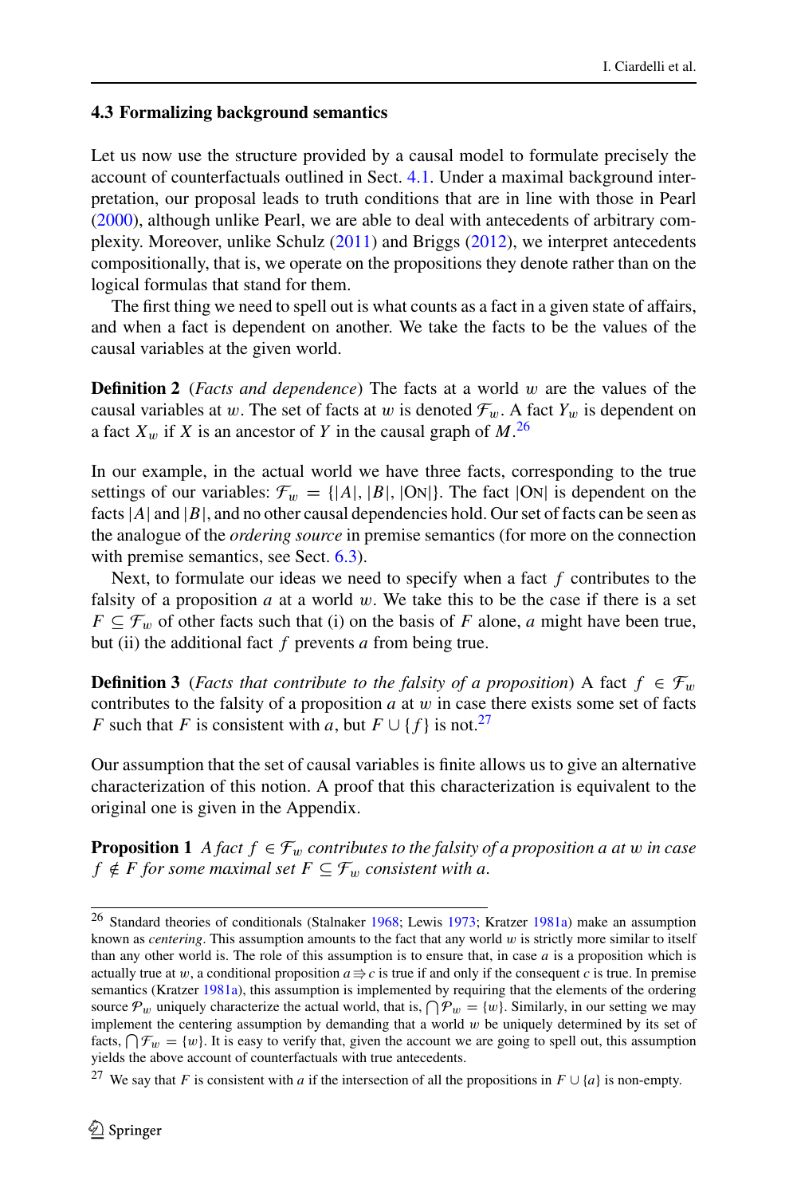### 4.3 Formalizing background semantics

Let us now use the structure provided by a causal model to formulate precisely the account of counterfactuals outlined in Sect. 4.1. Under a maximal background interpretation, our proposal leads to truth conditions that are in line with those in Pearl (2000), although unlike Pearl, we are able to deal with antecedents of arbitrary complexity. Moreover, unlike Schulz (2011) and Briggs (2012), we interpret antecedents compositionally, that is, we operate on the propositions they denote rather than on the logical formulas that stand for them.

The first thing we need to spell out is what counts as a fact in a given state of affairs, and when a fact is dependent on another. We take the facts to be the values of the causal variables at the given world.

**Definition 2** (*Facts and dependence*) The facts at a world $w$ are the values of the causal variables at $w$. The set of facts at $w$ is denoted $\mathcal{F}_w$. A fact $Y_w$ is dependent on a fact $X_w$ if $X$ is an ancestor of $Y$ in the causal graph of $M$.[26]

In our example, in the actual world we have three facts, corresponding to the true settings of our variables: $\mathcal{F}_w = \{|A|, |B|, |\text{ON}|\}$. The fact $|\text{ON}|$ is dependent on the facts $|A|$ and $|B|$, and no other causal dependencies hold. Our set of facts can be seen as the analogue of the *ordering source* in premise semantics (for more on the connection with premise semantics, see Sect. 6.3).

Next, to formulate our ideas we need to specify when a fact $f$ contributes to the falsity of a proposition $a$ at a world $w$. We take this to be the case if there is a set $F \subseteq \mathcal{F}_w$ of other facts such that (i) on the basis of $F$ alone, $a$ might have been true, but (ii) the additional fact $f$ prevents $a$ from being true.

**Definition 3** (*Facts that contribute to the falsity of a proposition*) A fact $f \in \mathcal{F}_w$ contributes to the falsity of a proposition $a$ at $w$ in case there exists some set of facts $F$ such that $F$ is consistent with $a$, but $F \cup \{f\}$ is not.[27]

Our assumption that the set of causal variables is finite allows us to give an alternative characterization of this notion. A proof that this characterization is equivalent to the original one is given in the Appendix.

**Proposition 1** *A fact $f \in \mathcal{F}_w$ contributes to the falsity of a proposition $a$ at $w$ in case $f \notin F$ for some maximal set $F \subseteq \mathcal{F}_w$ consistent with $a$.*

---

[26] Standard theories of conditionals (Stalnaker 1968; Lewis 1973; Kratzer 1981a) make an assumption known as *centering*. This assumption amounts to the fact that any world $w$ is strictly more similar to itself than any other world is. The role of this assumption is to ensure that, in case $a$ is a proposition which is actually true at $w$, a conditional proposition $a \Rightarrow c$ is true if and only if the consequent $c$ is true. In premise semantics (Kratzer 1981a), this assumption is implemented by requiring that the elements of the ordering source $\mathcal{P}_w$ uniquely characterize the actual world, that is, $\bigcap \mathcal{P}_w = \{w\}$. Similarly, in our setting we may implement the centering assumption by demanding that a world $w$ be uniquely determined by its set of facts, $\bigcap \mathcal{F}_w = \{w\}$. It is easy to verify that, given the account we are going to spell out, this assumption yields the above account of counterfactuals with true antecedents.

[27] We say that $F$ is consistent with $a$ if the intersection of all the propositions in $F \cup \{a\}$ is non-empty.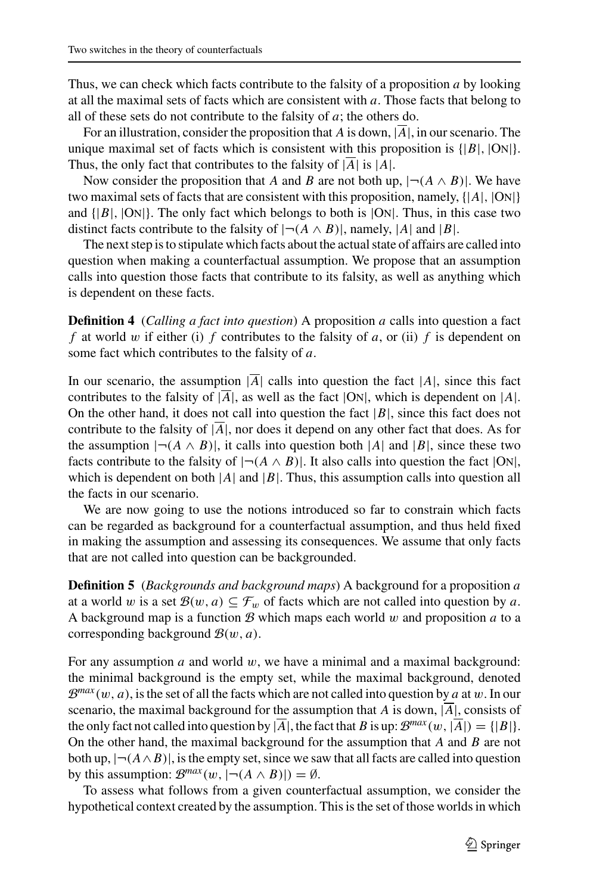Thus, we can check which facts contribute to the falsity of a proposition $a$ by looking at all the maximal sets of facts which are consistent with $a$. Those facts that belong to all of these sets do not contribute to the falsity of $a$; the others do.

For an illustration, consider the proposition that $A$ is down, $|\overline{A}|$, in our scenario. The unique maximal set of facts which is consistent with this proposition is $\{|B|, |\text{ON}|\}$. Thus, the only fact that contributes to the falsity of $|\overline{A}|$ is $|A|$.

Now consider the proposition that $A$ and $B$ are not both up, $|\neg(A \wedge B)|$. We have two maximal sets of facts that are consistent with this proposition, namely, $\{|A|, |\text{ON}|\}$ and $\{|B|, |\text{ON}|\}$. The only fact which belongs to both is $|\text{ON}|$. Thus, in this case two distinct facts contribute to the falsity of $|\neg(A \wedge B)|$, namely, $|A|$ and $|B|$.

The next step is to stipulate which facts about the actual state of affairs are called into question when making a counterfactual assumption. We propose that an assumption calls into question those facts that contribute to its falsity, as well as anything which is dependent on these facts.

**Definition 4** (*Calling a fact into question*) A proposition $a$ calls into question a fact $f$ at world $w$ if either (i) $f$ contributes to the falsity of $a$, or (ii) $f$ is dependent on some fact which contributes to the falsity of $a$.

In our scenario, the assumption $|\overline{A}|$ calls into question the fact $|A|$, since this fact contributes to the falsity of $|\overline{A}|$, as well as the fact $|\text{ON}|$, which is dependent on $|A|$. On the other hand, it does not call into question the fact $|B|$, since this fact does not contribute to the falsity of $|\overline{A}|$, nor does it depend on any other fact that does. As for the assumption $|\neg(A \wedge B)|$, it calls into question both $|A|$ and $|B|$, since these two facts contribute to the falsity of $|\neg(A \wedge B)|$. It also calls into question the fact $|\text{ON}|$, which is dependent on both $|A|$ and $|B|$. Thus, this assumption calls into question all the facts in our scenario.

We are now going to use the notions introduced so far to constrain which facts can be regarded as background for a counterfactual assumption, and thus held fixed in making the assumption and assessing its consequences. We assume that only facts that are not called into question can be backgrounded.

**Definition 5** (*Backgrounds and background maps*) A background for a proposition $a$ at a world $w$ is a set $\mathcal{B}(w, a) \subseteq \mathcal{F}_w$ of facts which are not called into question by $a$. A background map is a function $\mathcal{B}$ which maps each world $w$ and proposition $a$ to a corresponding background $\mathcal{B}(w, a)$.

For any assumption $a$ and world $w$, we have a minimal and a maximal background: the minimal background is the empty set, while the maximal background, denoted $\mathcal{B}^{max}(w, a)$, is the set of all the facts which are not called into question by $a$ at $w$. In our scenario, the maximal background for the assumption that $A$ is down, $|\overline{A}|$, consists of the only fact not called into question by $|\overline{A}|$, the fact that $B$ is up: $\mathcal{B}^{max}(w, |\overline{A}|) = \{|B|\}$. On the other hand, the maximal background for the assumption that $A$ and $B$ are not both up, $|\neg(A \wedge B)|$, is the empty set, since we saw that all facts are called into question by this assumption: $\mathcal{B}^{max}(w, |\neg(A \wedge B)|) = \emptyset$.

To assess what follows from a given counterfactual assumption, we consider the hypothetical context created by the assumption. This is the set of those worlds in which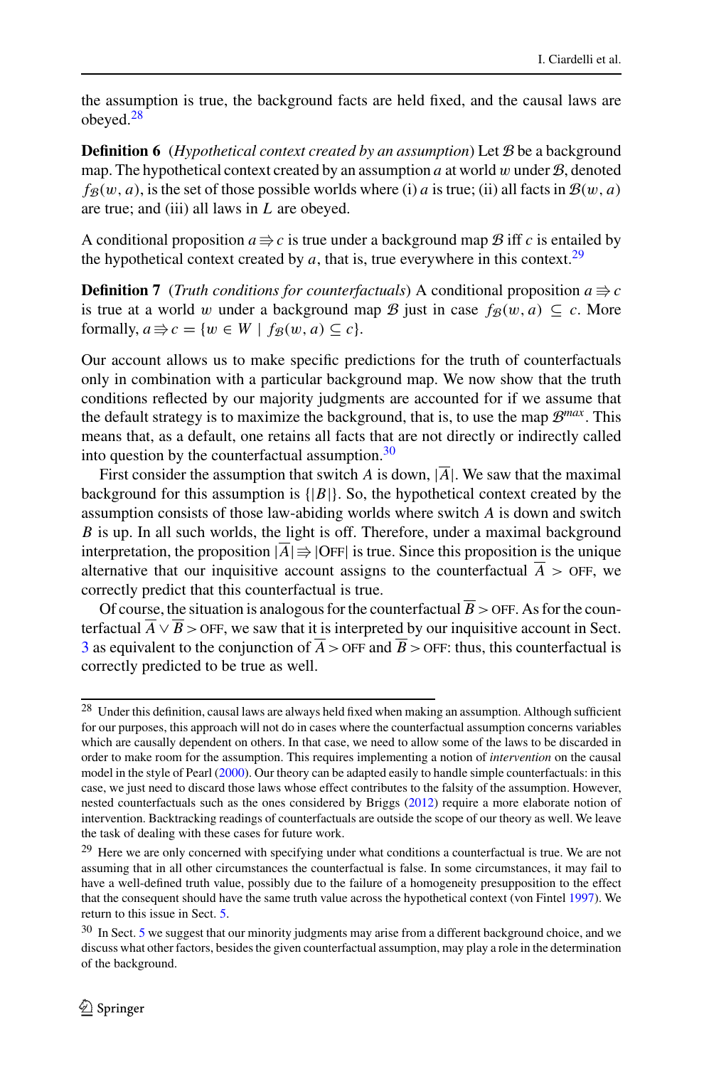the assumption is true, the background facts are held fixed, and the causal laws are obeyed.[28]

**Definition 6** (*Hypothetical context created by an assumption*) Let $\mathcal{B}$ be a background map. The hypothetical context created by an assumption $a$ at world $w$ under $\mathcal{B}$, denoted $f_{\mathcal{B}}(w, a)$, is the set of those possible worlds where (i) $a$ is true; (ii) all facts in $\mathcal{B}(w, a)$ are true; and (iii) all laws in $L$ are obeyed.

A conditional proposition $a \Rrightarrow c$ is true under a background map $\mathcal{B}$ iff $c$ is entailed by the hypothetical context created by $a$, that is, true everywhere in this context.[29]

**Definition 7** (*Truth conditions for counterfactuals*) A conditional proposition $a \Rrightarrow c$ is true at a world $w$ under a background map $\mathcal{B}$ just in case $f_{\mathcal{B}}(w, a) \subseteq c$. More formally, $a \Rrightarrow c = \{w \in W \mid f_{\mathcal{B}}(w, a) \subseteq c\}$.

Our account allows us to make specific predictions for the truth of counterfactuals only in combination with a particular background map. We now show that the truth conditions reflected by our majority judgments are accounted for if we assume that the default strategy is to maximize the background, that is, to use the map $\mathcal{B}^{max}$. This means that, as a default, one retains all facts that are not directly or indirectly called into question by the counterfactual assumption.[30]

First consider the assumption that switch $A$ is down, $|\overline{A}|$. We saw that the maximal background for this assumption is $\{|B|\}$. So, the hypothetical context created by the assumption consists of those law-abiding worlds where switch $A$ is down and switch $B$ is up. In all such worlds, the light is off. Therefore, under a maximal background interpretation, the proposition $|\overline{A}| \Rrightarrow |\text{OFF}|$ is true. Since this proposition is the unique alternative that our inquisitive account assigns to the counterfactual $\overline{A} > \text{OFF}$, we correctly predict that this counterfactual is true.

Of course, the situation is analogous for the counterfactual $\overline{B} > \text{OFF}$. As for the counterfactual $\overline{A} \vee \overline{B} > \text{OFF}$, we saw that it is interpreted by our inquisitive account in Sect. 3 as equivalent to the conjunction of $\overline{A} > \text{OFF}$ and $\overline{B} > \text{OFF}$: thus, this counterfactual is correctly predicted to be true as well.

---

[28] Under this definition, causal laws are always held fixed when making an assumption. Although sufficient for our purposes, this approach will not do in cases where the counterfactual assumption concerns variables which are causally dependent on others. In that case, we need to allow some of the laws to be discarded in order to make room for the assumption. This requires implementing a notion of *intervention* on the causal model in the style of Pearl (2000). Our theory can be adapted easily to handle simple counterfactuals: in this case, we just need to discard those laws whose effect contributes to the falsity of the assumption. However, nested counterfactuals such as the ones considered by Briggs (2012) require a more elaborate notion of intervention. Backtracking readings of counterfactuals are outside the scope of our theory as well. We leave the task of dealing with these cases for future work.

[29] Here we are only concerned with specifying under what conditions a counterfactual is true. We are not assuming that in all other circumstances the counterfactual is false. In some circumstances, it may fail to have a well-defined truth value, possibly due to the failure of a homogeneity presupposition to the effect that the consequent should have the same truth value across the hypothetical context (von Fintel 1997). We return to this issue in Sect. 5.

[30] In Sect. 5 we suggest that our minority judgments may arise from a different background choice, and we discuss what other factors, besides the given counterfactual assumption, may play a role in the determination of the background.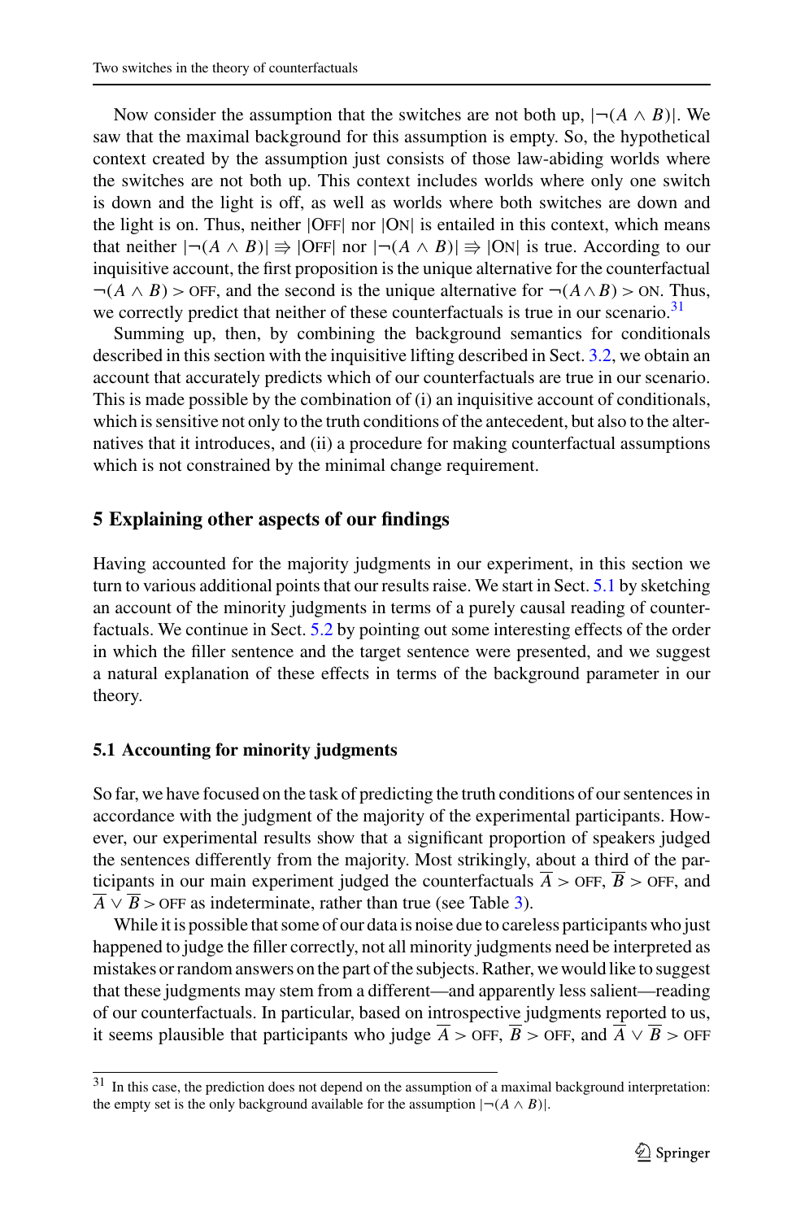Now consider the assumption that the switches are not both up, $|\neg(A \wedge B)|$. We saw that the maximal background for this assumption is empty. So, the hypothetical context created by the assumption just consists of those law-abiding worlds where the switches are not both up. This context includes worlds where only one switch is down and the light is off, as well as worlds where both switches are down and the light is on. Thus, neither $|\text{OFF}|$ nor $|\text{ON}|$ is entailed in this context, which means that neither $|\neg(A \wedge B)| \Rrightarrow |\text{OFF}|$ nor $|\neg(A \wedge B)| \Rrightarrow |\text{ON}|$ is true. According to our inquisitive account, the first proposition is the unique alternative for the counterfactual $\neg(A \wedge B) > \text{OFF}$, and the second is the unique alternative for $\neg(A \wedge B) > \text{ON}$. Thus, we correctly predict that neither of these counterfactuals is true in our scenario.[31]

Summing up, then, by combining the background semantics for conditionals described in this section with the inquisitive lifting described in Sect. 3.2, we obtain an account that accurately predicts which of our counterfactuals are true in our scenario. This is made possible by the combination of (i) an inquisitive account of conditionals, which is sensitive not only to the truth conditions of the antecedent, but also to the alternatives that it introduces, and (ii) a procedure for making counterfactual assumptions which is not constrained by the minimal change requirement.

## 5 Explaining other aspects of our findings

Having accounted for the majority judgments in our experiment, in this section we turn to various additional points that our results raise. We start in Sect. 5.1 by sketching an account of the minority judgments in terms of a purely causal reading of counterfactuals. We continue in Sect. 5.2 by pointing out some interesting effects of the order in which the filler sentence and the target sentence were presented, and we suggest a natural explanation of these effects in terms of the background parameter in our theory.

### 5.1 Accounting for minority judgments

So far, we have focused on the task of predicting the truth conditions of our sentences in accordance with the judgment of the majority of the experimental participants. However, our experimental results show that a significant proportion of speakers judged the sentences differently from the majority. Most strikingly, about a third of the participants in our main experiment judged the counterfactuals $\overline{A} > \text{OFF}$, $\overline{B} > \text{OFF}$, and $\overline{A} \vee \overline{B} > \text{OFF}$ as indeterminate, rather than true (see Table 3).

While it is possible that some of our data is noise due to careless participants who just happened to judge the filler correctly, not all minority judgments need be interpreted as mistakes or random answers on the part of the subjects. Rather, we would like to suggest that these judgments may stem from a different—and apparently less salient—reading of our counterfactuals. In particular, based on introspective judgments reported to us, it seems plausible that participants who judge $\overline{A} > \text{OFF}$, $\overline{B} > \text{OFF}$, and $\overline{A} \vee \overline{B} > \text{OFF}$

[31] In this case, the prediction does not depend on the assumption of a maximal background interpretation: the empty set is the only background available for the assumption $|\neg(A \wedge B)|$.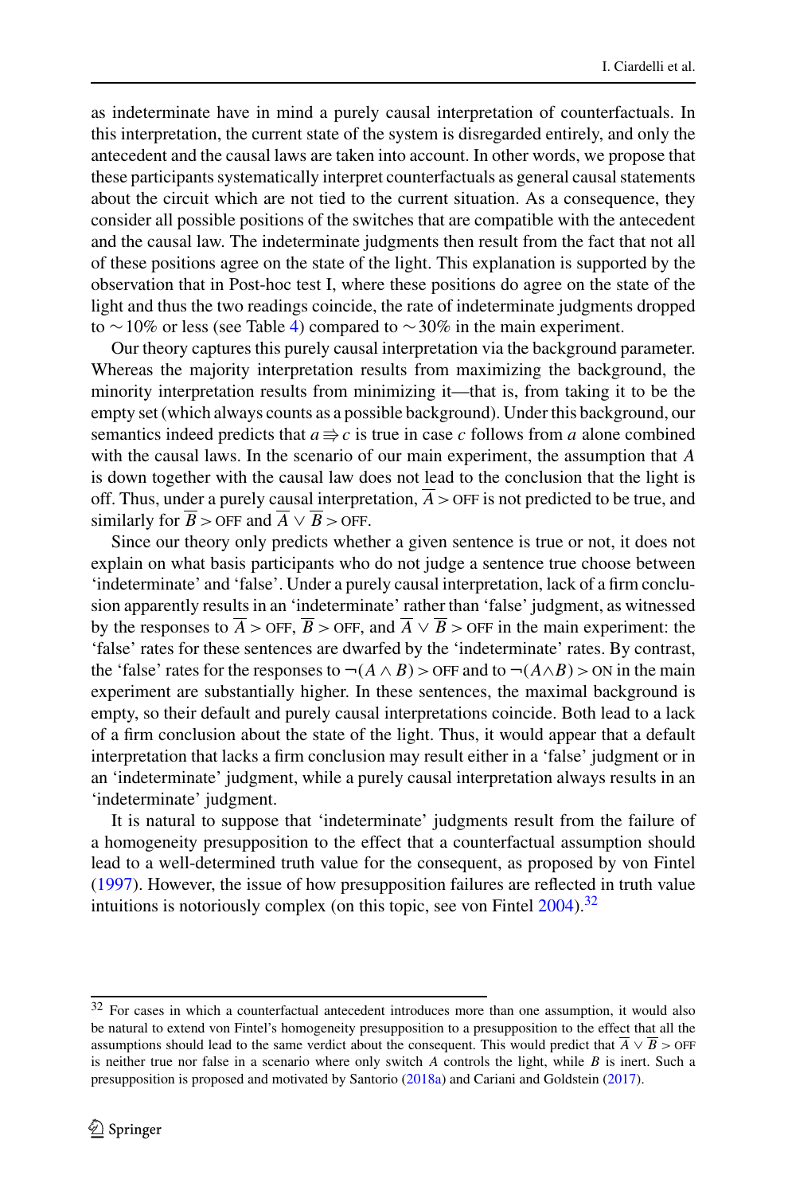as indeterminate have in mind a purely causal interpretation of counterfactuals. In this interpretation, the current state of the system is disregarded entirely, and only the antecedent and the causal laws are taken into account. In other words, we propose that these participants systematically interpret counterfactuals as general causal statements about the circuit which are not tied to the current situation. As a consequence, they consider all possible positions of the switches that are compatible with the antecedent and the causal law. The indeterminate judgments then result from the fact that not all of these positions agree on the state of the light. This explanation is supported by the observation that in Post-hoc test I, where these positions do agree on the state of the light and thus the two readings coincide, the rate of indeterminate judgments dropped to $\sim$10% or less (see Table 4) compared to $\sim$30% in the main experiment.

Our theory captures this purely causal interpretation via the background parameter. Whereas the majority interpretation results from maximizing the background, the minority interpretation results from minimizing it—that is, from taking it to be the empty set (which always counts as a possible background). Under this background, our semantics indeed predicts that $a \Rrightarrow c$ is true in case $c$ follows from $a$ alone combined with the causal laws. In the scenario of our main experiment, the assumption that $A$ is down together with the causal law does not lead to the conclusion that the light is off. Thus, under a purely causal interpretation, $\overline{A} > \text{OFF}$ is not predicted to be true, and similarly for $\overline{B} > \text{OFF}$ and $\overline{A} \vee \overline{B} > \text{OFF}$.

Since our theory only predicts whether a given sentence is true or not, it does not explain on what basis participants who do not judge a sentence true choose between 'indeterminate' and 'false'. Under a purely causal interpretation, lack of a firm conclusion apparently results in an 'indeterminate' rather than 'false' judgment, as witnessed by the responses to $\overline{A} > \text{OFF}$, $\overline{B} > \text{OFF}$, and $\overline{A} \vee \overline{B} > \text{OFF}$ in the main experiment: the 'false' rates for these sentences are dwarfed by the 'indeterminate' rates. By contrast, the 'false' rates for the responses to $\neg(A \wedge B) > \text{OFF}$ and to $\neg(A \wedge B) > \text{ON}$ in the main experiment are substantially higher. In these sentences, the maximal background is empty, so their default and purely causal interpretations coincide. Both lead to a lack of a firm conclusion about the state of the light. Thus, it would appear that a default interpretation that lacks a firm conclusion may result either in a 'false' judgment or in an 'indeterminate' judgment, while a purely causal interpretation always results in an 'indeterminate' judgment.

It is natural to suppose that 'indeterminate' judgments result from the failure of a homogeneity presupposition to the effect that a counterfactual assumption should lead to a well-determined truth value for the consequent, as proposed by von Fintel (1997). However, the issue of how presupposition failures are reflected in truth value intuitions is notoriously complex (on this topic, see von Fintel 2004).[32]

---

[32] For cases in which a counterfactual antecedent introduces more than one assumption, it would also be natural to extend von Fintel's homogeneity presupposition to a presupposition to the effect that all the assumptions should lead to the same verdict about the consequent. This would predict that $\overline{A} \vee \overline{B} > \text{OFF}$ is neither true nor false in a scenario where only switch $A$ controls the light, while $B$ is inert. Such a presupposition is proposed and motivated by Santorio (2018a) and Cariani and Goldstein (2017).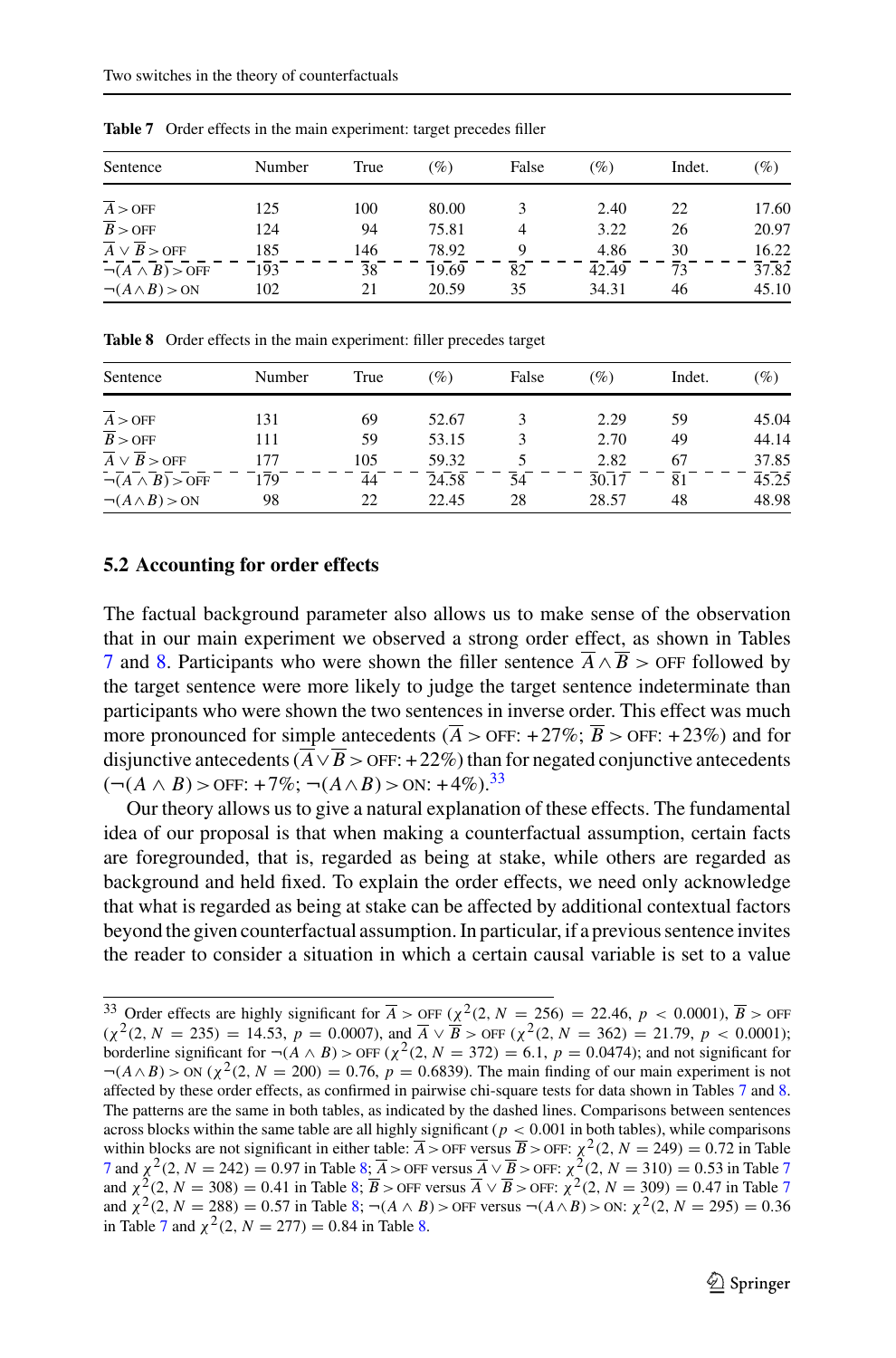**Table 7** Order effects in the main experiment: target precedes filler

| Sentence | Number | True | (%) | False | (%) | Indet. | (%) |
|---|---|---|---|---|---|---|---|
| $\overline{A} >$ OFF | 125 | 100 | 80.00 | 3 | 2.40 | 22 | 17.60 |
| $\overline{B} >$ OFF | 124 | 94 | 75.81 | 4 | 3.22 | 26 | 20.97 |
| $\overline{A} \vee \overline{B} >$ OFF | 185 | 146 | 78.92 | 9 | 4.86 | 30 | 16.22 |
| $\neg(A \wedge B) >$ OFF | 193 | 38 | 19.69 | 82 | 42.49 | 73 | 37.82 |
| $\neg(A \wedge B) >$ ON | 102 | 21 | 20.59 | 35 | 34.31 | 46 | 45.10 |

**Table 8** Order effects in the main experiment: filler precedes target

| Sentence | Number | True | (%) | False | (%) | Indet. | (%) |
|---|---|---|---|---|---|---|---|
| $\overline{A} >$ OFF | 131 | 69 | 52.67 | 3 | 2.29 | 59 | 45.04 |
| $\overline{B} >$ OFF | 111 | 59 | 53.15 | 3 | 2.70 | 49 | 44.14 |
| $\overline{A} \vee \overline{B} >$ OFF | 177 | 105 | 59.32 | 5 | 2.82 | 67 | 37.85 |
| $\neg(A \wedge B) >$ OFF | 179 | 44 | 24.58 | 54 | 30.17 | 81 | 45.25 |
| $\neg(A \wedge B) >$ ON | 98 | 22 | 22.45 | 28 | 28.57 | 48 | 48.98 |

### 5.2 Accounting for order effects

The factual background parameter also allows us to make sense of the observation that in our main experiment we observed a strong order effect, as shown in Tables 7 and 8. Participants who were shown the filler sentence $\overline{A} \wedge \overline{B} >$ OFF followed by the target sentence were more likely to judge the target sentence indeterminate than participants who were shown the two sentences in inverse order. This effect was much more pronounced for simple antecedents ($\overline{A} >$ OFF: $+27\%$; $\overline{B} >$ OFF: $+23\%$) and for disjunctive antecedents ($\overline{A} \vee \overline{B} >$ OFF: $+22\%$) than for negated conjunctive antecedents ($\neg(A \wedge B) >$ OFF: $+7\%$; $\neg(A \wedge B) >$ ON: $+4\%$).[33]

Our theory allows us to give a natural explanation of these effects. The fundamental idea of our proposal is that when making a counterfactual assumption, certain facts are foregrounded, that is, regarded as being at stake, while others are regarded as background and held fixed. To explain the order effects, we need only acknowledge that what is regarded as being at stake can be affected by additional contextual factors beyond the given counterfactual assumption. In particular, if a previous sentence invites the reader to consider a situation in which a certain causal variable is set to a value

[33] Order effects are highly significant for $\overline{A} >$ OFF ($\chi^2(2, N = 256) = 22.46$, $p < 0.0001$), $\overline{B} >$ OFF ($\chi^2(2, N = 235) = 14.53$, $p = 0.0007$), and $\overline{A} \vee \overline{B} >$ OFF ($\chi^2(2, N = 362) = 21.79$, $p < 0.0001$); borderline significant for $\neg(A \wedge B) >$ OFF ($\chi^2(2, N = 372) = 6.1$, $p = 0.0474$); and not significant for $\neg(A \wedge B) >$ ON ($\chi^2(2, N = 200) = 0.76$, $p = 0.6839$). The main finding of our main experiment is not affected by these order effects, as confirmed in pairwise chi-square tests for data shown in Tables 7 and 8. The patterns are the same in both tables, as indicated by the dashed lines. Comparisons between sentences across blocks within the same table are all highly significant ($p < 0.001$ in both tables), while comparisons within blocks are not significant in either table: $\overline{A} >$ OFF versus $\overline{B} >$ OFF: $\chi^2(2, N = 249) = 0.72$ in Table 7 and $\chi^2(2, N = 242) = 0.97$ in Table 8; $\overline{A} >$ OFF versus $\overline{A} \vee \overline{B} >$ OFF: $\chi^2(2, N = 310) = 0.53$ in Table 7 and $\chi^2(2, N = 308) = 0.41$ in Table 8; $\overline{B} >$ OFF versus $\overline{A} \vee \overline{B} >$ OFF: $\chi^2(2, N = 309) = 0.47$ in Table 7 and $\chi^2(2, N = 288) = 0.57$ in Table 8; $\neg(A \wedge B) >$ OFF versus $\neg(A \wedge B) >$ ON: $\chi^2(2, N = 295) = 0.36$ in Table 7 and $\chi^2(2, N = 277) = 0.84$ in Table 8.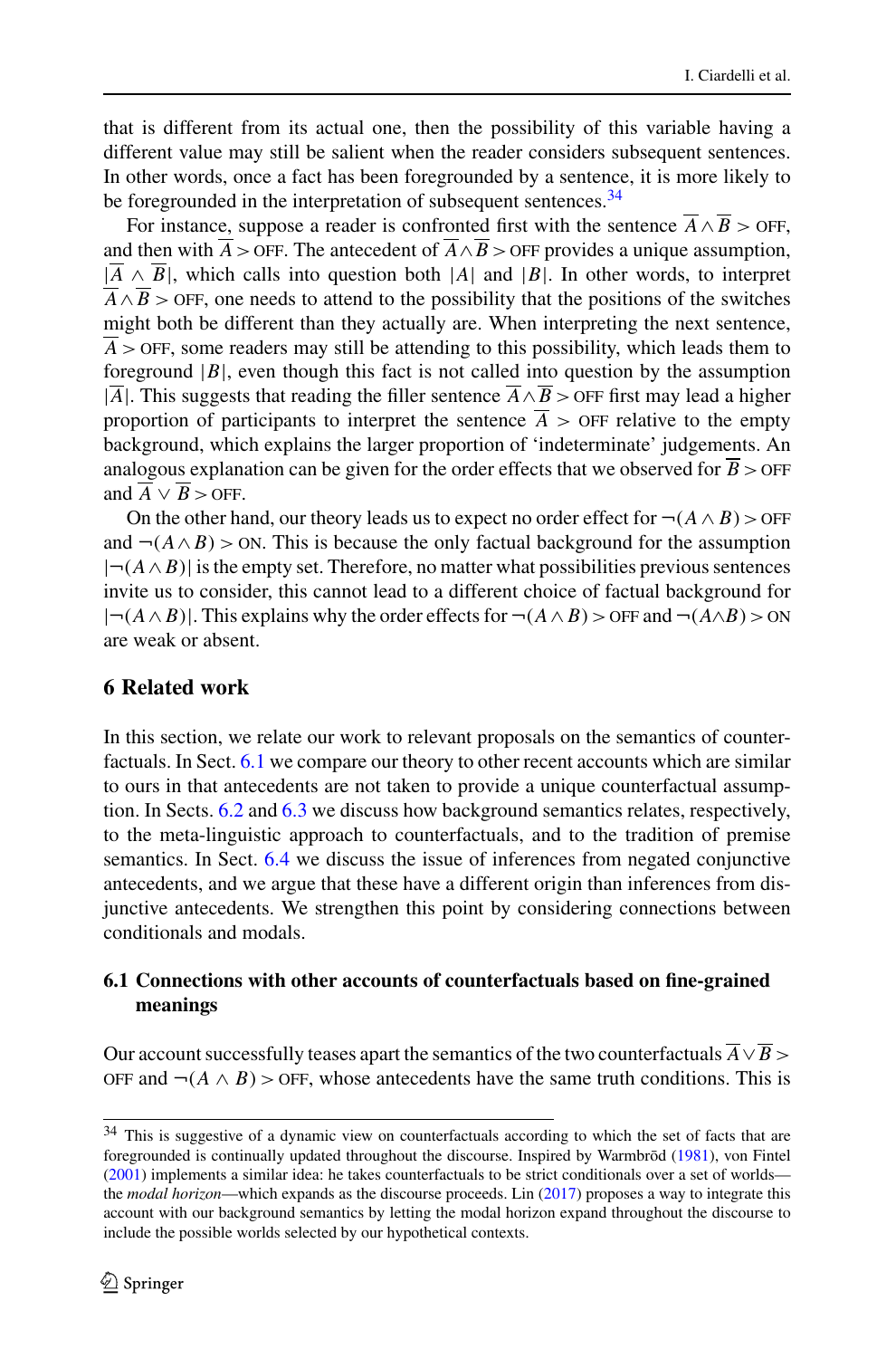that is different from its actual one, then the possibility of this variable having a different value may still be salient when the reader considers subsequent sentences. In other words, once a fact has been foregrounded by a sentence, it is more likely to be foregrounded in the interpretation of subsequent sentences.[34]

For instance, suppose a reader is confronted first with the sentence $\overline{A} \wedge \overline{B} > \text{OFF}$, and then with $\overline{A} > \text{OFF}$. The antecedent of $\overline{A} \wedge \overline{B} > \text{OFF}$ provides a unique assumption, $|\overline{A} \wedge \overline{B}|$, which calls into question both $|A|$ and $|B|$. In other words, to interpret $\overline{A} \wedge \overline{B} > \text{OFF}$, one needs to attend to the possibility that the positions of the switches might both be different than they actually are. When interpreting the next sentence, $\overline{A} > \text{OFF}$, some readers may still be attending to this possibility, which leads them to foreground $|B|$, even though this fact is not called into question by the assumption $|\overline{A}|$. This suggests that reading the filler sentence $\overline{A} \wedge \overline{B} > \text{OFF}$ first may lead a higher proportion of participants to interpret the sentence $\overline{A} > \text{OFF}$ relative to the empty background, which explains the larger proportion of 'indeterminate' judgements. An analogous explanation can be given for the order effects that we observed for $\overline{B} > \text{OFF}$ and $\overline{A} \vee \overline{B} > \text{OFF}$.

On the other hand, our theory leads us to expect no order effect for $\neg(A \wedge B) > \text{OFF}$ and $\neg(A \wedge B) > \text{ON}$. This is because the only factual background for the assumption $|\neg(A \wedge B)|$ is the empty set. Therefore, no matter what possibilities previous sentences invite us to consider, this cannot lead to a different choice of factual background for $|\neg(A \wedge B)|$. This explains why the order effects for $\neg(A \wedge B) > \text{OFF}$ and $\neg(A \wedge B) > \text{ON}$ are weak or absent.

## 6 Related work

In this section, we relate our work to relevant proposals on the semantics of counterfactuals. In Sect. 6.1 we compare our theory to other recent accounts which are similar to ours in that antecedents are not taken to provide a unique counterfactual assumption. In Sects. 6.2 and 6.3 we discuss how background semantics relates, respectively, to the meta-linguistic approach to counterfactuals, and to the tradition of premise semantics. In Sect. 6.4 we discuss the issue of inferences from negated conjunctive antecedents, and we argue that these have a different origin than inferences from disjunctive antecedents. We strengthen this point by considering connections between conditionals and modals.

### 6.1 Connections with other accounts of counterfactuals based on fine-grained meanings

Our account successfully teases apart the semantics of the two counterfactuals $\overline{A} \vee \overline{B} > \text{OFF}$ and $\neg(A \wedge B) > \text{OFF}$, whose antecedents have the same truth conditions. This is

[34] This is suggestive of a dynamic view on counterfactuals according to which the set of facts that are foregrounded is continually updated throughout the discourse. Inspired by Warmbrōd (1981), von Fintel (2001) implements a similar idea: he takes counterfactuals to be strict conditionals over a set of worlds—the *modal horizon*—which expands as the discourse proceeds. Lin (2017) proposes a way to integrate this account with our background semantics by letting the modal horizon expand throughout the discourse to include the possible worlds selected by our hypothetical contexts.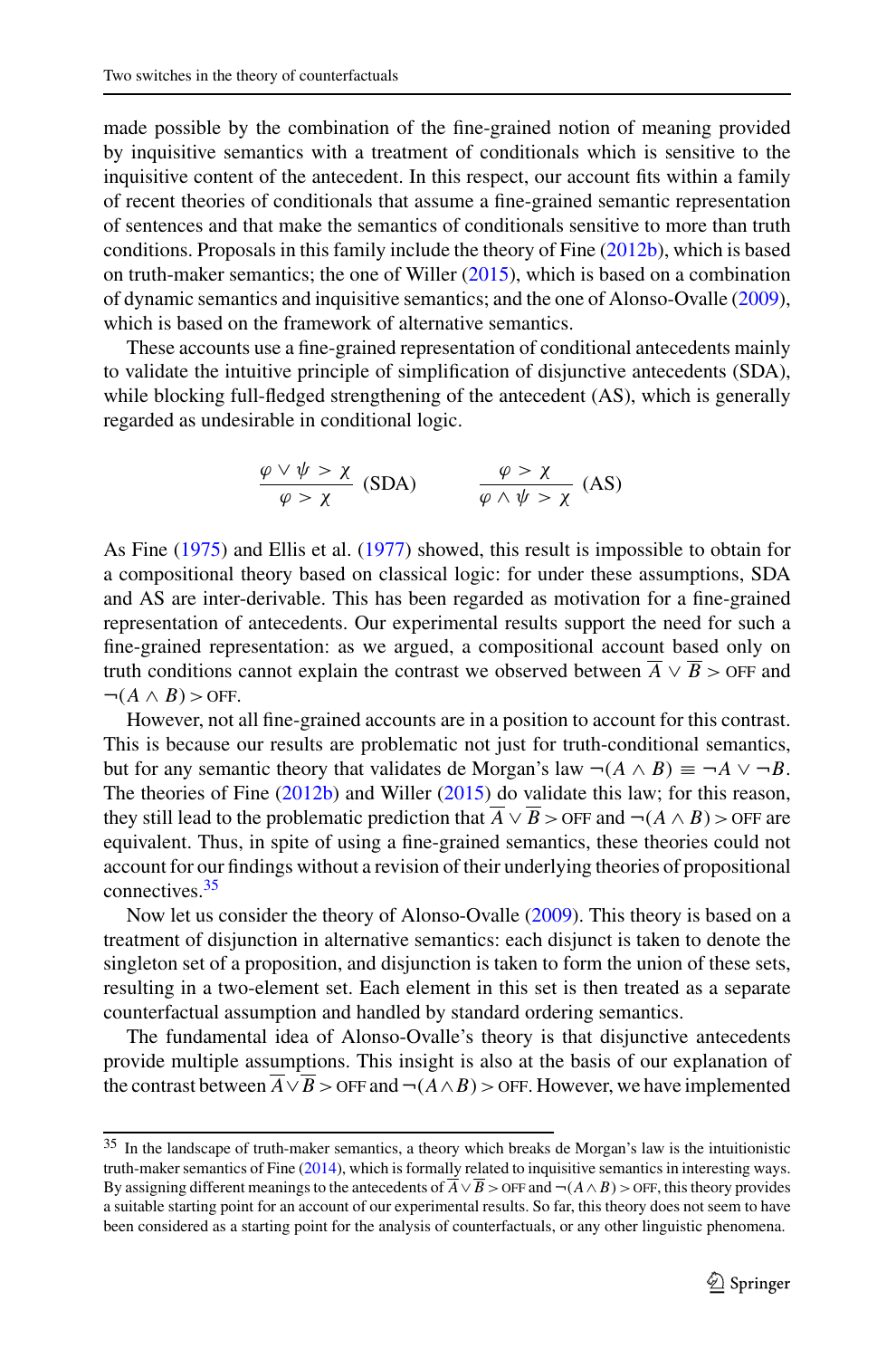made possible by the combination of the fine-grained notion of meaning provided by inquisitive semantics with a treatment of conditionals which is sensitive to the inquisitive content of the antecedent. In this respect, our account fits within a family of recent theories of conditionals that assume a fine-grained semantic representation of sentences and that make the semantics of conditionals sensitive to more than truth conditions. Proposals in this family include the theory of Fine (2012b), which is based on truth-maker semantics; the one of Willer (2015), which is based on a combination of dynamic semantics and inquisitive semantics; and the one of Alonso-Ovalle (2009), which is based on the framework of alternative semantics.

These accounts use a fine-grained representation of conditional antecedents mainly to validate the intuitive principle of simplification of disjunctive antecedents (SDA), while blocking full-fledged strengthening of the antecedent (AS), which is generally regarded as undesirable in conditional logic.

$$\frac{\varphi \vee \psi > \chi}{\varphi > \chi} \text{ (SDA)} \qquad \frac{\varphi > \chi}{\varphi \wedge \psi > \chi} \text{ (AS)}$$

As Fine (1975) and Ellis et al. (1977) showed, this result is impossible to obtain for a compositional theory based on classical logic: for under these assumptions, SDA and AS are inter-derivable. This has been regarded as motivation for a fine-grained representation of antecedents. Our experimental results support the need for such a fine-grained representation: as we argued, a compositional account based only on truth conditions cannot explain the contrast we observed between $\overline{A} \vee \overline{B} > \text{OFF}$ and $\neg(A \wedge B) > \text{OFF}$.

However, not all fine-grained accounts are in a position to account for this contrast. This is because our results are problematic not just for truth-conditional semantics, but for any semantic theory that validates de Morgan's law $\neg(A \wedge B) \equiv \neg A \vee \neg B$. The theories of Fine (2012b) and Willer (2015) do validate this law; for this reason, they still lead to the problematic prediction that $\overline{A} \vee \overline{B} > \text{OFF}$ and $\neg(A \wedge B) > \text{OFF}$ are equivalent. Thus, in spite of using a fine-grained semantics, these theories could not account for our findings without a revision of their underlying theories of propositional connectives.[35]

Now let us consider the theory of Alonso-Ovalle (2009). This theory is based on a treatment of disjunction in alternative semantics: each disjunct is taken to denote the singleton set of a proposition, and disjunction is taken to form the union of these sets, resulting in a two-element set. Each element in this set is then treated as a separate counterfactual assumption and handled by standard ordering semantics.

The fundamental idea of Alonso-Ovalle's theory is that disjunctive antecedents provide multiple assumptions. This insight is also at the basis of our explanation of the contrast between $\overline{A} \vee \overline{B} > \text{OFF}$ and $\neg(A \wedge B) > \text{OFF}$. However, we have implemented

---

[35] In the landscape of truth-maker semantics, a theory which breaks de Morgan's law is the intuitionistic truth-maker semantics of Fine (2014), which is formally related to inquisitive semantics in interesting ways. By assigning different meanings to the antecedents of $\overline{A} \vee \overline{B} > \text{OFF}$ and $\neg(A \wedge B) > \text{OFF}$, this theory provides a suitable starting point for an account of our experimental results. So far, this theory does not seem to have been considered as a starting point for the analysis of counterfactuals, or any other linguistic phenomena.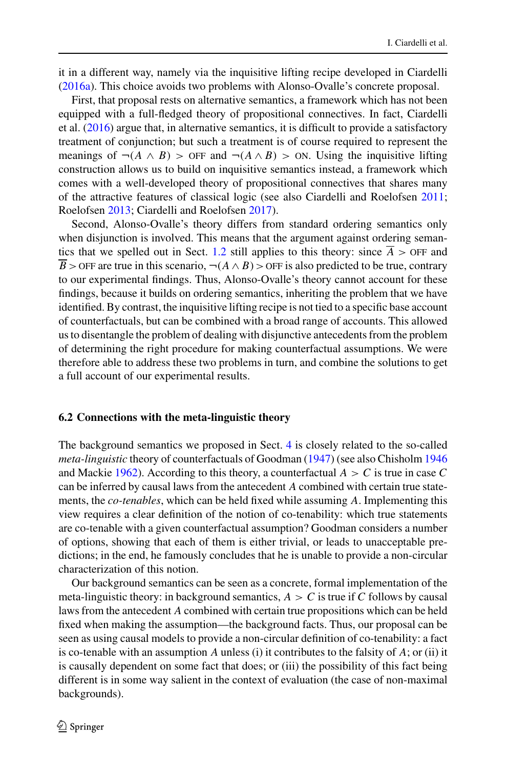it in a different way, namely via the inquisitive lifting recipe developed in Ciardelli (2016a). This choice avoids two problems with Alonso-Ovalle's concrete proposal.

First, that proposal rests on alternative semantics, a framework which has not been equipped with a full-fledged theory of propositional connectives. In fact, Ciardelli et al. (2016) argue that, in alternative semantics, it is difficult to provide a satisfactory treatment of conjunction; but such a treatment is of course required to represent the meanings of $\neg(A \wedge B) > \text{OFF}$ and $\neg(A \wedge B) > \text{ON}$. Using the inquisitive lifting construction allows us to build on inquisitive semantics instead, a framework which comes with a well-developed theory of propositional connectives that shares many of the attractive features of classical logic (see also Ciardelli and Roelofsen 2011; Roelofsen 2013; Ciardelli and Roelofsen 2017).

Second, Alonso-Ovalle's theory differs from standard ordering semantics only when disjunction is involved. This means that the argument against ordering semantics that we spelled out in Sect. 1.2 still applies to this theory: since $\overline{A} > \text{OFF}$ and $\overline{B} > \text{OFF}$ are true in this scenario, $\neg(A \wedge B) > \text{OFF}$ is also predicted to be true, contrary to our experimental findings. Thus, Alonso-Ovalle's theory cannot account for these findings, because it builds on ordering semantics, inheriting the problem that we have identified. By contrast, the inquisitive lifting recipe is not tied to a specific base account of counterfactuals, but can be combined with a broad range of accounts. This allowed us to disentangle the problem of dealing with disjunctive antecedents from the problem of determining the right procedure for making counterfactual assumptions. We were therefore able to address these two problems in turn, and combine the solutions to get a full account of our experimental results.

### 6.2 Connections with the meta-linguistic theory

The background semantics we proposed in Sect. 4 is closely related to the so-called *meta-linguistic* theory of counterfactuals of Goodman (1947) (see also Chisholm 1946 and Mackie 1962). According to this theory, a counterfactual $A > C$ is true in case $C$ can be inferred by causal laws from the antecedent $A$ combined with certain true statements, the *co-tenables*, which can be held fixed while assuming $A$. Implementing this view requires a clear definition of the notion of co-tenability: which true statements are co-tenable with a given counterfactual assumption? Goodman considers a number of options, showing that each of them is either trivial, or leads to unacceptable predictions; in the end, he famously concludes that he is unable to provide a non-circular characterization of this notion.

Our background semantics can be seen as a concrete, formal implementation of the meta-linguistic theory: in background semantics, $A > C$ is true if $C$ follows by causal laws from the antecedent $A$ combined with certain true propositions which can be held fixed when making the assumption—the background facts. Thus, our proposal can be seen as using causal models to provide a non-circular definition of co-tenability: a fact is co-tenable with an assumption $A$ unless (i) it contributes to the falsity of $A$; or (ii) it is causally dependent on some fact that does; or (iii) the possibility of this fact being different is in some way salient in the context of evaluation (the case of non-maximal backgrounds).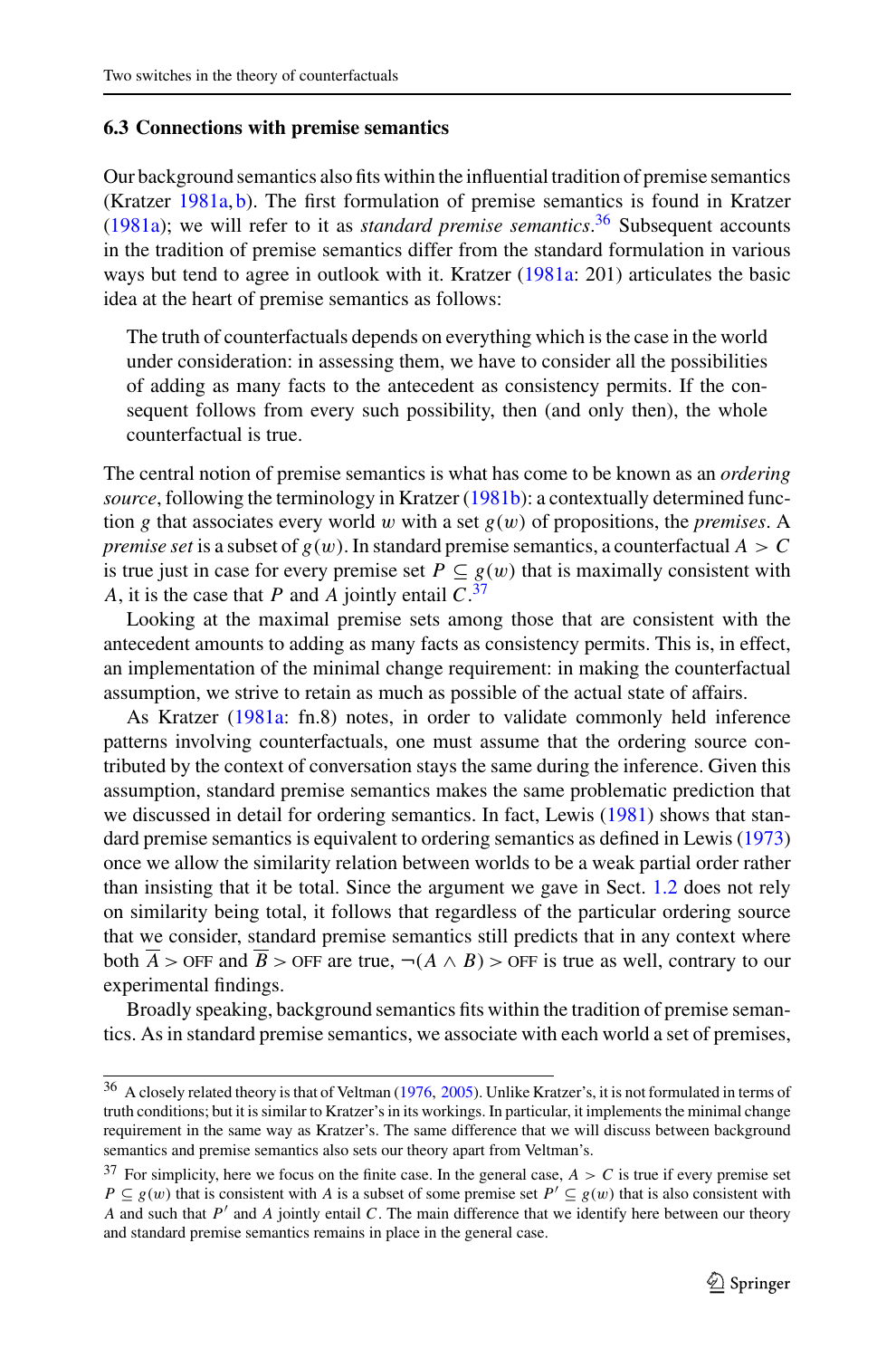### 6.3 Connections with premise semantics

Our background semantics also fits within the influential tradition of premise semantics (Kratzer 1981a, b). The first formulation of premise semantics is found in Kratzer (1981a); we will refer to it as *standard premise semantics*.[36] Subsequent accounts in the tradition of premise semantics differ from the standard formulation in various ways but tend to agree in outlook with it. Kratzer (1981a: 201) articulates the basic idea at the heart of premise semantics as follows:

> The truth of counterfactuals depends on everything which is the case in the world under consideration: in assessing them, we have to consider all the possibilities of adding as many facts to the antecedent as consistency permits. If the consequent follows from every such possibility, then (and only then), the whole counterfactual is true.

The central notion of premise semantics is what has come to be known as an *ordering source*, following the terminology in Kratzer (1981b): a contextually determined function $g$ that associates every world $w$ with a set $g(w)$ of propositions, the *premises*. A *premise set* is a subset of $g(w)$. In standard premise semantics, a counterfactual $A > C$ is true just in case for every premise set $P \subseteq g(w)$ that is maximally consistent with $A$, it is the case that $P$ and $A$ jointly entail $C$.[37]

Looking at the maximal premise sets among those that are consistent with the antecedent amounts to adding as many facts as consistency permits. This is, in effect, an implementation of the minimal change requirement: in making the counterfactual assumption, we strive to retain as much as possible of the actual state of affairs.

As Kratzer (1981a: fn.8) notes, in order to validate commonly held inference patterns involving counterfactuals, one must assume that the ordering source contributed by the context of conversation stays the same during the inference. Given this assumption, standard premise semantics makes the same problematic prediction that we discussed in detail for ordering semantics. In fact, Lewis (1981) shows that standard premise semantics is equivalent to ordering semantics as defined in Lewis (1973) once we allow the similarity relation between worlds to be a weak partial order rather than insisting that it be total. Since the argument we gave in Sect. 1.2 does not rely on similarity being total, it follows that regardless of the particular ordering source that we consider, standard premise semantics still predicts that in any context where both $\overline{A} > \text{OFF}$ and $\overline{B} > \text{OFF}$ are true, $\neg(A \wedge B) > \text{OFF}$ is true as well, contrary to our experimental findings.

Broadly speaking, background semantics fits within the tradition of premise semantics. As in standard premise semantics, we associate with each world a set of premises,

---

[36] A closely related theory is that of Veltman (1976, 2005). Unlike Kratzer's, it is not formulated in terms of truth conditions; but it is similar to Kratzer's in its workings. In particular, it implements the minimal change requirement in the same way as Kratzer's. The same difference that we will discuss between background semantics and premise semantics also sets our theory apart from Veltman's.

[37] For simplicity, here we focus on the finite case. In the general case, $A > C$ is true if every premise set $P \subseteq g(w)$ that is consistent with $A$ is a subset of some premise set $P' \subseteq g(w)$ that is also consistent with $A$ and such that $P'$ and $A$ jointly entail $C$. The main difference that we identify here between our theory and standard premise semantics remains in place in the general case.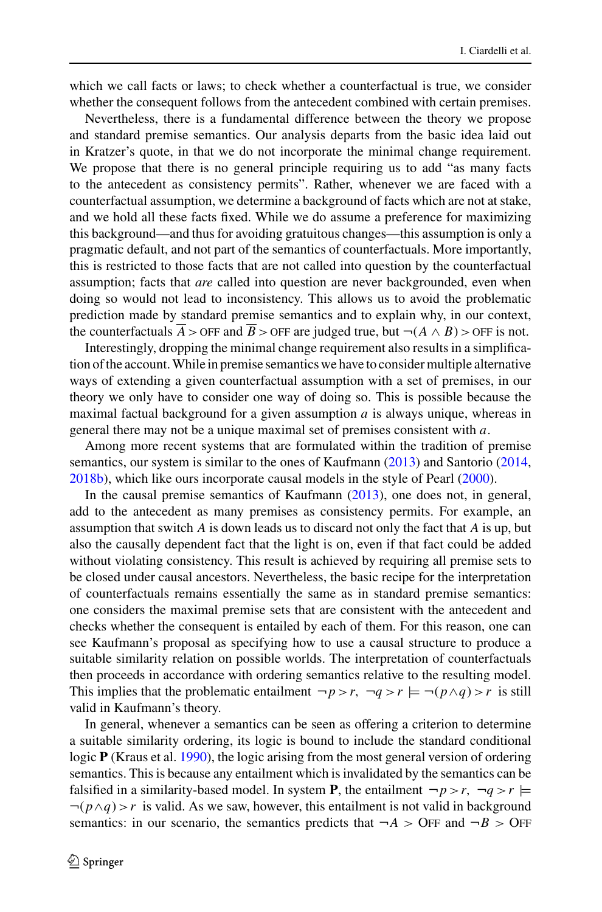which we call facts or laws; to check whether a counterfactual is true, we consider whether the consequent follows from the antecedent combined with certain premises.

Nevertheless, there is a fundamental difference between the theory we propose and standard premise semantics. Our analysis departs from the basic idea laid out in Kratzer's quote, in that we do not incorporate the minimal change requirement. We propose that there is no general principle requiring us to add "as many facts to the antecedent as consistency permits". Rather, whenever we are faced with a counterfactual assumption, we determine a background of facts which are not at stake, and we hold all these facts fixed. While we do assume a preference for maximizing this background—and thus for avoiding gratuitous changes—this assumption is only a pragmatic default, and not part of the semantics of counterfactuals. More importantly, this is restricted to those facts that are not called into question by the counterfactual assumption; facts that *are* called into question are never backgrounded, even when doing so would not lead to inconsistency. This allows us to avoid the problematic prediction made by standard premise semantics and to explain why, in our context, the counterfactuals $\overline{A} > \text{OFF}$ and $\overline{B} > \text{OFF}$ are judged true, but $\neg(A \wedge B) > \text{OFF}$ is not.

Interestingly, dropping the minimal change requirement also results in a simplification of the account. While in premise semantics we have to consider multiple alternative ways of extending a given counterfactual assumption with a set of premises, in our theory we only have to consider one way of doing so. This is possible because the maximal factual background for a given assumption $a$ is always unique, whereas in general there may not be a unique maximal set of premises consistent with $a$.

Among more recent systems that are formulated within the tradition of premise semantics, our system is similar to the ones of Kaufmann (2013) and Santorio (2014, 2018b), which like ours incorporate causal models in the style of Pearl (2000).

In the causal premise semantics of Kaufmann (2013), one does not, in general, add to the antecedent as many premises as consistency permits. For example, an assumption that switch $A$ is down leads us to discard not only the fact that $A$ is up, but also the causally dependent fact that the light is on, even if that fact could be added without violating consistency. This result is achieved by requiring all premise sets to be closed under causal ancestors. Nevertheless, the basic recipe for the interpretation of counterfactuals remains essentially the same as in standard premise semantics: one considers the maximal premise sets that are consistent with the antecedent and checks whether the consequent is entailed by each of them. For this reason, one can see Kaufmann's proposal as specifying how to use a causal structure to produce a suitable similarity relation on possible worlds. The interpretation of counterfactuals then proceeds in accordance with ordering semantics relative to the resulting model. This implies that the problematic entailment $\neg p > r,\ \neg q > r \models \neg(p \wedge q) > r$ is still valid in Kaufmann's theory.

In general, whenever a semantics can be seen as offering a criterion to determine a suitable similarity ordering, its logic is bound to include the standard conditional logic **P** (Kraus et al. 1990), the logic arising from the most general version of ordering semantics. This is because any entailment which is invalidated by the semantics can be falsified in a similarity-based model. In system **P**, the entailment $\neg p > r,\ \neg q > r \models \neg(p \wedge q) > r$ is valid. As we saw, however, this entailment is not valid in background semantics: in our scenario, the semantics predicts that $\neg A > \text{OFF}$ and $\neg B > \text{OFF}$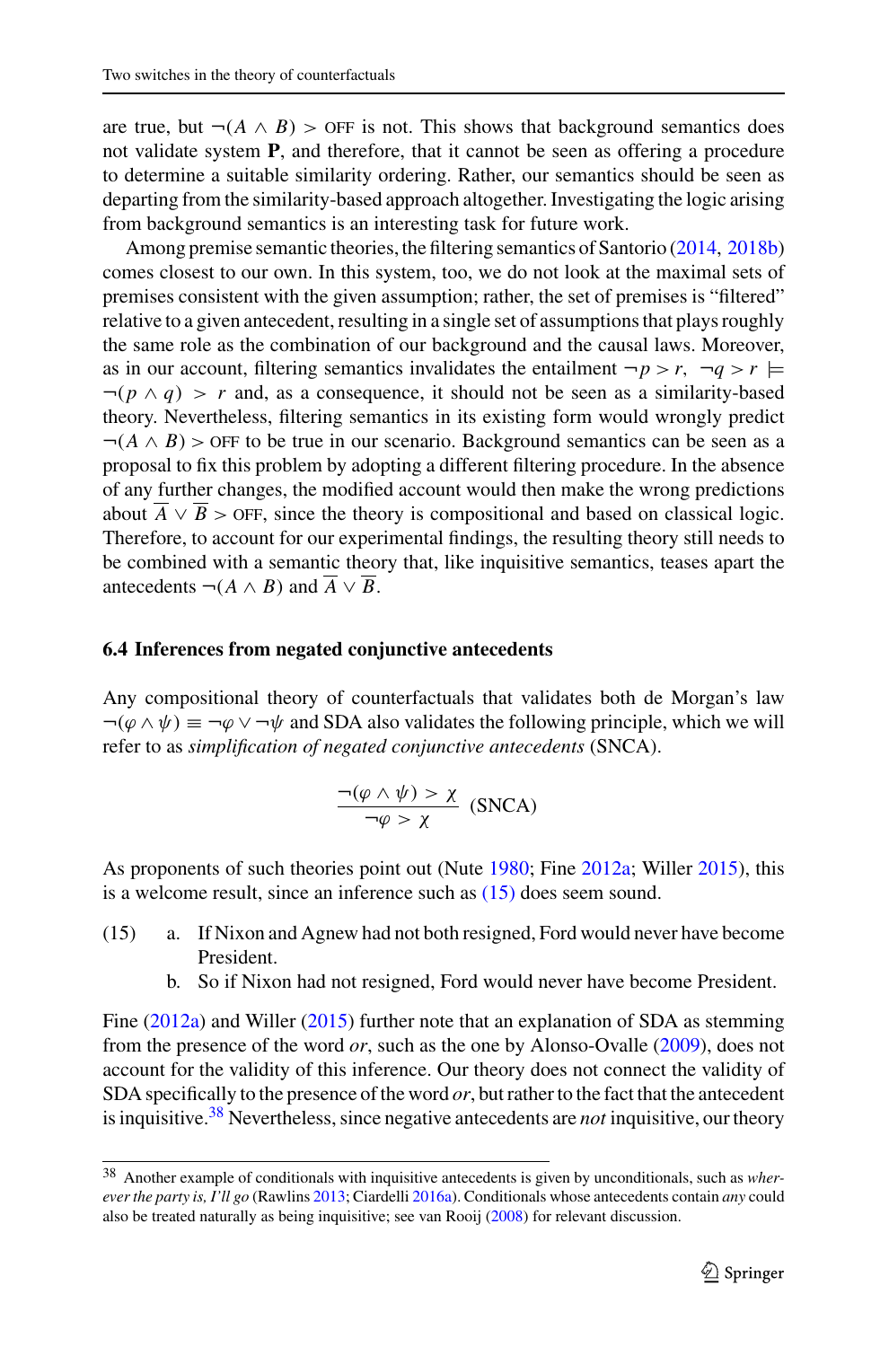are true, but $\neg(A \wedge B) > \text{OFF}$ is not. This shows that background semantics does not validate system **P**, and therefore, that it cannot be seen as offering a procedure to determine a suitable similarity ordering. Rather, our semantics should be seen as departing from the similarity-based approach altogether. Investigating the logic arising from background semantics is an interesting task for future work.

Among premise semantic theories, the filtering semantics of Santorio (2014, 2018b) comes closest to our own. In this system, too, we do not look at the maximal sets of premises consistent with the given assumption; rather, the set of premises is "filtered" relative to a given antecedent, resulting in a single set of assumptions that plays roughly the same role as the combination of our background and the causal laws. Moreover, as in our account, filtering semantics invalidates the entailment $\neg p > r,\ \neg q > r \models \neg(p \wedge q) > r$ and, as a consequence, it should not be seen as a similarity-based theory. Nevertheless, filtering semantics in its existing form would wrongly predict $\neg(A \wedge B) > \text{OFF}$ to be true in our scenario. Background semantics can be seen as a proposal to fix this problem by adopting a different filtering procedure. In the absence of any further changes, the modified account would then make the wrong predictions about $\overline{A} \vee \overline{B} > \text{OFF}$, since the theory is compositional and based on classical logic. Therefore, to account for our experimental findings, the resulting theory still needs to be combined with a semantic theory that, like inquisitive semantics, teases apart the antecedents $\neg(A \wedge B)$ and $\overline{A} \vee \overline{B}$.

### 6.4 Inferences from negated conjunctive antecedents

Any compositional theory of counterfactuals that validates both de Morgan's law $\neg(\varphi \wedge \psi) \equiv \neg\varphi \vee \neg\psi$ and SDA also validates the following principle, which we will refer to as *simplification of negated conjunctive antecedents* (SNCA).

$$\frac{\neg(\varphi \wedge \psi) > \chi}{\neg\varphi > \chi} \quad \text{(SNCA)}$$

As proponents of such theories point out (Nute 1980; Fine 2012a; Willer 2015), this is a welcome result, since an inference such as (15) does seem sound.

(15) a. If Nixon and Agnew had not both resigned, Ford would never have become President.
  b. So if Nixon had not resigned, Ford would never have become President.

Fine (2012a) and Willer (2015) further note that an explanation of SDA as stemming from the presence of the word *or*, such as the one by Alonso-Ovalle (2009), does not account for the validity of this inference. Our theory does not connect the validity of SDA specifically to the presence of the word *or*, but rather to the fact that the antecedent is inquisitive.[38] Nevertheless, since negative antecedents are *not* inquisitive, our theory

[38] Another example of conditionals with inquisitive antecedents is given by unconditionals, such as *wherever the party is, I'll go* (Rawlins 2013; Ciardelli 2016a). Conditionals whose antecedents contain *any* could also be treated naturally as being inquisitive; see van Rooij (2008) for relevant discussion.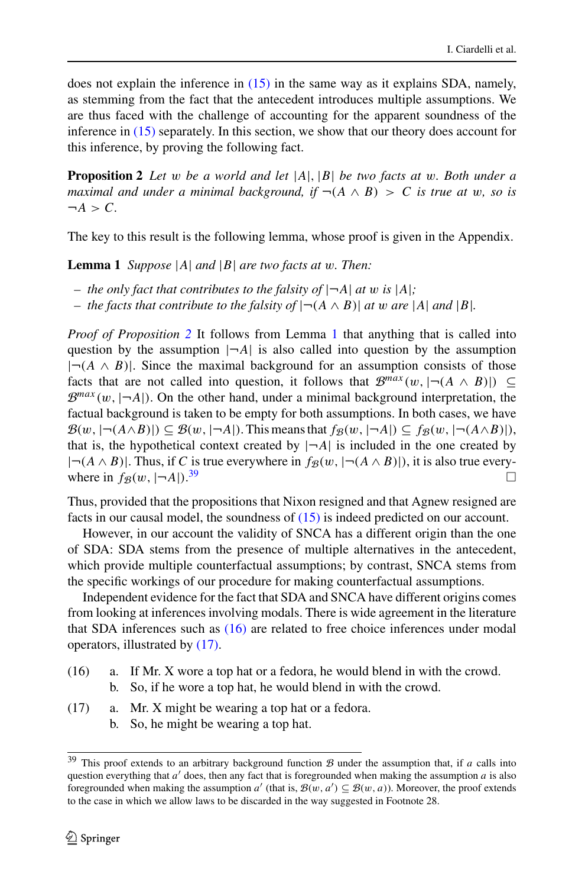does not explain the inference in (15) in the same way as it explains SDA, namely, as stemming from the fact that the antecedent introduces multiple assumptions. We are thus faced with the challenge of accounting for the apparent soundness of the inference in (15) separately. In this section, we show that our theory does account for this inference, by proving the following fact.

**Proposition 2** *Let $w$ be a world and let $|A|, |B|$ be two facts at $w$. Both under a maximal and under a minimal background, if $\neg(A \wedge B) > C$ is true at $w$, so is $\neg A > C$.*

The key to this result is the following lemma, whose proof is given in the Appendix.

**Lemma 1** *Suppose $|A|$ and $|B|$ are two facts at $w$. Then:*

- *the only fact that contributes to the falsity of $|\neg A|$ at $w$ is $|A|$;*
- *the facts that contribute to the falsity of $|\neg(A \wedge B)|$ at $w$ are $|A|$ and $|B|$.*

*Proof of Proposition 2* It follows from Lemma 1 that anything that is called into question by the assumption $|\neg A|$ is also called into question by the assumption $|\neg(A \wedge B)|$. Since the maximal background for an assumption consists of those facts that are not called into question, it follows that $\mathcal{B}^{max}(w, |\neg(A \wedge B)|) \subseteq \mathcal{B}^{max}(w, |\neg A|)$. On the other hand, under a minimal background interpretation, the factual background is taken to be empty for both assumptions. In both cases, we have $\mathcal{B}(w, |\neg(A \wedge B)|) \subseteq \mathcal{B}(w, |\neg A|)$. This means that $f_{\mathcal{B}}(w, |\neg A|) \subseteq f_{\mathcal{B}}(w, |\neg(A \wedge B)|)$, that is, the hypothetical context created by $|\neg A|$ is included in the one created by $|\neg(A \wedge B)|$. Thus, if $C$ is true everywhere in $f_{\mathcal{B}}(w, |\neg(A \wedge B)|)$, it is also true everywhere in $f_{\mathcal{B}}(w, |\neg A|)$.[39] □

Thus, provided that the propositions that Nixon resigned and that Agnew resigned are facts in our causal model, the soundness of (15) is indeed predicted on our account.

However, in our account the validity of SNCA has a different origin than the one of SDA: SDA stems from the presence of multiple alternatives in the antecedent, which provide multiple counterfactual assumptions; by contrast, SNCA stems from the specific workings of our procedure for making counterfactual assumptions.

Independent evidence for the fact that SDA and SNCA have different origins comes from looking at inferences involving modals. There is wide agreement in the literature that SDA inferences such as (16) are related to free choice inferences under modal operators, illustrated by (17).

(16) a. If Mr. X wore a top hat or a fedora, he would blend in with the crowd.
b. So, if he wore a top hat, he would blend in with the crowd.

(17) a. Mr. X might be wearing a top hat or a fedora.
b. So, he might be wearing a top hat.

---

[39] This proof extends to an arbitrary background function $\mathcal{B}$ under the assumption that, if $a$ calls into question everything that $a'$ does, then any fact that is foregrounded when making the assumption $a$ is also foregrounded when making the assumption $a'$ (that is, $\mathcal{B}(w, a') \subseteq \mathcal{B}(w, a)$). Moreover, the proof extends to the case in which we allow laws to be discarded in the way suggested in Footnote 28.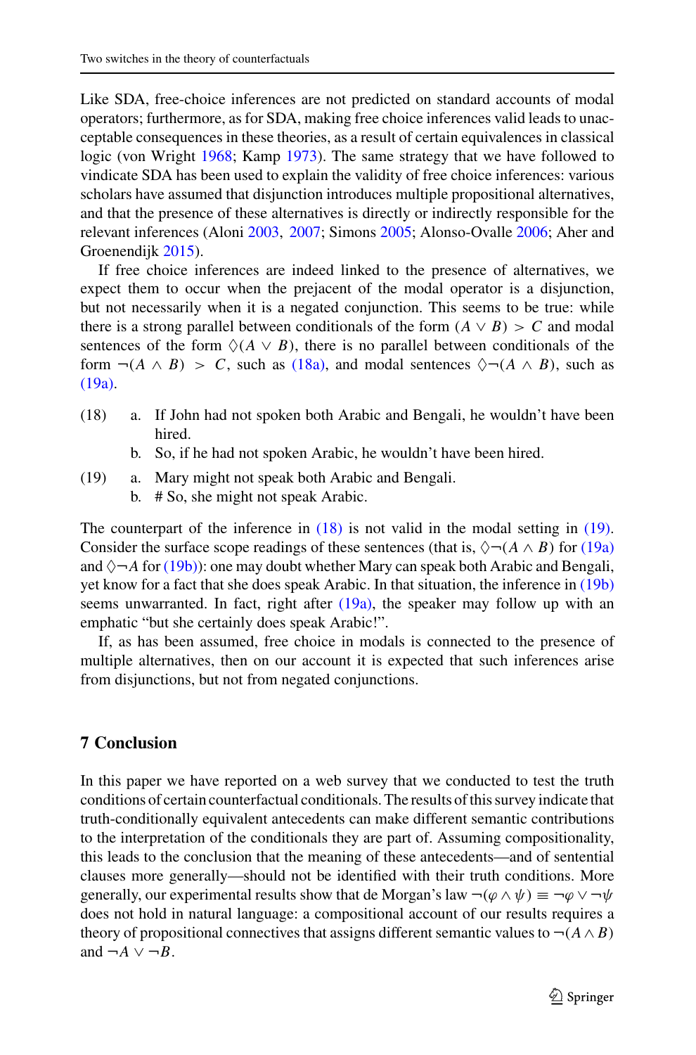Like SDA, free-choice inferences are not predicted on standard accounts of modal operators; furthermore, as for SDA, making free choice inferences valid leads to unacceptable consequences in these theories, as a result of certain equivalences in classical logic (von Wright 1968; Kamp 1973). The same strategy that we have followed to vindicate SDA has been used to explain the validity of free choice inferences: various scholars have assumed that disjunction introduces multiple propositional alternatives, and that the presence of these alternatives is directly or indirectly responsible for the relevant inferences (Aloni 2003, 2007; Simons 2005; Alonso-Ovalle 2006; Aher and Groenendijk 2015).

If free choice inferences are indeed linked to the presence of alternatives, we expect them to occur when the prejacent of the modal operator is a disjunction, but not necessarily when it is a negated conjunction. This seems to be true: while there is a strong parallel between conditionals of the form $(A \vee B) > C$ and modal sentences of the form $\Diamond(A \vee B)$, there is no parallel between conditionals of the form $\neg(A \wedge B) > C$, such as (18a), and modal sentences $\Diamond\neg(A \wedge B)$, such as (19a).

(18) a. If John had not spoken both Arabic and Bengali, he wouldn't have been hired.
 b. So, if he had not spoken Arabic, he wouldn't have been hired.

(19) a. Mary might not speak both Arabic and Bengali.
 b. # So, she might not speak Arabic.

The counterpart of the inference in (18) is not valid in the modal setting in (19). Consider the surface scope readings of these sentences (that is, $\Diamond\neg(A \wedge B)$ for (19a) and $\Diamond\neg A$ for (19b)): one may doubt whether Mary can speak both Arabic and Bengali, yet know for a fact that she does speak Arabic. In that situation, the inference in (19b) seems unwarranted. In fact, right after (19a), the speaker may follow up with an emphatic "but she certainly does speak Arabic!".

If, as has been assumed, free choice in modals is connected to the presence of multiple alternatives, then on our account it is expected that such inferences arise from disjunctions, but not from negated conjunctions.

## 7 Conclusion

In this paper we have reported on a web survey that we conducted to test the truth conditions of certain counterfactual conditionals. The results of this survey indicate that truth-conditionally equivalent antecedents can make different semantic contributions to the interpretation of the conditionals they are part of. Assuming compositionality, this leads to the conclusion that the meaning of these antecedents—and of sentential clauses more generally—should not be identified with their truth conditions. More generally, our experimental results show that de Morgan's law $\neg(\varphi \wedge \psi) \equiv \neg\varphi \vee \neg\psi$ does not hold in natural language: a compositional account of our results requires a theory of propositional connectives that assigns different semantic values to $\neg(A \wedge B)$ and $\neg A \vee \neg B$.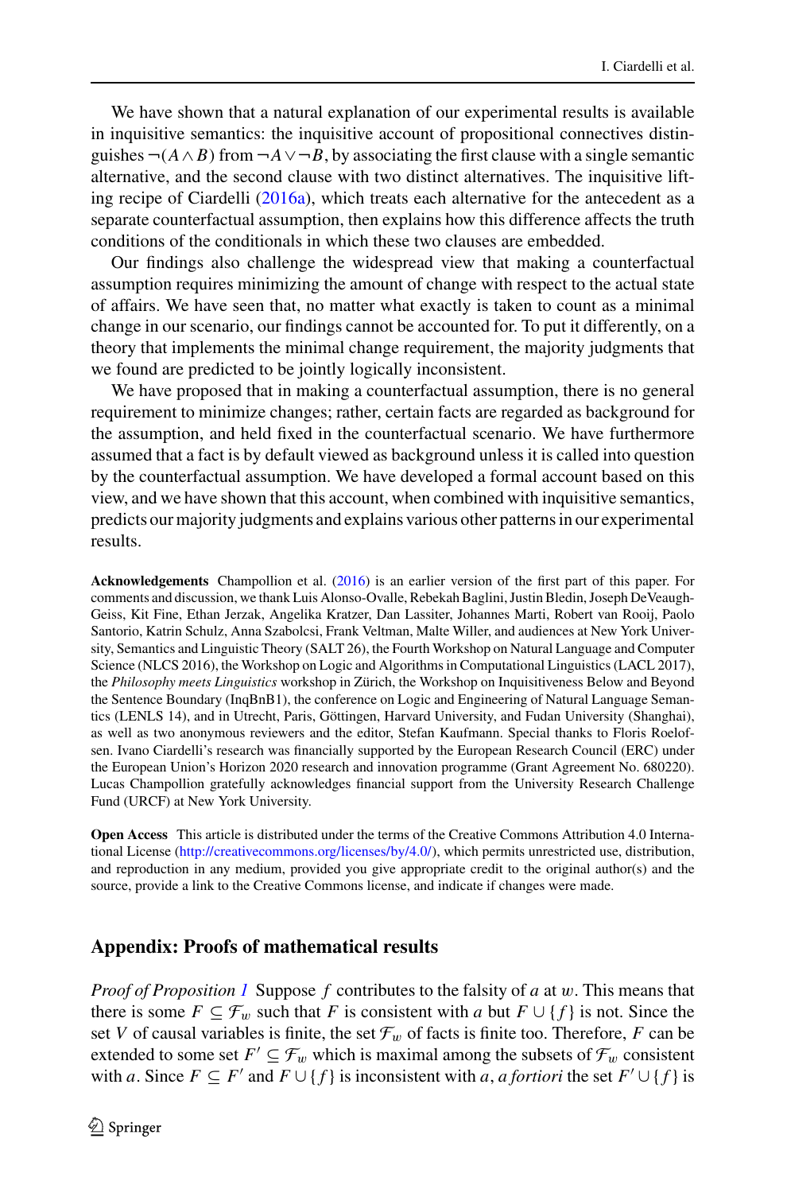We have shown that a natural explanation of our experimental results is available in inquisitive semantics: the inquisitive account of propositional connectives distinguishes $\neg(A \wedge B)$ from $\neg A \vee \neg B$, by associating the first clause with a single semantic alternative, and the second clause with two distinct alternatives. The inquisitive lifting recipe of Ciardelli (2016a), which treats each alternative for the antecedent as a separate counterfactual assumption, then explains how this difference affects the truth conditions of the conditionals in which these two clauses are embedded.

Our findings also challenge the widespread view that making a counterfactual assumption requires minimizing the amount of change with respect to the actual state of affairs. We have seen that, no matter what exactly is taken to count as a minimal change in our scenario, our findings cannot be accounted for. To put it differently, on a theory that implements the minimal change requirement, the majority judgments that we found are predicted to be jointly logically inconsistent.

We have proposed that in making a counterfactual assumption, there is no general requirement to minimize changes; rather, certain facts are regarded as background for the assumption, and held fixed in the counterfactual scenario. We have furthermore assumed that a fact is by default viewed as background unless it is called into question by the counterfactual assumption. We have developed a formal account based on this view, and we have shown that this account, when combined with inquisitive semantics, predicts our majority judgments and explains various other patterns in our experimental results.

**Acknowledgements** Champollion et al. (2016) is an earlier version of the first part of this paper. For comments and discussion, we thank Luis Alonso-Ovalle, Rebekah Baglini, Justin Bledin, Joseph DeVeaugh-Geiss, Kit Fine, Ethan Jerzak, Angelika Kratzer, Dan Lassiter, Johannes Marti, Robert van Rooij, Paolo Santorio, Katrin Schulz, Anna Szabolcsi, Frank Veltman, Malte Willer, and audiences at New York University, Semantics and Linguistic Theory (SALT 26), the Fourth Workshop on Natural Language and Computer Science (NLCS 2016), the Workshop on Logic and Algorithms in Computational Linguistics (LACL 2017), the *Philosophy meets Linguistics* workshop in Zürich, the Workshop on Inquisitiveness Below and Beyond the Sentence Boundary (InqBnB1), the conference on Logic and Engineering of Natural Language Semantics (LENLS 14), and in Utrecht, Paris, Göttingen, Harvard University, and Fudan University (Shanghai), as well as two anonymous reviewers and the editor, Stefan Kaufmann. Special thanks to Floris Roelofsen. Ivano Ciardelli's research was financially supported by the European Research Council (ERC) under the European Union's Horizon 2020 research and innovation programme (Grant Agreement No. 680220). Lucas Champollion gratefully acknowledges financial support from the University Research Challenge Fund (URCF) at New York University.

**Open Access** This article is distributed under the terms of the Creative Commons Attribution 4.0 International License (http://creativecommons.org/licenses/by/4.0/), which permits unrestricted use, distribution, and reproduction in any medium, provided you give appropriate credit to the original author(s) and the source, provide a link to the Creative Commons license, and indicate if changes were made.

## Appendix: Proofs of mathematical results

*Proof of Proposition 1* Suppose $f$ contributes to the falsity of $a$ at $w$. This means that there is some $F \subseteq \mathcal{F}_w$ such that $F$ is consistent with $a$ but $F \cup \{f\}$ is not. Since the set $V$ of causal variables is finite, the set $\mathcal{F}_w$ of facts is finite too. Therefore, $F$ can be extended to some set $F' \subseteq \mathcal{F}_w$ which is maximal among the subsets of $\mathcal{F}_w$ consistent with $a$. Since $F \subseteq F'$ and $F \cup \{f\}$ is inconsistent with $a$, *a fortiori* the set $F' \cup \{f\}$ is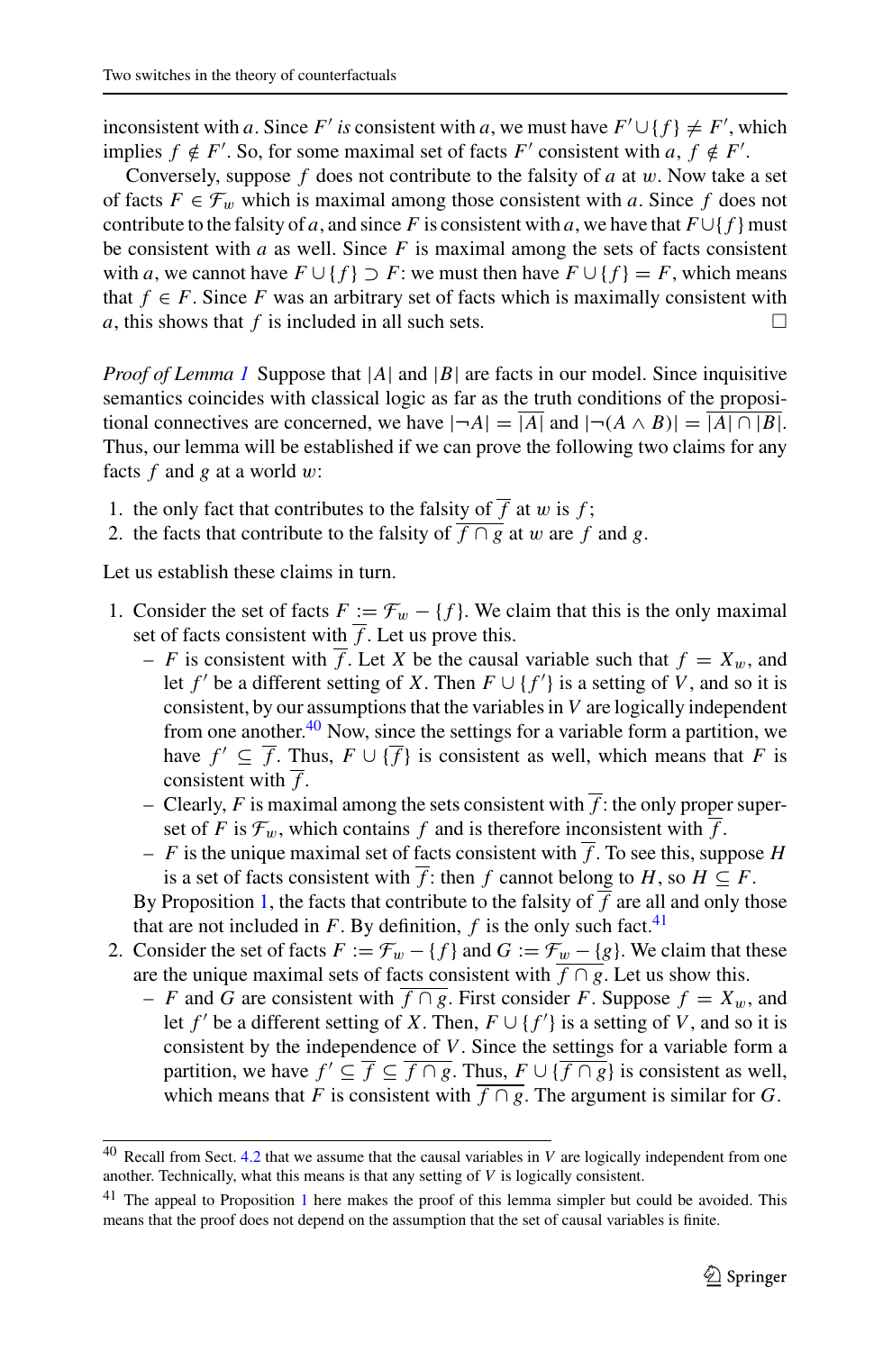inconsistent with $a$. Since $F'$ *is* consistent with $a$, we must have $F' \cup \{f\} \neq F'$, which implies $f \notin F'$. So, for some maximal set of facts $F'$ consistent with $a$, $f \notin F'$.

Conversely, suppose $f$ does not contribute to the falsity of $a$ at $w$. Now take a set of facts $F \in \mathcal{F}_w$ which is maximal among those consistent with $a$. Since $f$ does not contribute to the falsity of $a$, and since $F$ is consistent with $a$, we have that $F \cup \{f\}$ must be consistent with $a$ as well. Since $F$ is maximal among the sets of facts consistent with $a$, we cannot have $F \cup \{f\} \supset F$: we must then have $F \cup \{f\} = F$, which means that $f \in F$. Since $F$ was an arbitrary set of facts which is maximally consistent with $a$, this shows that $f$ is included in all such sets. $\square$

*Proof of Lemma 1* Suppose that $|A|$ and $|B|$ are facts in our model. Since inquisitive semantics coincides with classical logic as far as the truth conditions of the propositional connectives are concerned, we have $|\neg A| = \overline{|A|}$ and $|\neg(A \wedge B)| = \overline{|A| \cap |B|}$. Thus, our lemma will be established if we can prove the following two claims for any facts $f$ and $g$ at a world $w$:

1. the only fact that contributes to the falsity of $\overline{f}$ at $w$ is $f$;
2. the facts that contribute to the falsity of $\overline{f \cap g}$ at $w$ are $f$ and $g$.

Let us establish these claims in turn.

1. Consider the set of facts $F := \mathcal{F}_w - \{f\}$. We claim that this is the only maximal set of facts consistent with $\overline{f}$. Let us prove this.
   - $F$ is consistent with $\overline{f}$. Let $X$ be the causal variable such that $f = X_w$, and let $f'$ be a different setting of $X$. Then $F \cup \{f'\}$ is a setting of $V$, and so it is consistent, by our assumptions that the variables in $V$ are logically independent from one another.[40] Now, since the settings for a variable form a partition, we have $f' \subseteq \overline{f}$. Thus, $F \cup \{\overline{f}\}$ is consistent as well, which means that $F$ is consistent with $\overline{f}$.
   - Clearly, $F$ is maximal among the sets consistent with $\overline{f}$: the only proper superset of $F$ is $\mathcal{F}_w$, which contains $f$ and is therefore inconsistent with $\overline{f}$.
   - $F$ is the unique maximal set of facts consistent with $\overline{f}$. To see this, suppose $H$ is a set of facts consistent with $\overline{f}$: then $f$ cannot belong to $H$, so $H \subseteq F$.

   By Proposition 1, the facts that contribute to the falsity of $\overline{f}$ are all and only those that are not included in $F$. By definition, $f$ is the only such fact.[41]
2. Consider the set of facts $F := \mathcal{F}_w - \{f\}$ and $G := \mathcal{F}_w - \{g\}$. We claim that these are the unique maximal sets of facts consistent with $\overline{f \cap g}$. Let us show this.
   - $F$ and $G$ are consistent with $\overline{f \cap g}$. First consider $F$. Suppose $f = X_w$, and let $f'$ be a different setting of $X$. Then, $F \cup \{f'\}$ is a setting of $V$, and so it is consistent by the independence of $V$. Since the settings for a variable form a partition, we have $f' \subseteq \overline{f} \subseteq \overline{f \cap g}$. Thus, $F \cup \{\overline{f \cap g}\}$ is consistent as well, which means that $F$ is consistent with $\overline{f \cap g}$. The argument is similar for $G$.

[40] Recall from Sect. 4.2 that we assume that the causal variables in $V$ are logically independent from one another. Technically, what this means is that any setting of $V$ is logically consistent.

[41] The appeal to Proposition 1 here makes the proof of this lemma simpler but could be avoided. This means that the proof does not depend on the assumption that the set of causal variables is finite.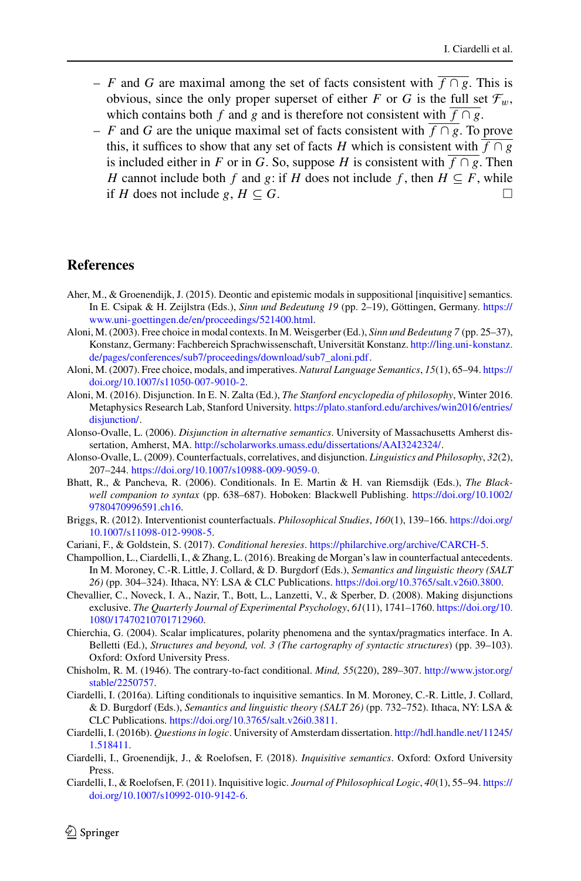– $F$ and $G$ are maximal among the set of facts consistent with $\overline{f \cap g}$. This is obvious, since the only proper superset of either $F$ or $G$ is the full set $\mathcal{F}_w$, which contains both $f$ and $g$ and is therefore not consistent with $\overline{f \cap g}$.
– $F$ and $G$ are the unique maximal set of facts consistent with $\overline{f \cap g}$. To prove this, it suffices to show that any set of facts $H$ which is consistent with $\overline{f \cap g}$ is included either in $F$ or in $G$. So, suppose $H$ is consistent with $\overline{f \cap g}$. Then $H$ cannot include both $f$ and $g$: if $H$ does not include $f$, then $H \subseteq F$, while if $H$ does not include $g$, $H \subseteq G$. □

## References

Aher, M., & Groenendijk, J. (2015). Deontic and epistemic modals in suppositional [inquisitive] semantics. In E. Csipak & H. Zeijlstra (Eds.), *Sinn und Bedeutung 19* (pp. 2–19), Göttingen, Germany. https://www.uni-goettingen.de/en/proceedings/521400.html.

Aloni, M. (2003). Free choice in modal contexts. In M. Weisgerber (Ed.), *Sinn und Bedeutung 7* (pp. 25–37), Konstanz, Germany: Fachbereich Sprachwissenschaft, Universität Konstanz. http://ling.uni-konstanz.de/pages/conferences/sub7/proceedings/download/sub7_aloni.pdf.

Aloni, M. (2007). Free choice, modals, and imperatives. *Natural Language Semantics*, *15*(1), 65–94. https://doi.org/10.1007/s11050-007-9010-2.

Aloni, M. (2016). Disjunction. In E. N. Zalta (Ed.), *The Stanford encyclopedia of philosophy*, Winter 2016. Metaphysics Research Lab, Stanford University. https://plato.stanford.edu/archives/win2016/entries/disjunction/.

Alonso-Ovalle, L. (2006). *Disjunction in alternative semantics*. University of Massachusetts Amherst dissertation, Amherst, MA. http://scholarworks.umass.edu/dissertations/AAI3242324/.

Alonso-Ovalle, L. (2009). Counterfactuals, correlatives, and disjunction. *Linguistics and Philosophy*, *32*(2), 207–244. https://doi.org/10.1007/s10988-009-9059-0.

Bhatt, R., & Pancheva, R. (2006). Conditionals. In E. Martin & H. van Riemsdijk (Eds.), *The Blackwell companion to syntax* (pp. 638–687). Hoboken: Blackwell Publishing. https://doi.org/10.1002/9780470996591.ch16.

Briggs, R. (2012). Interventionist counterfactuals. *Philosophical Studies*, *160*(1), 139–166. https://doi.org/10.1007/s11098-012-9908-5.

Cariani, F., & Goldstein, S. (2017). *Conditional heresies*. https://philarchive.org/archive/CARCH-5.

Champollion, L., Ciardelli, I., & Zhang, L. (2016). Breaking de Morgan's law in counterfactual antecedents. In M. Moroney, C.-R. Little, J. Collard, & D. Burgdorf (Eds.), *Semantics and linguistic theory (SALT 26)* (pp. 304–324). Ithaca, NY: LSA & CLC Publications. https://doi.org/10.3765/salt.v26i0.3800.

Chevallier, C., Noveck, I. A., Nazir, T., Bott, L., Lanzetti, V., & Sperber, D. (2008). Making disjunctions exclusive. *The Quarterly Journal of Experimental Psychology*, *61*(11), 1741–1760. https://doi.org/10.1080/17470210701712960.

Chierchia, G. (2004). Scalar implicatures, polarity phenomena and the syntax/pragmatics interface. In A. Belletti (Ed.), *Structures and beyond, vol. 3 (The cartography of syntactic structures)* (pp. 39–103). Oxford: Oxford University Press.

Chisholm, R. M. (1946). The contrary-to-fact conditional. *Mind, 55*(220), 289–307. http://www.jstor.org/stable/2250757.

Ciardelli, I. (2016a). Lifting conditionals to inquisitive semantics. In M. Moroney, C.-R. Little, J. Collard, & D. Burgdorf (Eds.), *Semantics and linguistic theory (SALT 26)* (pp. 732–752). Ithaca, NY: LSA & CLC Publications. https://doi.org/10.3765/salt.v26i0.3811.

Ciardelli, I. (2016b). *Questions in logic*. University of Amsterdam dissertation. http://hdl.handle.net/11245/1.518411.

Ciardelli, I., Groenendijk, J., & Roelofsen, F. (2018). *Inquisitive semantics*. Oxford: Oxford University Press.

Ciardelli, I., & Roelofsen, F. (2011). Inquisitive logic. *Journal of Philosophical Logic*, *40*(1), 55–94. https://doi.org/10.1007/s10992-010-9142-6.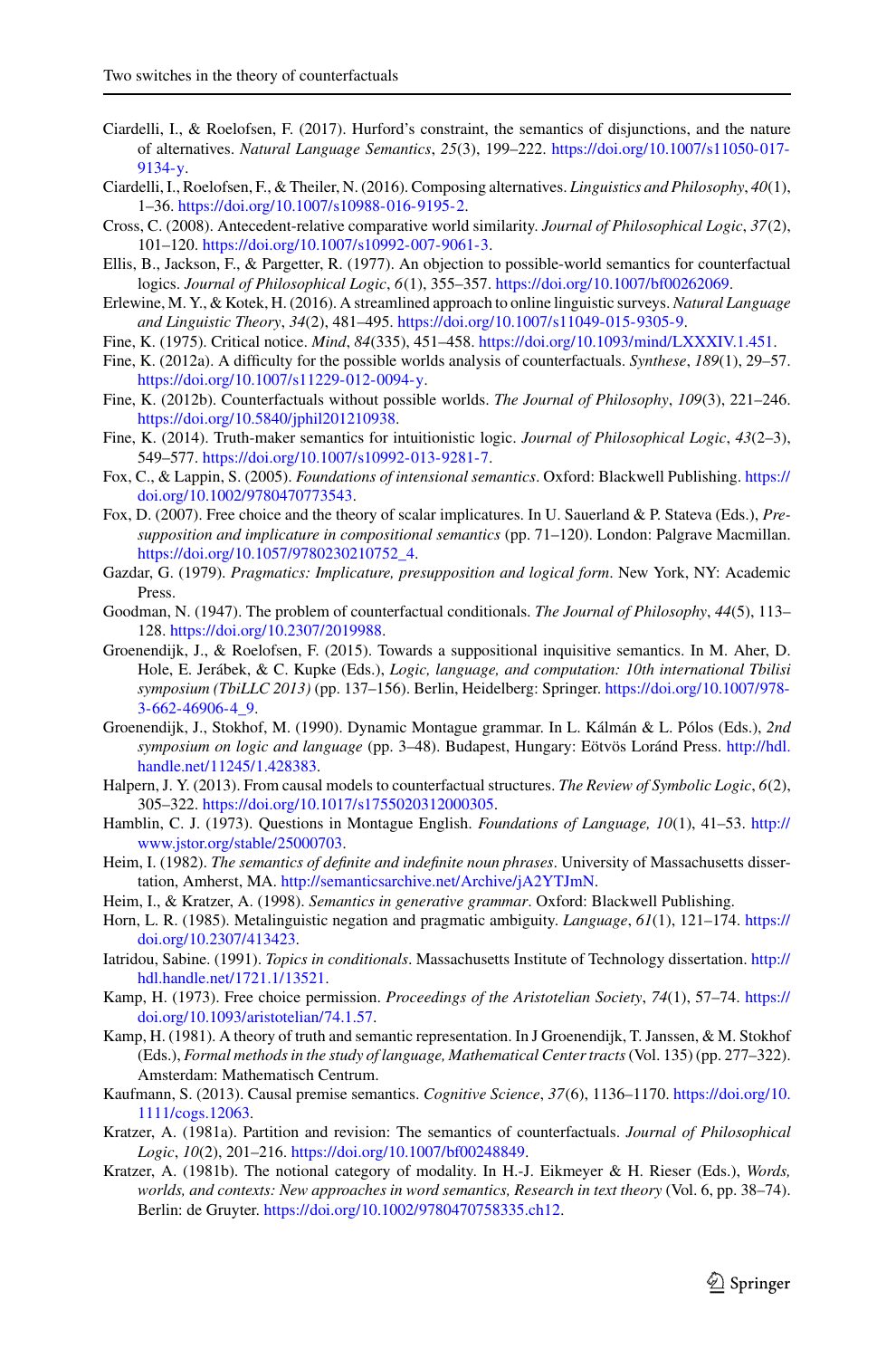Ciardelli, I., & Roelofsen, F. (2017). Hurford's constraint, the semantics of disjunctions, and the nature of alternatives. *Natural Language Semantics*, *25*(3), 199–222. https://doi.org/10.1007/s11050-017-9134-y.

Ciardelli, I., Roelofsen, F., & Theiler, N. (2016). Composing alternatives. *Linguistics and Philosophy*, *40*(1), 1–36. https://doi.org/10.1007/s10988-016-9195-2.

Cross, C. (2008). Antecedent-relative comparative world similarity. *Journal of Philosophical Logic*, *37*(2), 101–120. https://doi.org/10.1007/s10992-007-9061-3.

Ellis, B., Jackson, F., & Pargetter, R. (1977). An objection to possible-world semantics for counterfactual logics. *Journal of Philosophical Logic*, *6*(1), 355–357. https://doi.org/10.1007/bf00262069.

Erlewine, M. Y., & Kotek, H. (2016). A streamlined approach to online linguistic surveys. *Natural Language and Linguistic Theory*, *34*(2), 481–495. https://doi.org/10.1007/s11049-015-9305-9.

Fine, K. (1975). Critical notice. *Mind*, *84*(335), 451–458. https://doi.org/10.1093/mind/LXXXIV.1.451.

Fine, K. (2012a). A difficulty for the possible worlds analysis of counterfactuals. *Synthese*, *189*(1), 29–57. https://doi.org/10.1007/s11229-012-0094-y.

Fine, K. (2012b). Counterfactuals without possible worlds. *The Journal of Philosophy*, *109*(3), 221–246. https://doi.org/10.5840/jphil201210938.

Fine, K. (2014). Truth-maker semantics for intuitionistic logic. *Journal of Philosophical Logic*, *43*(2–3), 549–577. https://doi.org/10.1007/s10992-013-9281-7.

Fox, C., & Lappin, S. (2005). *Foundations of intensional semantics*. Oxford: Blackwell Publishing. https://doi.org/10.1002/9780470773543.

Fox, D. (2007). Free choice and the theory of scalar implicatures. In U. Sauerland & P. Stateva (Eds.), *Presupposition and implicature in compositional semantics* (pp. 71–120). London: Palgrave Macmillan. https://doi.org/10.1057/9780230210752_4.

Gazdar, G. (1979). *Pragmatics: Implicature, presupposition and logical form*. New York, NY: Academic Press.

Goodman, N. (1947). The problem of counterfactual conditionals. *The Journal of Philosophy*, *44*(5), 113–128. https://doi.org/10.2307/2019988.

Groenendijk, J., & Roelofsen, F. (2015). Towards a suppositional inquisitive semantics. In M. Aher, D. Hole, E. Jerábek, & C. Kupke (Eds.), *Logic, language, and computation: 10th international Tbilisi symposium (TbiLLC 2013)* (pp. 137–156). Berlin, Heidelberg: Springer. https://doi.org/10.1007/978-3-662-46906-4_9.

Groenendijk, J., Stokhof, M. (1990). Dynamic Montague grammar. In L. Kálmán & L. Pólos (Eds.), *2nd symposium on logic and language* (pp. 3–48). Budapest, Hungary: Eötvös Loránd Press. http://hdl.handle.net/11245/1.428383.

Halpern, J. Y. (2013). From causal models to counterfactual structures. *The Review of Symbolic Logic*, *6*(2), 305–322. https://doi.org/10.1017/s1755020312000305.

Hamblin, C. J. (1973). Questions in Montague English. *Foundations of Language, 10*(1), 41–53. http://www.jstor.org/stable/25000703.

Heim, I. (1982). *The semantics of definite and indefinite noun phrases*. University of Massachusetts dissertation, Amherst, MA. http://semanticsarchive.net/Archive/jA2YTJmN.

Heim, I., & Kratzer, A. (1998). *Semantics in generative grammar*. Oxford: Blackwell Publishing.

Horn, L. R. (1985). Metalinguistic negation and pragmatic ambiguity. *Language*, *61*(1), 121–174. https://doi.org/10.2307/413423.

Iatridou, Sabine. (1991). *Topics in conditionals*. Massachusetts Institute of Technology dissertation. http://hdl.handle.net/1721.1/13521.

Kamp, H. (1973). Free choice permission. *Proceedings of the Aristotelian Society*, *74*(1), 57–74. https://doi.org/10.1093/aristotelian/74.1.57.

Kamp, H. (1981). A theory of truth and semantic representation. In J Groenendijk, T. Janssen, & M. Stokhof (Eds.), *Formal methods in the study of language, Mathematical Center tracts* (Vol. 135) (pp. 277–322). Amsterdam: Mathematisch Centrum.

Kaufmann, S. (2013). Causal premise semantics. *Cognitive Science*, *37*(6), 1136–1170. https://doi.org/10.1111/cogs.12063.

Kratzer, A. (1981a). Partition and revision: The semantics of counterfactuals. *Journal of Philosophical Logic*, *10*(2), 201–216. https://doi.org/10.1007/bf00248849.

Kratzer, A. (1981b). The notional category of modality. In H.-J. Eikmeyer & H. Rieser (Eds.), *Words, worlds, and contexts: New approaches in word semantics, Research in text theory* (Vol. 6, pp. 38–74). Berlin: de Gruyter. https://doi.org/10.1002/9780470758335.ch12.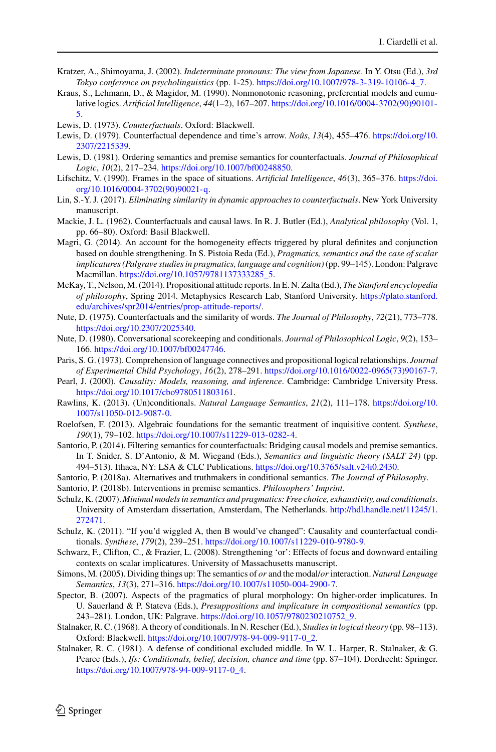Kratzer, A., Shimoyama, J. (2002). *Indeterminate pronouns: The view from Japanese*. In Y. Otsu (Ed.), *3rd Tokyo conference on psycholinguistics* (pp. 1-25). https://doi.org/10.1007/978-3-319-10106-4_7.

Kraus, S., Lehmann, D., & Magidor, M. (1990). Nonmonotonic reasoning, preferential models and cumulative logics. *Artificial Intelligence*, *44*(1–2), 167–207. https://doi.org/10.1016/0004-3702(90)90101-5.

Lewis, D. (1973). *Counterfactuals*. Oxford: Blackwell.

Lewis, D. (1979). Counterfactual dependence and time's arrow. *Noûs*, *13*(4), 455–476. https://doi.org/10.2307/2215339.

Lewis, D. (1981). Ordering semantics and premise semantics for counterfactuals. *Journal of Philosophical Logic*, *10*(2), 217–234. https://doi.org/10.1007/bf00248850.

Lifschitz, V. (1990). Frames in the space of situations. *Artificial Intelligence*, *46*(3), 365–376. https://doi.org/10.1016/0004-3702(90)90021-q.

Lin, S.-Y. J. (2017). *Eliminating similarity in dynamic approaches to counterfactuals*. New York University manuscript.

Mackie, J. L. (1962). Counterfactuals and causal laws. In R. J. Butler (Ed.), *Analytical philosophy* (Vol. 1, pp. 66–80). Oxford: Basil Blackwell.

Magri, G. (2014). An account for the homogeneity effects triggered by plural definites and conjunction based on double strengthening. In S. Pistoia Reda (Ed.), *Pragmatics, semantics and the case of scalar implicatures (Palgrave studies in pragmatics, language and cognition)* (pp. 99–145). London: Palgrave Macmillan. https://doi.org/10.1057/9781137333285_5.

McKay, T., Nelson, M. (2014). Propositional attitude reports. In E. N. Zalta (Ed.), *The Stanford encyclopedia of philosophy*, Spring 2014. Metaphysics Research Lab, Stanford University. https://plato.stanford.edu/archives/spr2014/entries/prop-attitude-reports/.

Nute, D. (1975). Counterfactuals and the similarity of words. *The Journal of Philosophy*, *72*(21), 773–778. https://doi.org/10.2307/2025340.

Nute, D. (1980). Conversational scorekeeping and conditionals. *Journal of Philosophical Logic*, *9*(2), 153–166. https://doi.org/10.1007/bf00247746.

Paris, S. G. (1973). Comprehension of language connectives and propositional logical relationships. *Journal of Experimental Child Psychology*, *16*(2), 278–291. https://doi.org/10.1016/0022-0965(73)90167-7.

Pearl, J. (2000). *Causality: Models, reasoning, and inference*. Cambridge: Cambridge University Press. https://doi.org/10.1017/cbo9780511803161.

Rawlins, K. (2013). (Un)conditionals. *Natural Language Semantics*, *21*(2), 111–178. https://doi.org/10.1007/s11050-012-9087-0.

Roelofsen, F. (2013). Algebraic foundations for the semantic treatment of inquisitive content. *Synthese*, *190*(1), 79–102. https://doi.org/10.1007/s11229-013-0282-4.

Santorio, P. (2014). Filtering semantics for counterfactuals: Bridging causal models and premise semantics. In T. Snider, S. D'Antonio, & M. Wiegand (Eds.), *Semantics and linguistic theory (SALT 24)* (pp. 494–513). Ithaca, NY: LSA & CLC Publications. https://doi.org/10.3765/salt.v24i0.2430.

Santorio, P. (2018a). Alternatives and truthmakers in conditional semantics. *The Journal of Philosophy*.

Santorio, P. (2018b). Interventions in premise semantics. *Philosophers' Imprint*.

Schulz, K. (2007). *Minimal models in semantics and pragmatics: Free choice, exhaustivity, and conditionals*. University of Amsterdam dissertation, Amsterdam, The Netherlands. http://hdl.handle.net/11245/1.272471.

Schulz, K. (2011). "If you'd wiggled A, then B would've changed": Causality and counterfactual conditionals. *Synthese*, *179*(2), 239–251. https://doi.org/10.1007/s11229-010-9780-9.

Schwarz, F., Clifton, C., & Frazier, L. (2008). Strengthening 'or': Effects of focus and downward entailing contexts on scalar implicatures. University of Massachusetts manuscript.

Simons, M. (2005). Dividing things up: The semantics of *or* and the modal/*or* interaction. *Natural Language Semantics*, *13*(3), 271–316. https://doi.org/10.1007/s11050-004-2900-7.

Spector, B. (2007). Aspects of the pragmatics of plural morphology: On higher-order implicatures. In U. Sauerland & P. Stateva (Eds.), *Presuppositions and implicature in compositional semantics* (pp. 243–281). London, UK: Palgrave. https://doi.org/10.1057/9780230210752_9.

Stalnaker, R. C. (1968). A theory of conditionals. In N. Rescher (Ed.), *Studies in logical theory* (pp. 98–113). Oxford: Blackwell. https://doi.org/10.1007/978-94-009-9117-0_2.

Stalnaker, R. C. (1981). A defense of conditional excluded middle. In W. L. Harper, R. Stalnaker, & G. Pearce (Eds.), *Ifs: Conditionals, belief, decision, chance and time* (pp. 87–104). Dordrecht: Springer. https://doi.org/10.1007/978-94-009-9117-0_4.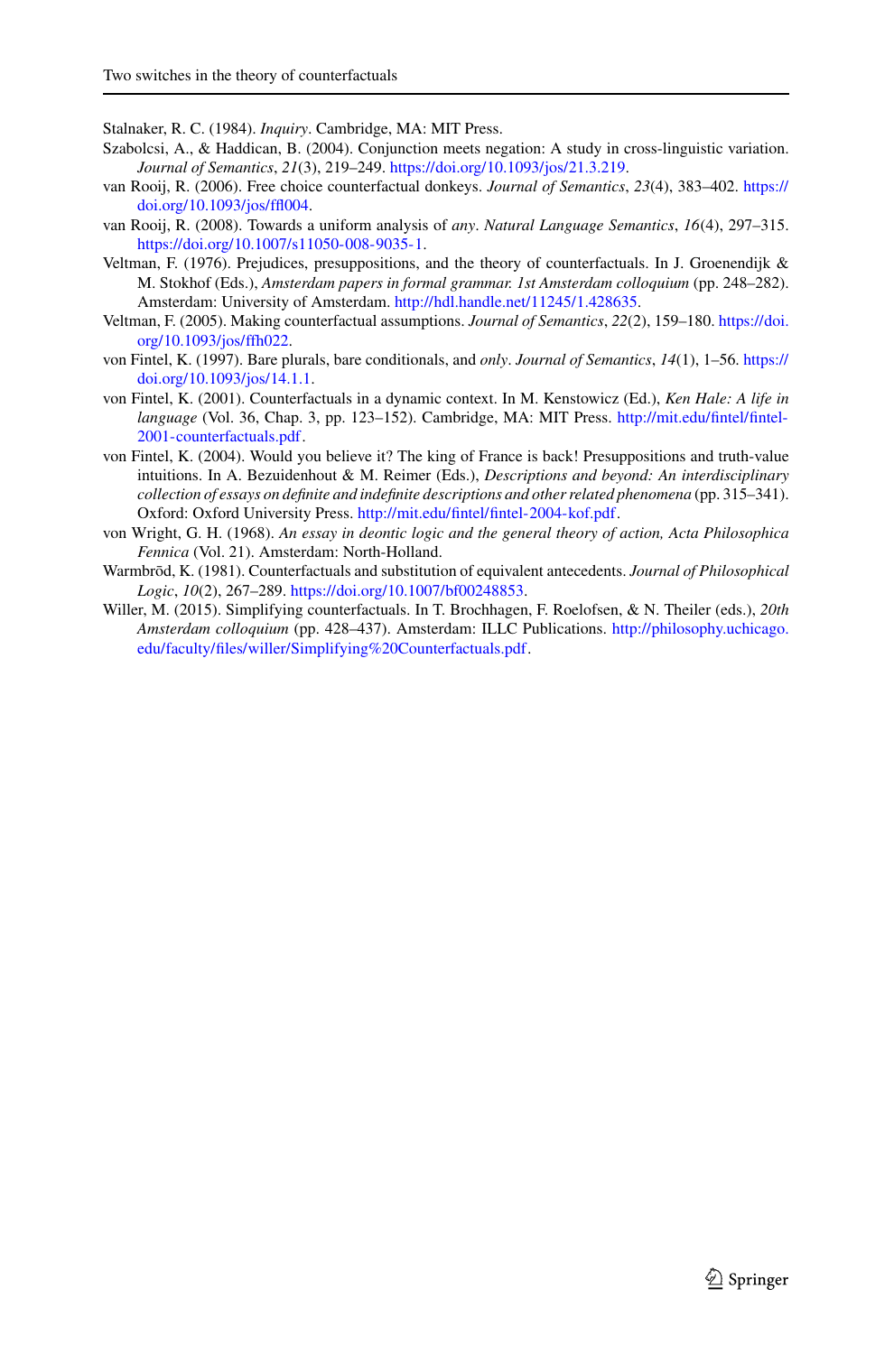Stalnaker, R. C. (1984). *Inquiry*. Cambridge, MA: MIT Press.

Szabolcsi, A., & Haddican, B. (2004). Conjunction meets negation: A study in cross-linguistic variation. *Journal of Semantics*, *21*(3), 219–249. https://doi.org/10.1093/jos/21.3.219.

van Rooij, R. (2006). Free choice counterfactual donkeys. *Journal of Semantics*, *23*(4), 383–402. https://doi.org/10.1093/jos/ffl004.

van Rooij, R. (2008). Towards a uniform analysis of *any*. *Natural Language Semantics*, *16*(4), 297–315. https://doi.org/10.1007/s11050-008-9035-1.

Veltman, F. (1976). Prejudices, presuppositions, and the theory of counterfactuals. In J. Groenendijk & M. Stokhof (Eds.), *Amsterdam papers in formal grammar. 1st Amsterdam colloquium* (pp. 248–282). Amsterdam: University of Amsterdam. http://hdl.handle.net/11245/1.428635.

Veltman, F. (2005). Making counterfactual assumptions. *Journal of Semantics*, *22*(2), 159–180. https://doi.org/10.1093/jos/ffh022.

von Fintel, K. (1997). Bare plurals, bare conditionals, and *only*. *Journal of Semantics*, *14*(1), 1–56. https://doi.org/10.1093/jos/14.1.1.

von Fintel, K. (2001). Counterfactuals in a dynamic context. In M. Kenstowicz (Ed.), *Ken Hale: A life in language* (Vol. 36, Chap. 3, pp. 123–152). Cambridge, MA: MIT Press. http://mit.edu/fintel/fintel-2001-counterfactuals.pdf.

von Fintel, K. (2004). Would you believe it? The king of France is back! Presuppositions and truth-value intuitions. In A. Bezuidenhout & M. Reimer (Eds.), *Descriptions and beyond: An interdisciplinary collection of essays on definite and indefinite descriptions and other related phenomena* (pp. 315–341). Oxford: Oxford University Press. http://mit.edu/fintel/fintel-2004-kof.pdf.

von Wright, G. H. (1968). *An essay in deontic logic and the general theory of action, Acta Philosophica Fennica* (Vol. 21). Amsterdam: North-Holland.

Warmbrōd, K. (1981). Counterfactuals and substitution of equivalent antecedents. *Journal of Philosophical Logic*, *10*(2), 267–289. https://doi.org/10.1007/bf00248853.

Willer, M. (2015). Simplifying counterfactuals. In T. Brochhagen, F. Roelofsen, & N. Theiler (eds.), *20th Amsterdam colloquium* (pp. 428–437). Amsterdam: ILLC Publications. http://philosophy.uchicago.edu/faculty/files/willer/Simplifying%20Counterfactuals.pdf.